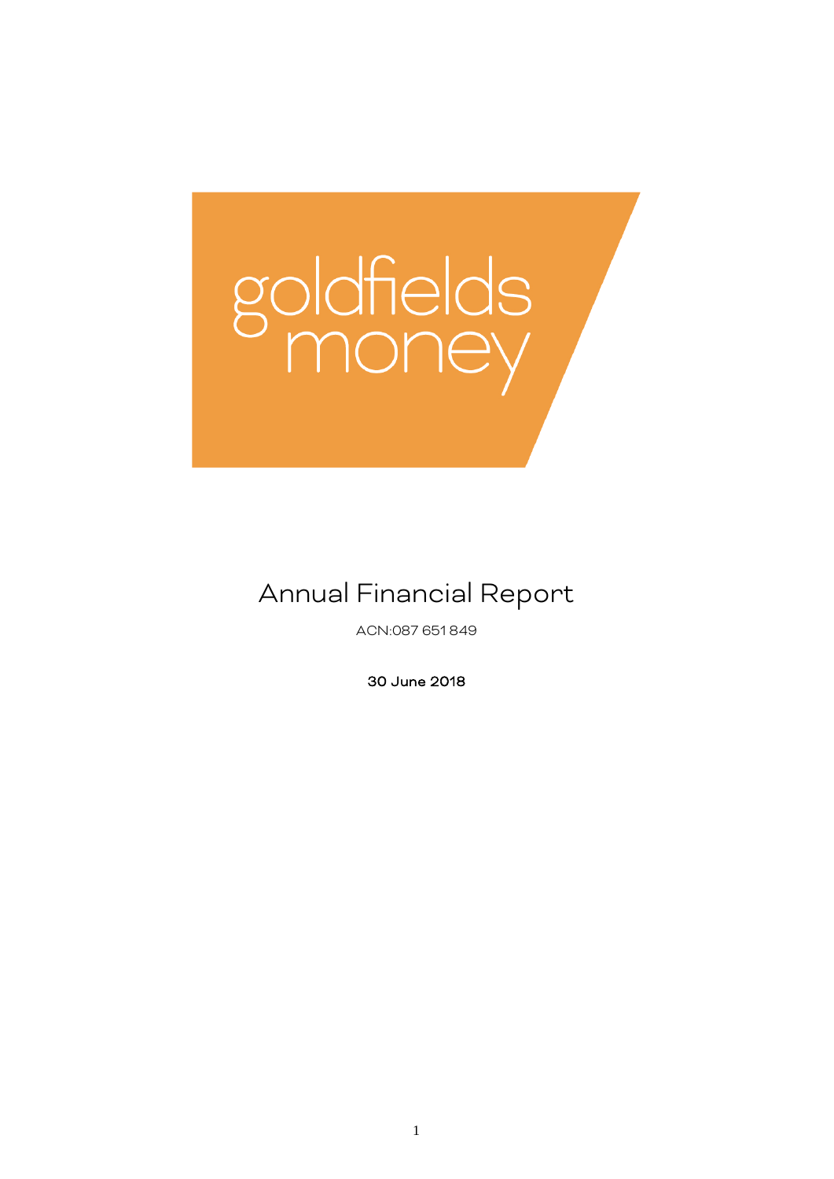goldfields money

# Annual Financial Report

ACN:087 651 849

**30 June 2018**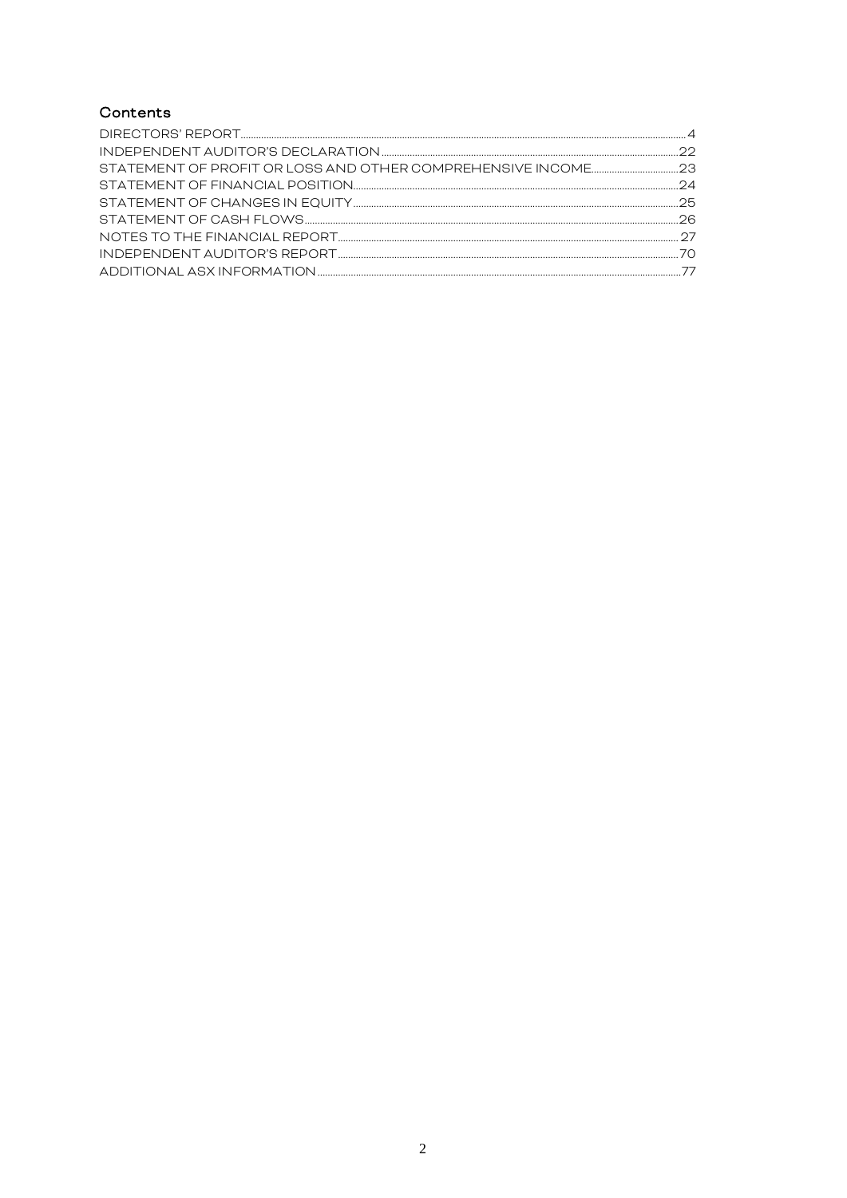## Contents

| | |
|---|---|
| DIRECTORS' REPORT | 4 |
| INDEPENDENT AUDITOR'S DECLARATION | 22 |
| STATEMENT OF PROFIT OR LOSS AND OTHER COMPREHENSIVE INCOME | 23 |
| STATEMENT OF FINANCIAL POSITION | 24 |
| STATEMENT OF CHANGES IN EQUITY | 25 |
| STATEMENT OF CASH FLOWS | 26 |
| NOTES TO THE FINANCIAL REPORT | 27 |
| INDEPENDENT AUDITOR'S REPORT | 70 |
| ADDITIONAL ASX INFORMATION | 77 |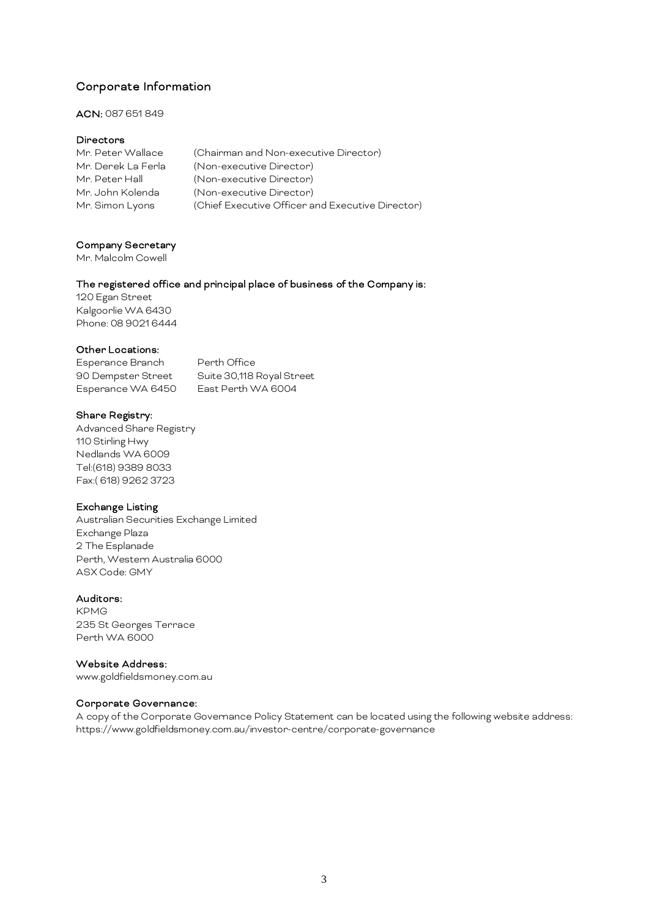## Corporate Information

**ACN:** 087 651 849

**Directors**

| | |
|---|---|
| Mr. Peter Wallace | (Chairman and Non-executive Director) |
| Mr. Derek La Ferla | (Non-executive Director) |
| Mr. Peter Hall | (Non-executive Director) |
| Mr. John Kolenda | (Non-executive Director) |
| Mr. Simon Lyons | (Chief Executive Officer and Executive Director) |

**Company Secretary**
Mr. Malcolm Cowell

**The registered office and principal place of business of the Company is:**
120 Egan Street
Kalgoorlie WA 6430
Phone: 08 9021 6444

**Other Locations:**

| | |
|---|---|
| Esperance Branch | Perth Office |
| 90 Dempster Street | Suite 30,118 Royal Street |
| Esperance WA 6450 | East Perth WA 6004 |

**Share Registry:**
Advanced Share Registry
110 Stirling Hwy
Nedlands WA 6009
Tel:(618) 9389 8033
Fax:( 618) 9262 3723

**Exchange Listing**
Australian Securities Exchange Limited
Exchange Plaza
2 The Esplanade
Perth, Western Australia 6000
ASX Code: GMY

**Auditors:**
KPMG
235 St Georges Terrace
Perth WA 6000

**Website Address:**
www.goldfieldsmoney.com.au

**Corporate Governance:**
A copy of the Corporate Governance Policy Statement can be located using the following website address:
https://www.goldfieldsmoney.com.au/investor-centre/corporate-governance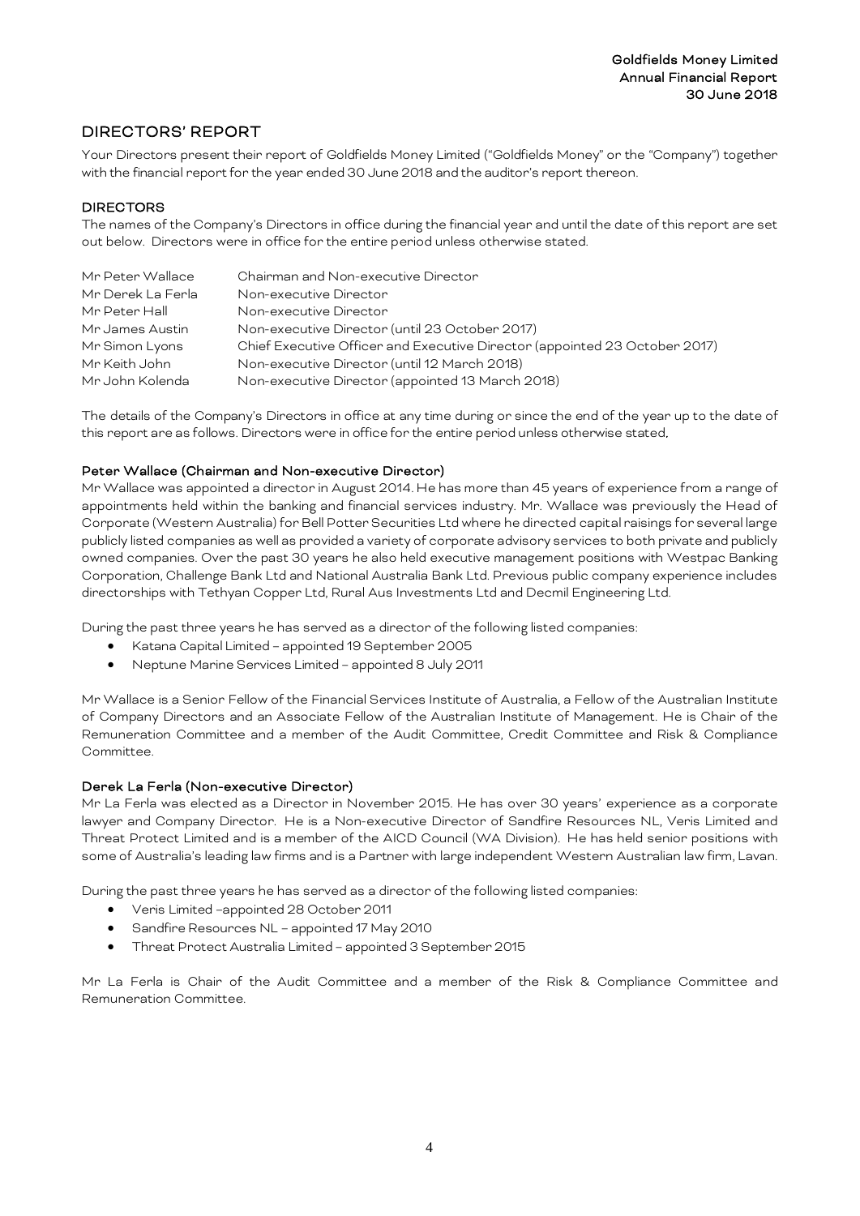## DIRECTORS' REPORT

Your Directors present their report of Goldfields Money Limited ("Goldfields Money" or the "Company") together with the financial report for the year ended 30 June 2018 and the auditor's report thereon.

### DIRECTORS

The names of the Company's Directors in office during the financial year and until the date of this report are set out below. Directors were in office for the entire period unless otherwise stated.

| | |
|---|---|
| Mr Peter Wallace | Chairman and Non-executive Director |
| Mr Derek La Ferla | Non-executive Director |
| Mr Peter Hall | Non-executive Director |
| Mr James Austin | Non-executive Director (until 23 October 2017) |
| Mr Simon Lyons | Chief Executive Officer and Executive Director (appointed 23 October 2017) |
| Mr Keith John | Non-executive Director (until 12 March 2018) |
| Mr John Kolenda | Non-executive Director (appointed 13 March 2018) |

The details of the Company's Directors in office at any time during or since the end of the year up to the date of this report are as follows. Directors were in office for the entire period unless otherwise stated.

#### Peter Wallace (Chairman and Non-executive Director)

Mr Wallace was appointed a director in August 2014. He has more than 45 years of experience from a range of appointments held within the banking and financial services industry. Mr. Wallace was previously the Head of Corporate (Western Australia) for Bell Potter Securities Ltd where he directed capital raisings for several large publicly listed companies as well as provided a variety of corporate advisory services to both private and publicly owned companies. Over the past 30 years he also held executive management positions with Westpac Banking Corporation, Challenge Bank Ltd and National Australia Bank Ltd. Previous public company experience includes directorships with Tethyan Copper Ltd, Rural Aus Investments Ltd and Decmil Engineering Ltd.

During the past three years he has served as a director of the following listed companies:

- Katana Capital Limited – appointed 19 September 2005
- Neptune Marine Services Limited – appointed 8 July 2011

Mr Wallace is a Senior Fellow of the Financial Services Institute of Australia, a Fellow of the Australian Institute of Company Directors and an Associate Fellow of the Australian Institute of Management. He is Chair of the Remuneration Committee and a member of the Audit Committee, Credit Committee and Risk & Compliance Committee.

#### Derek La Ferla (Non-executive Director)

Mr La Ferla was elected as a Director in November 2015. He has over 30 years' experience as a corporate lawyer and Company Director. He is a Non-executive Director of Sandfire Resources NL, Veris Limited and Threat Protect Limited and is a member of the AICD Council (WA Division). He has held senior positions with some of Australia's leading law firms and is a Partner with large independent Western Australian law firm, Lavan.

During the past three years he has served as a director of the following listed companies:

- Veris Limited –appointed 28 October 2011
- Sandfire Resources NL – appointed 17 May 2010
- Threat Protect Australia Limited – appointed 3 September 2015

Mr La Ferla is Chair of the Audit Committee and a member of the Risk & Compliance Committee and Remuneration Committee.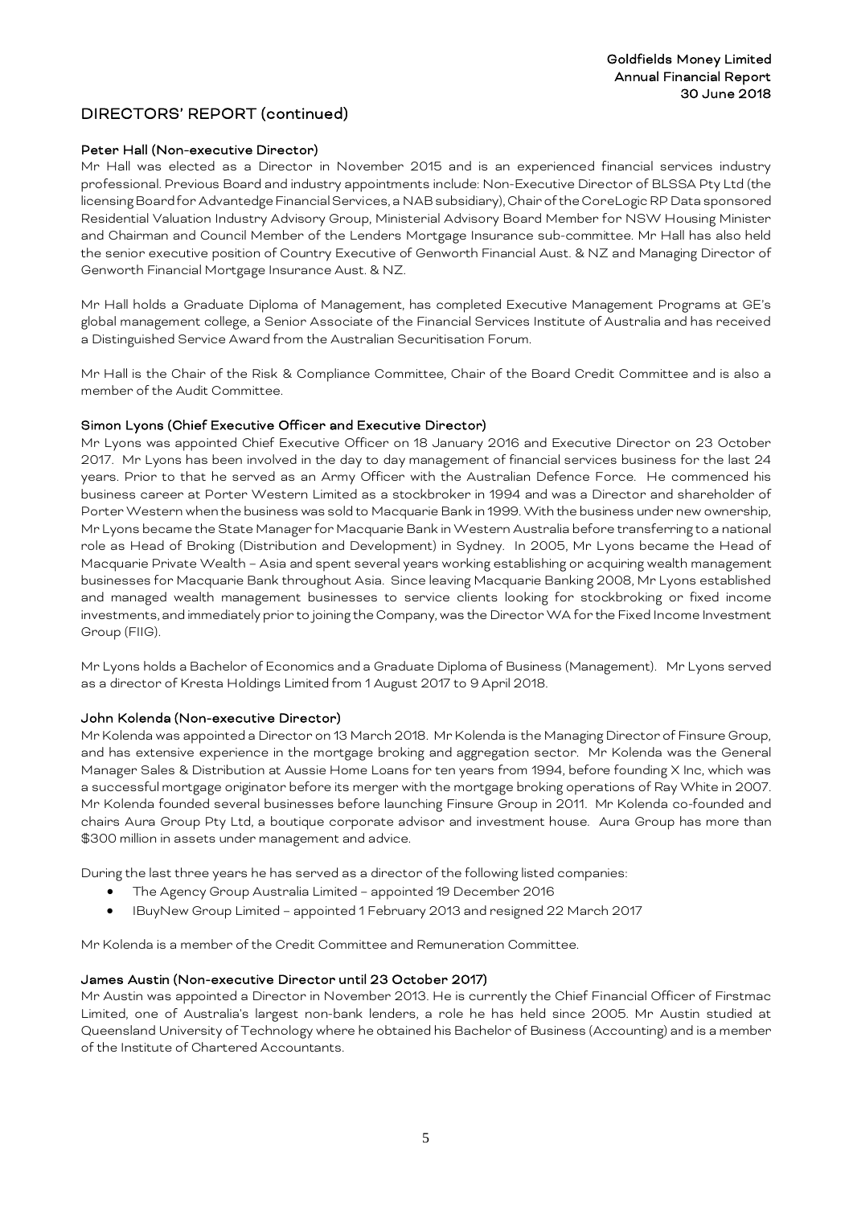## DIRECTORS' REPORT (continued)

**Peter Hall (Non-executive Director)**

Mr Hall was elected as a Director in November 2015 and is an experienced financial services industry professional. Previous Board and industry appointments include: Non-Executive Director of BLSSA Pty Ltd (the licensing Board for Advantedge Financial Services, a NAB subsidiary), Chair of the CoreLogic RP Data sponsored Residential Valuation Industry Advisory Group, Ministerial Advisory Board Member for NSW Housing Minister and Chairman and Council Member of the Lenders Mortgage Insurance sub-committee. Mr Hall has also held the senior executive position of Country Executive of Genworth Financial Aust. & NZ and Managing Director of Genworth Financial Mortgage Insurance Aust. & NZ.

Mr Hall holds a Graduate Diploma of Management, has completed Executive Management Programs at GE's global management college, a Senior Associate of the Financial Services Institute of Australia and has received a Distinguished Service Award from the Australian Securitisation Forum.

Mr Hall is the Chair of the Risk & Compliance Committee, Chair of the Board Credit Committee and is also a member of the Audit Committee.

**Simon Lyons (Chief Executive Officer and Executive Director)**

Mr Lyons was appointed Chief Executive Officer on 18 January 2016 and Executive Director on 23 October 2017. Mr Lyons has been involved in the day to day management of financial services business for the last 24 years. Prior to that he served as an Army Officer with the Australian Defence Force. He commenced his business career at Porter Western Limited as a stockbroker in 1994 and was a Director and shareholder of Porter Western when the business was sold to Macquarie Bank in 1999. With the business under new ownership, Mr Lyons became the State Manager for Macquarie Bank in Western Australia before transferring to a national role as Head of Broking (Distribution and Development) in Sydney. In 2005, Mr Lyons became the Head of Macquarie Private Wealth – Asia and spent several years working establishing or acquiring wealth management businesses for Macquarie Bank throughout Asia. Since leaving Macquarie Banking 2008, Mr Lyons established and managed wealth management businesses to service clients looking for stockbroking or fixed income investments, and immediately prior to joining the Company, was the Director WA for the Fixed Income Investment Group (FIIG).

Mr Lyons holds a Bachelor of Economics and a Graduate Diploma of Business (Management). Mr Lyons served as a director of Kresta Holdings Limited from 1 August 2017 to 9 April 2018.

**John Kolenda (Non-executive Director)**

Mr Kolenda was appointed a Director on 13 March 2018. Mr Kolenda is the Managing Director of Finsure Group, and has extensive experience in the mortgage broking and aggregation sector. Mr Kolenda was the General Manager Sales & Distribution at Aussie Home Loans for ten years from 1994, before founding X Inc, which was a successful mortgage originator before its merger with the mortgage broking operations of Ray White in 2007. Mr Kolenda founded several businesses before launching Finsure Group in 2011. Mr Kolenda co-founded and chairs Aura Group Pty Ltd, a boutique corporate advisor and investment house. Aura Group has more than $300 million in assets under management and advice.

During the last three years he has served as a director of the following listed companies:

- The Agency Group Australia Limited – appointed 19 December 2016
- IBuyNew Group Limited – appointed 1 February 2013 and resigned 22 March 2017

Mr Kolenda is a member of the Credit Committee and Remuneration Committee.

**James Austin (Non-executive Director until 23 October 2017)**

Mr Austin was appointed a Director in November 2013. He is currently the Chief Financial Officer of Firstmac Limited, one of Australia's largest non-bank lenders, a role he has held since 2005. Mr Austin studied at Queensland University of Technology where he obtained his Bachelor of Business (Accounting) and is a member of the Institute of Chartered Accountants.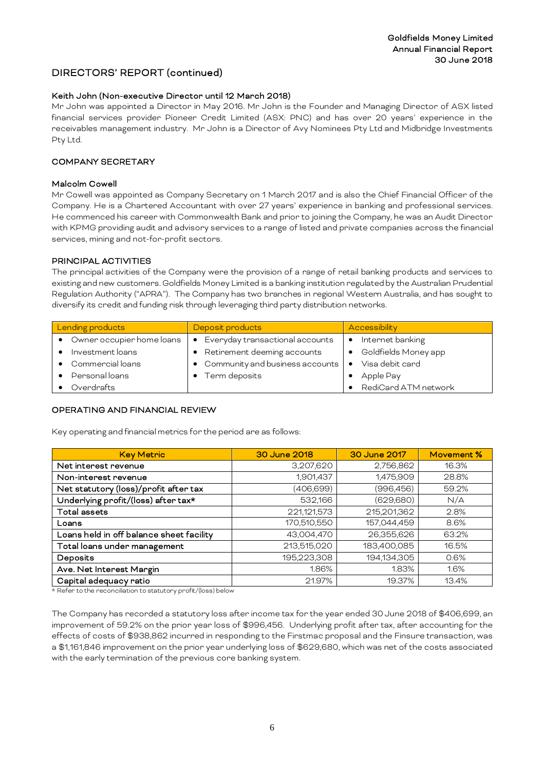## DIRECTORS' REPORT (continued)

### Keith John (Non-executive Director until 12 March 2018)

Mr John was appointed a Director in May 2016. Mr John is the Founder and Managing Director of ASX listed financial services provider Pioneer Credit Limited (ASX: PNC) and has over 20 years' experience in the receivables management industry. Mr John is a Director of Avy Nominees Pty Ltd and Midbridge Investments Pty Ltd.

## COMPANY SECRETARY

### Malcolm Cowell

Mr Cowell was appointed as Company Secretary on 1 March 2017 and is also the Chief Financial Officer of the Company. He is a Chartered Accountant with over 27 years' experience in banking and professional services. He commenced his career with Commonwealth Bank and prior to joining the Company, he was an Audit Director with KPMG providing audit and advisory services to a range of listed and private companies across the financial services, mining and not-for-profit sectors.

## PRINCIPAL ACTIVITIES

The principal activities of the Company were the provision of a range of retail banking products and services to existing and new customers. Goldfields Money Limited is a banking institution regulated by the Australian Prudential Regulation Authority ("APRA"). The Company has two branches in regional Western Australia, and has sought to diversify its credit and funding risk through leveraging third party distribution networks.

| Lending products | Deposit products | Accessibility |
|---|---|---|
| • Owner occupier home loans | • Everyday transactional accounts | • Internet banking |
| • Investment loans | • Retirement deeming accounts | • Goldfields Money app |
| • Commercial loans | • Community and business accounts | • Visa debit card |
| • Personal loans | • Term deposits | • Apple Pay |
| • Overdrafts | | • RediCard ATM network |

## OPERATING AND FINANCIAL REVIEW

Key operating and financial metrics for the period are as follows:

| Key Metric | 30 June 2018 | 30 June 2017 | Movement % |
|---|---|---|---|
| Net interest revenue | 3,207,620 | 2,756,862 | 16.3% |
| Non-interest revenue | 1,901,437 | 1,475,909 | 28.8% |
| Net statutory (loss)/profit after tax | (406,699) | (996,456) | 59.2% |
| Underlying profit/(loss) after tax* | 532,166 | (629,680) | N/A |
| Total assets | 221,121,573 | 215,201,362 | 2.8% |
| Loans | 170,510,550 | 157,044,459 | 8.6% |
| Loans held in off balance sheet facility | 43,004,470 | 26,355,626 | 63.2% |
| Total loans under management | 213,515,020 | 183,400,085 | 16.5% |
| Deposits | 195,223,308 | 194,134,305 | 0.6% |
| Ave. Net Interest Margin | 1.86% | 1.83% | 1.6% |
| Capital adequacy ratio | 21.97% | 19.37% | 13.4% |

\* Refer to the reconciliation to statutory profit/(loss) below

The Company has recorded a statutory loss after income tax for the year ended 30 June 2018 of $406,699, an improvement of 59.2% on the prior year loss of $996,456. Underlying profit after tax, after accounting for the effects of costs of $938,862 incurred in responding to the Firstmac proposal and the Finsure transaction, was a $1,161,846 improvement on the prior year underlying loss of $629,680, which was net of the costs associated with the early termination of the previous core banking system.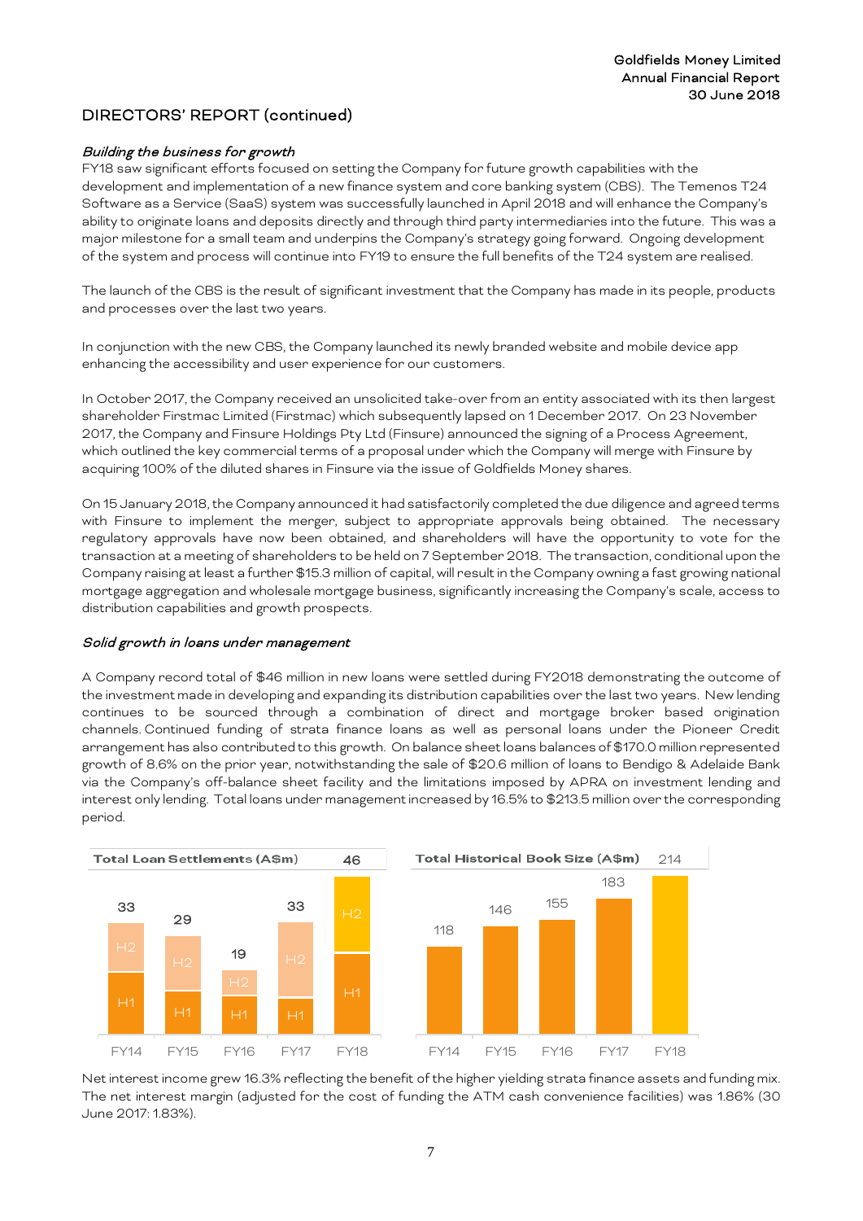## DIRECTORS' REPORT (continued)

### *Building the business for growth*

FY18 saw significant efforts focused on setting the Company for future growth capabilities with the development and implementation of a new finance system and core banking system (CBS). The Temenos T24 Software as a Service (SaaS) system was successfully launched in April 2018 and will enhance the Company's ability to originate loans and deposits directly and through third party intermediaries into the future. This was a major milestone for a small team and underpins the Company's strategy going forward. Ongoing development of the system and process will continue into FY19 to ensure the full benefits of the T24 system are realised.

The launch of the CBS is the result of significant investment that the Company has made in its people, products and processes over the last two years.

In conjunction with the new CBS, the Company launched its newly branded website and mobile device app enhancing the accessibility and user experience for our customers.

In October 2017, the Company received an unsolicited take-over from an entity associated with its then largest shareholder Firstmac Limited (Firstmac) which subsequently lapsed on 1 December 2017. On 23 November 2017, the Company and Finsure Holdings Pty Ltd (Finsure) announced the signing of a Process Agreement, which outlined the key commercial terms of a proposal under which the Company will merge with Finsure by acquiring 100% of the diluted shares in Finsure via the issue of Goldfields Money shares.

On 15 January 2018, the Company announced it had satisfactorily completed the due diligence and agreed terms with Finsure to implement the merger, subject to appropriate approvals being obtained. The necessary regulatory approvals have now been obtained, and shareholders will have the opportunity to vote for the transaction at a meeting of shareholders to be held on 7 September 2018. The transaction, conditional upon the Company raising at least a further $15.3 million of capital, will result in the Company owning a fast growing national mortgage aggregation and wholesale mortgage business, significantly increasing the Company's scale, access to distribution capabilities and growth prospects.

### *Solid growth in loans under management*

A Company record total of $46 million in new loans were settled during FY2018 demonstrating the outcome of the investment made in developing and expanding its distribution capabilities over the last two years. New lending continues to be sourced through a combination of direct and mortgage broker based origination channels. Continued funding of strata finance loans as well as personal loans under the Pioneer Credit arrangement has also contributed to this growth. On balance sheet loans balances of $170.0 million represented growth of 8.6% on the prior year, notwithstanding the sale of $20.6 million of loans to Bendigo & Adelaide Bank via the Company's off-balance sheet facility and the limitations imposed by APRA on investment lending and interest only lending. Total loans under management increased by 16.5% to $213.5 million over the corresponding period.

**Total Loan Settlements (A$m)**

| | FY14 | FY15 | FY16 | FY17 | FY18 |
|---|---|---|---|---|---|
| Total (H1 + H2) | 33 | 29 | 19 | 33 | 46 |

**Total Historical Book Size (A$m)**

| FY14 | FY15 | FY16 | FY17 | FY18 |
|---|---|---|---|---|
| 118 | 146 | 155 | 183 | 214 |

Net interest income grew 16.3% reflecting the benefit of the higher yielding strata finance assets and funding mix. The net interest margin (adjusted for the cost of funding the ATM cash convenience facilities) was 1.86% (30 June 2017: 1.83%).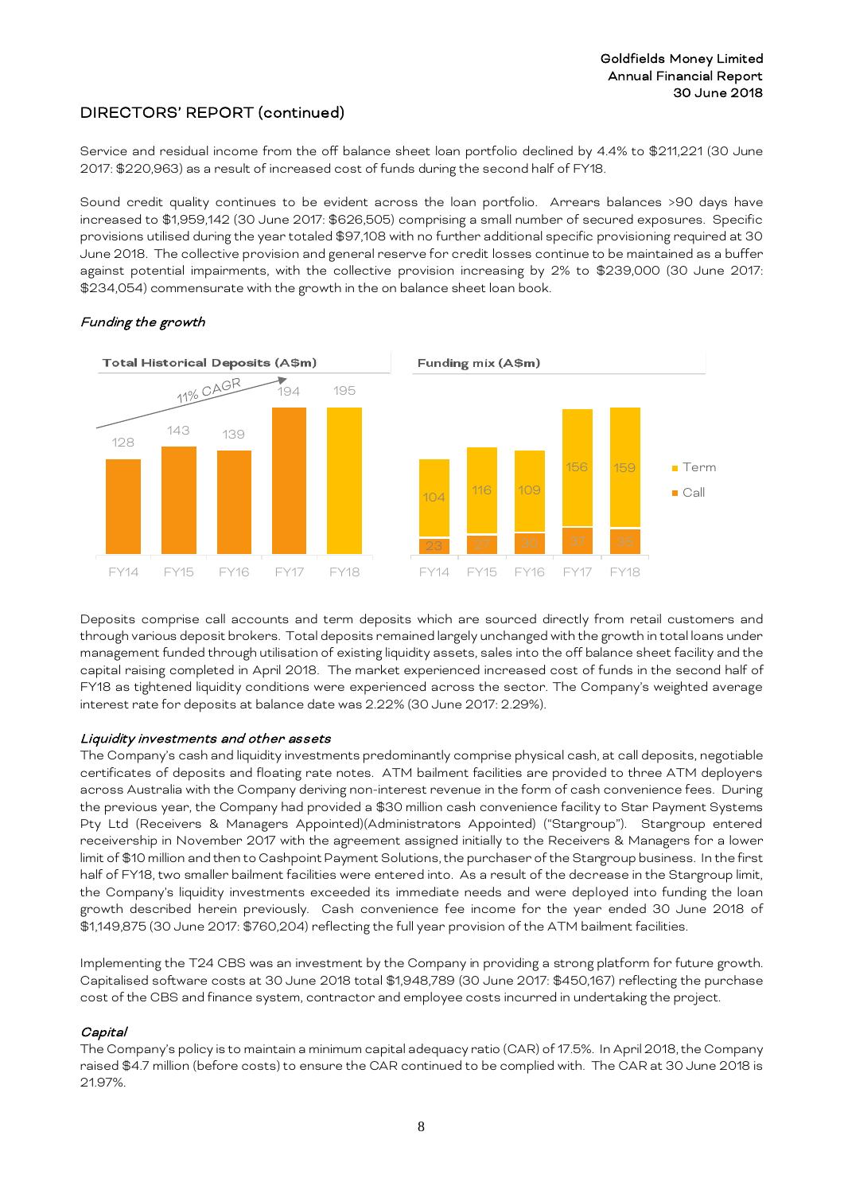## DIRECTORS' REPORT (continued)

Service and residual income from the off balance sheet loan portfolio declined by 4.4% to $211,221 (30 June 2017: $220,963) as a result of increased cost of funds during the second half of FY18.

Sound credit quality continues to be evident across the loan portfolio. Arrears balances >90 days have increased to $1,959,142 (30 June 2017: $626,505) comprising a small number of secured exposures. Specific provisions utilised during the year totaled $97,108 with no further additional specific provisioning required at 30 June 2018. The collective provision and general reserve for credit losses continue to be maintained as a buffer against potential impairments, with the collective provision increasing by 2% to $239,000 (30 June 2017: $234,054) commensurate with the growth in the on balance sheet loan book.

### *Funding the growth*

**Total Historical Deposits (A$m)**

11% CAGR

| FY14 | FY15 | FY16 | FY17 | FY18 |
|---|---|---|---|---|
| 128 | 143 | 139 | 194 | 195 |

**Funding mix (A$m)**

| | FY14 | FY15 | FY16 | FY17 | FY18 |
|---|---|---|---|---|---|
| Term | 104 | 116 | 109 | 156 | 159 |
| Call | 23 | 27 | 30 | 37 | 36 |

Deposits comprise call accounts and term deposits which are sourced directly from retail customers and through various deposit brokers. Total deposits remained largely unchanged with the growth in total loans under management funded through utilisation of existing liquidity assets, sales into the off balance sheet facility and the capital raising completed in April 2018. The market experienced increased cost of funds in the second half of FY18 as tightened liquidity conditions were experienced across the sector. The Company's weighted average interest rate for deposits at balance date was 2.22% (30 June 2017: 2.29%).

### *Liquidity investments and other assets*

The Company's cash and liquidity investments predominantly comprise physical cash, at call deposits, negotiable certificates of deposits and floating rate notes. ATM bailment facilities are provided to three ATM deployers across Australia with the Company deriving non-interest revenue in the form of cash convenience fees. During the previous year, the Company had provided a $30 million cash convenience facility to Star Payment Systems Pty Ltd (Receivers & Managers Appointed)(Administrators Appointed) ("Stargroup"). Stargroup entered receivership in November 2017 with the agreement assigned initially to the Receivers & Managers for a lower limit of $10 million and then to Cashpoint Payment Solutions, the purchaser of the Stargroup business. In the first half of FY18, two smaller bailment facilities were entered into. As a result of the decrease in the Stargroup limit, the Company's liquidity investments exceeded its immediate needs and were deployed into funding the loan growth described herein previously. Cash convenience fee income for the year ended 30 June 2018 of $1,149,875 (30 June 2017: $760,204) reflecting the full year provision of the ATM bailment facilities.

Implementing the T24 CBS was an investment by the Company in providing a strong platform for future growth. Capitalised software costs at 30 June 2018 total $1,948,789 (30 June 2017: $450,167) reflecting the purchase cost of the CBS and finance system, contractor and employee costs incurred in undertaking the project.

### *Capital*

The Company's policy is to maintain a minimum capital adequacy ratio (CAR) of 17.5%. In April 2018, the Company raised $4.7 million (before costs) to ensure the CAR continued to be complied with. The CAR at 30 June 2018 is 21.97%.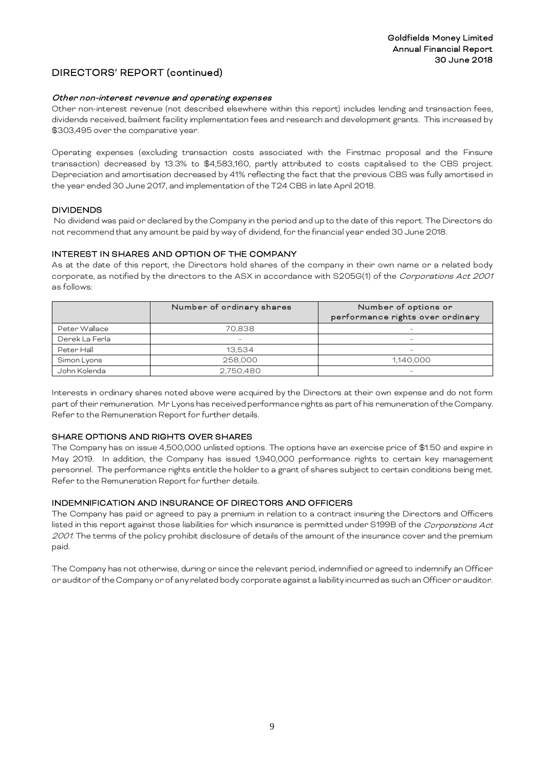## DIRECTORS' REPORT (continued)

### *Other non-interest revenue and operating expenses*

Other non-interest revenue (not described elsewhere within this report) includes lending and transaction fees, dividends received, bailment facility implementation fees and research and development grants. This increased by $303,495 over the comparative year.

Operating expenses (excluding transaction costs associated with the Firstmac proposal and the Finsure transaction) decreased by 13.3% to $4,583,160, partly attributed to costs capitalised to the CBS project. Depreciation and amortisation decreased by 41% reflecting the fact that the previous CBS was fully amortised in the year ended 30 June 2017, and implementation of the T24 CBS in late April 2018.

### DIVIDENDS

No dividend was paid or declared by the Company in the period and up to the date of this report. The Directors do not recommend that any amount be paid by way of dividend, for the financial year ended 30 June 2018.

### INTEREST IN SHARES AND OPTION OF THE COMPANY

As at the date of this report, the Directors hold shares of the company in their own name or a related body corporate, as notified by the directors to the ASX in accordance with S205G(1) of the *Corporations Act 2001* as follows:

| | Number of ordinary shares | Number of options or performance rights over ordinary |
|---|---|---|
| Peter Wallace | 70,838 | - |
| Derek La Ferla | - | - |
| Peter Hall | 13,534 | - |
| Simon Lyons | 258,000 | 1,140,000 |
| John Kolenda | 2,750,480 | - |

Interests in ordinary shares noted above were acquired by the Directors at their own expense and do not form part of their remuneration. Mr Lyons has received performance rights as part of his remuneration of the Company. Refer to the Remuneration Report for further details.

### SHARE OPTIONS AND RIGHTS OVER SHARES

The Company has on issue 4,500,000 unlisted options. The options have an exercise price of $1.50 and expire in May 2019. In addition, the Company has issued 1,940,000 performance rights to certain key management personnel. The performance rights entitle the holder to a grant of shares subject to certain conditions being met. Refer to the Remuneration Report for further details.

### INDEMNIFICATION AND INSURANCE OF DIRECTORS AND OFFICERS

The Company has paid or agreed to pay a premium in relation to a contract insuring the Directors and Officers listed in this report against those liabilities for which insurance is permitted under S199B of the *Corporations Act 2001*. The terms of the policy prohibit disclosure of details of the amount of the insurance cover and the premium paid.

The Company has not otherwise, during or since the relevant period, indemnified or agreed to indemnify an Officer or auditor of the Company or of any related body corporate against a liability incurred as such an Officer or auditor.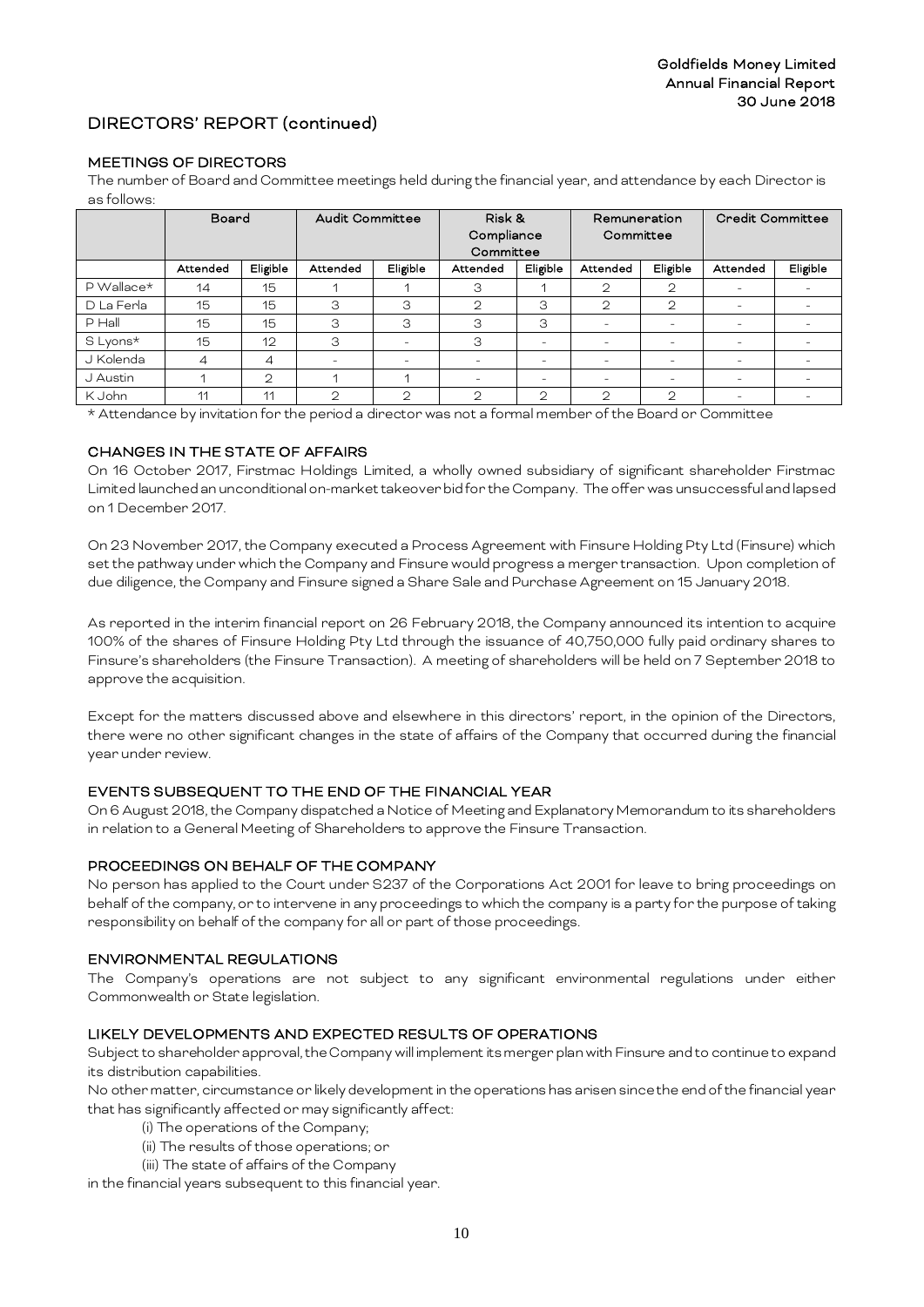## DIRECTORS' REPORT (continued)

### MEETINGS OF DIRECTORS

The number of Board and Committee meetings held during the financial year, and attendance by each Director is as follows:

| | Board | | Audit Committee | | Risk & Compliance Committee | | Remuneration Committee | | Credit Committee | |
|---|---|---|---|---|---|---|---|---|---|---|
| | Attended | Eligible | Attended | Eligible | Attended | Eligible | Attended | Eligible | Attended | Eligible |
| P Wallace* | 14 | 15 | 1 | 1 | 3 | 1 | 2 | 2 | - | - |
| D La Ferla | 15 | 15 | 3 | 3 | 2 | 3 | 2 | 2 | - | - |
| P Hall | 15 | 15 | 3 | 3 | 3 | 3 | - | - | - | - |
| S Lyons* | 15 | 12 | 3 | - | 3 | - | - | - | - | - |
| J Kolenda | 4 | 4 | - | - | - | - | - | - | - | - |
| J Austin | 1 | 2 | 1 | 1 | - | - | - | - | - | - |
| K John | 11 | 11 | 2 | 2 | 2 | 2 | 2 | 2 | - | - |

* Attendance by invitation for the period a director was not a formal member of the Board or Committee

### CHANGES IN THE STATE OF AFFAIRS

On 16 October 2017, Firstmac Holdings Limited, a wholly owned subsidiary of significant shareholder Firstmac Limited launched an unconditional on-market takeover bid for the Company. The offer was unsuccessful and lapsed on 1 December 2017.

On 23 November 2017, the Company executed a Process Agreement with Finsure Holding Pty Ltd (Finsure) which set the pathway under which the Company and Finsure would progress a merger transaction. Upon completion of due diligence, the Company and Finsure signed a Share Sale and Purchase Agreement on 15 January 2018.

As reported in the interim financial report on 26 February 2018, the Company announced its intention to acquire 100% of the shares of Finsure Holding Pty Ltd through the issuance of 40,750,000 fully paid ordinary shares to Finsure's shareholders (the Finsure Transaction). A meeting of shareholders will be held on 7 September 2018 to approve the acquisition.

Except for the matters discussed above and elsewhere in this directors' report, in the opinion of the Directors, there were no other significant changes in the state of affairs of the Company that occurred during the financial year under review.

### EVENTS SUBSEQUENT TO THE END OF THE FINANCIAL YEAR

On 6 August 2018, the Company dispatched a Notice of Meeting and Explanatory Memorandum to its shareholders in relation to a General Meeting of Shareholders to approve the Finsure Transaction.

### PROCEEDINGS ON BEHALF OF THE COMPANY

No person has applied to the Court under S237 of the Corporations Act 2001 for leave to bring proceedings on behalf of the company, or to intervene in any proceedings to which the company is a party for the purpose of taking responsibility on behalf of the company for all or part of those proceedings.

### ENVIRONMENTAL REGULATIONS

The Company's operations are not subject to any significant environmental regulations under either Commonwealth or State legislation.

### LIKELY DEVELOPMENTS AND EXPECTED RESULTS OF OPERATIONS

Subject to shareholder approval, the Company will implement its merger plan with Finsure and to continue to expand its distribution capabilities.

No other matter, circumstance or likely development in the operations has arisen since the end of the financial year that has significantly affected or may significantly affect:

(i) The operations of the Company;

(ii) The results of those operations; or

(iii) The state of affairs of the Company

in the financial years subsequent to this financial year.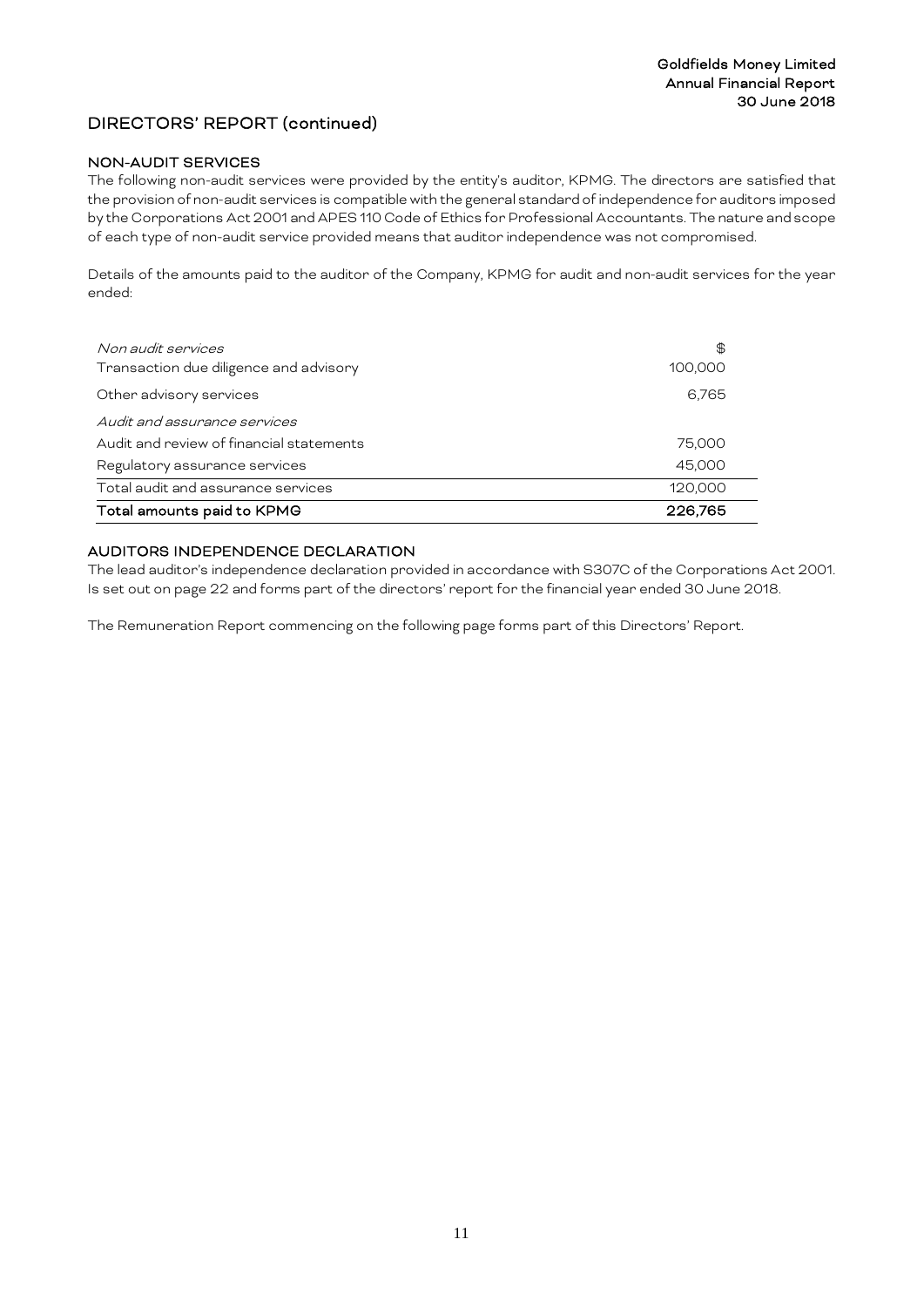## DIRECTORS' REPORT (continued)

### NON-AUDIT SERVICES

The following non-audit services were provided by the entity's auditor, KPMG. The directors are satisfied that the provision of non-audit services is compatible with the general standard of independence for auditors imposed by the Corporations Act 2001 and APES 110 Code of Ethics for Professional Accountants. The nature and scope of each type of non-audit service provided means that auditor independence was not compromised.

Details of the amounts paid to the auditor of the Company, KPMG for audit and non-audit services for the year ended:

| | $ |
|---|---|
| *Non audit services* | |
| Transaction due diligence and advisory | 100,000 |
| Other advisory services | 6,765 |
| *Audit and assurance services* | |
| Audit and review of financial statements | 75,000 |
| Regulatory assurance services | 45,000 |
| Total audit and assurance services | 120,000 |
| **Total amounts paid to KPMG** | **226,765** |

### AUDITORS INDEPENDENCE DECLARATION

The lead auditor's independence declaration provided in accordance with S307C of the Corporations Act 2001. Is set out on page 22 and forms part of the directors' report for the financial year ended 30 June 2018.

The Remuneration Report commencing on the following page forms part of this Directors' Report.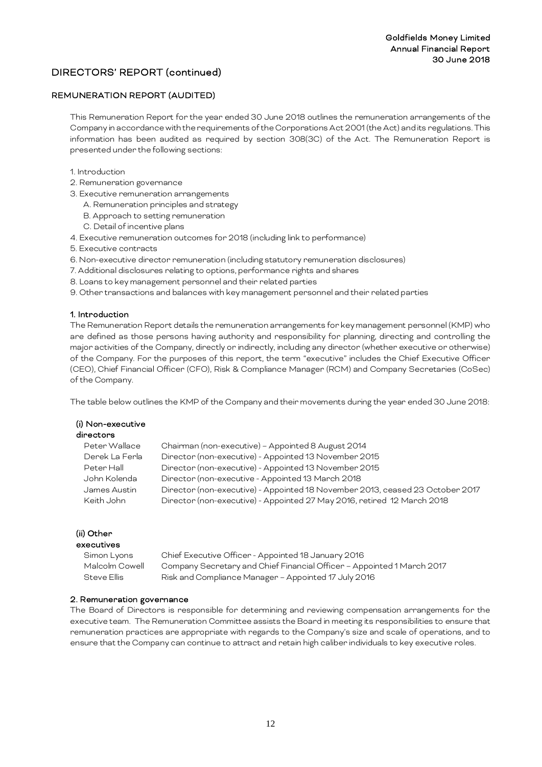## DIRECTORS' REPORT (continued)

### REMUNERATION REPORT (AUDITED)

This Remuneration Report for the year ended 30 June 2018 outlines the remuneration arrangements of the Company in accordance with the requirements of the Corporations Act 2001 (the Act) and its regulations. This information has been audited as required by section 308(3C) of the Act. The Remuneration Report is presented under the following sections:

1. Introduction
2. Remuneration governance
3. Executive remuneration arrangements
   A. Remuneration principles and strategy
   B. Approach to setting remuneration
   C. Detail of incentive plans
4. Executive remuneration outcomes for 2018 (including link to performance)
5. Executive contracts
6. Non-executive director remuneration (including statutory remuneration disclosures)
7. Additional disclosures relating to options, performance rights and shares
8. Loans to key management personnel and their related parties
9. Other transactions and balances with key management personnel and their related parties

#### 1. Introduction

The Remuneration Report details the remuneration arrangements for key management personnel (KMP) who are defined as those persons having authority and responsibility for planning, directing and controlling the major activities of the Company, directly or indirectly, including any director (whether executive or otherwise) of the Company. For the purposes of this report, the term "executive" includes the Chief Executive Officer (CEO), Chief Financial Officer (CFO), Risk & Compliance Manager (RCM) and Company Secretaries (CoSec) of the Company.

The table below outlines the KMP of the Company and their movements during the year ended 30 June 2018:

**(i) Non-executive directors**

| | |
|---|---|
| Peter Wallace | Chairman (non-executive) – Appointed 8 August 2014 |
| Derek La Ferla | Director (non-executive) - Appointed 13 November 2015 |
| Peter Hall | Director (non-executive) - Appointed 13 November 2015 |
| John Kolenda | Director (non-executive - Appointed 13 March 2018 |
| James Austin | Director (non-executive) - Appointed 18 November 2013, ceased 23 October 2017 |
| Keith John | Director (non-executive) - Appointed 27 May 2016, retired 12 March 2018 |

**(ii) Other executives**

| | |
|---|---|
| Simon Lyons | Chief Executive Officer - Appointed 18 January 2016 |
| Malcolm Cowell | Company Secretary and Chief Financial Officer – Appointed 1 March 2017 |
| Steve Ellis | Risk and Compliance Manager – Appointed 17 July 2016 |

#### 2. Remuneration governance

The Board of Directors is responsible for determining and reviewing compensation arrangements for the executive team. The Remuneration Committee assists the Board in meeting its responsibilities to ensure that remuneration practices are appropriate with regards to the Company's size and scale of operations, and to ensure that the Company can continue to attract and retain high caliber individuals to key executive roles.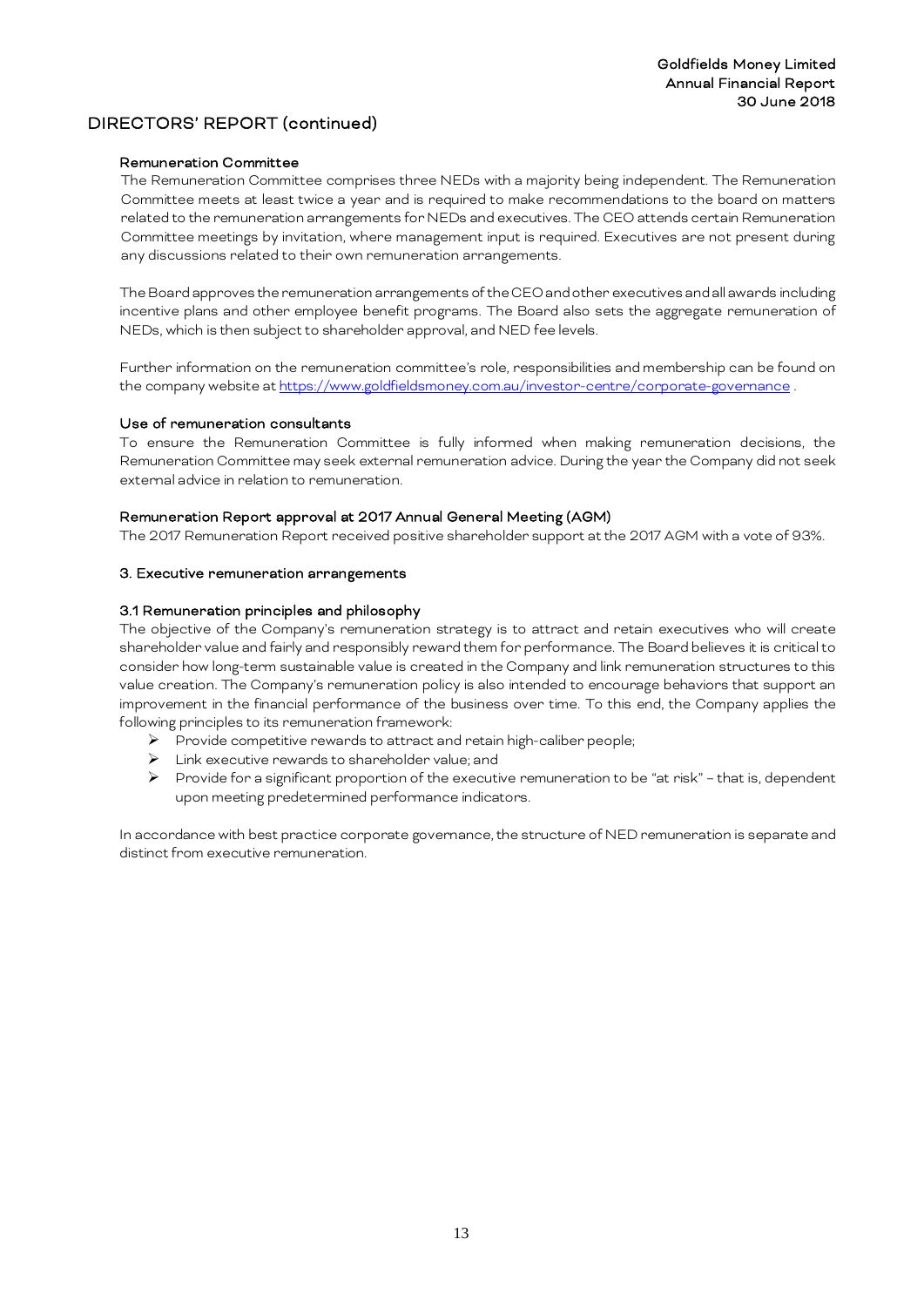## DIRECTORS' REPORT (continued)

### Remuneration Committee

The Remuneration Committee comprises three NEDs with a majority being independent. The Remuneration Committee meets at least twice a year and is required to make recommendations to the board on matters related to the remuneration arrangements for NEDs and executives. The CEO attends certain Remuneration Committee meetings by invitation, where management input is required. Executives are not present during any discussions related to their own remuneration arrangements.

The Board approves the remuneration arrangements of the CEO and other executives and all awards including incentive plans and other employee benefit programs. The Board also sets the aggregate remuneration of NEDs, which is then subject to shareholder approval, and NED fee levels.

Further information on the remuneration committee's role, responsibilities and membership can be found on the company website at https://www.goldfieldsmoney.com.au/investor-centre/corporate-governance .

### Use of remuneration consultants

To ensure the Remuneration Committee is fully informed when making remuneration decisions, the Remuneration Committee may seek external remuneration advice. During the year the Company did not seek external advice in relation to remuneration.

### Remuneration Report approval at 2017 Annual General Meeting (AGM)

The 2017 Remuneration Report received positive shareholder support at the 2017 AGM with a vote of 93%.

### 3. Executive remuneration arrangements

#### 3.1 Remuneration principles and philosophy

The objective of the Company's remuneration strategy is to attract and retain executives who will create shareholder value and fairly and responsibly reward them for performance. The Board believes it is critical to consider how long-term sustainable value is created in the Company and link remuneration structures to this value creation. The Company's remuneration policy is also intended to encourage behaviors that support an improvement in the financial performance of the business over time. To this end, the Company applies the following principles to its remuneration framework:

- Provide competitive rewards to attract and retain high-caliber people;
- Link executive rewards to shareholder value; and
- Provide for a significant proportion of the executive remuneration to be "at risk" – that is, dependent upon meeting predetermined performance indicators.

In accordance with best practice corporate governance, the structure of NED remuneration is separate and distinct from executive remuneration.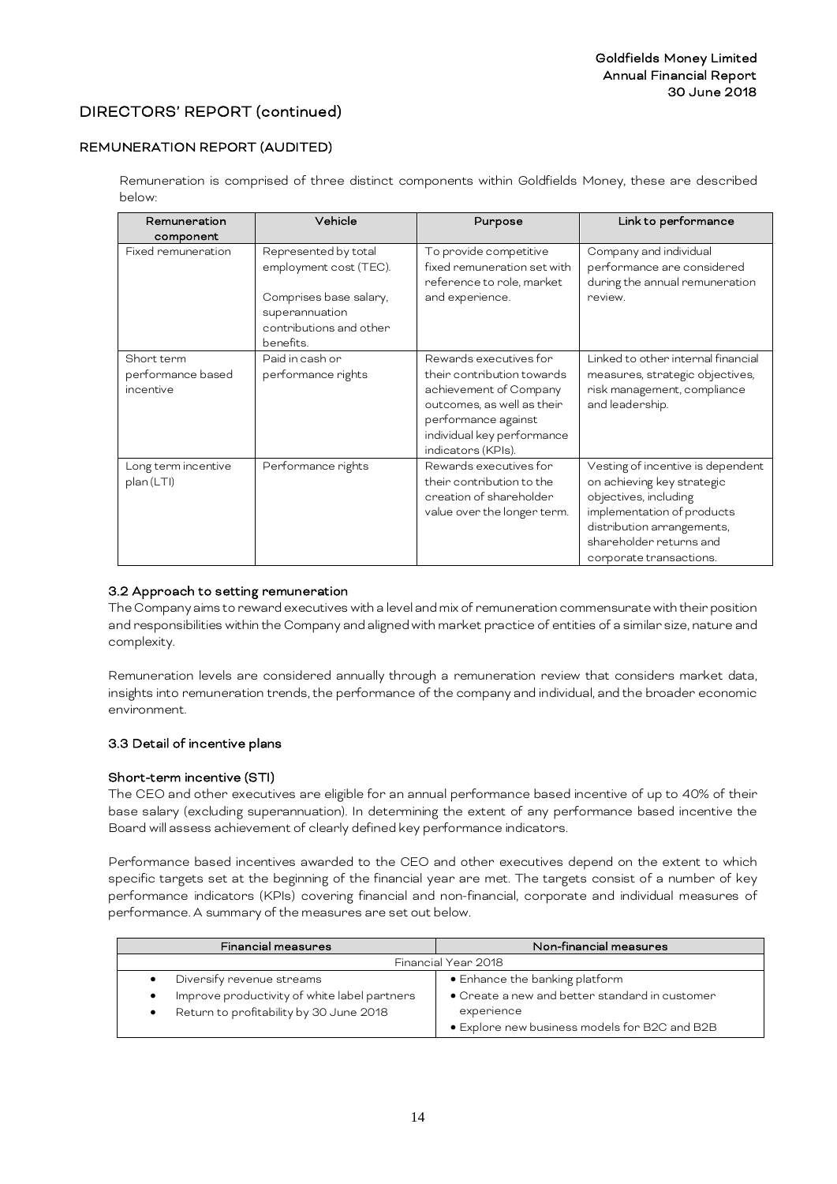## DIRECTORS' REPORT (continued)

### REMUNERATION REPORT (AUDITED)

Remuneration is comprised of three distinct components within Goldfields Money, these are described below:

| Remuneration component | Vehicle | Purpose | Link to performance |
|---|---|---|---|
| Fixed remuneration | Represented by total employment cost (TEC). Comprises base salary, superannuation contributions and other benefits. | To provide competitive fixed remuneration set with reference to role, market and experience. | Company and individual performance are considered during the annual remuneration review. |
| Short term performance based incentive | Paid in cash or performance rights | Rewards executives for their contribution towards achievement of Company outcomes, as well as their performance against individual key performance indicators (KPIs). | Linked to other internal financial measures, strategic objectives, risk management, compliance and leadership. |
| Long term incentive plan (LTI) | Performance rights | Rewards executives for their contribution to the creation of shareholder value over the longer term. | Vesting of incentive is dependent on achieving key strategic objectives, including implementation of products distribution arrangements, shareholder returns and corporate transactions. |

### 3.2 Approach to setting remuneration

The Company aims to reward executives with a level and mix of remuneration commensurate with their position and responsibilities within the Company and aligned with market practice of entities of a similar size, nature and complexity.

Remuneration levels are considered annually through a remuneration review that considers market data, insights into remuneration trends, the performance of the company and individual, and the broader economic environment.

### 3.3 Detail of incentive plans

#### Short-term incentive (STI)

The CEO and other executives are eligible for an annual performance based incentive of up to 40% of their base salary (excluding superannuation). In determining the extent of any performance based incentive the Board will assess achievement of clearly defined key performance indicators.

Performance based incentives awarded to the CEO and other executives depend on the extent to which specific targets set at the beginning of the financial year are met. The targets consist of a number of key performance indicators (KPIs) covering financial and non-financial, corporate and individual measures of performance. A summary of the measures are set out below.

| Financial measures | Non-financial measures |
|---|---|
| Financial Year 2018 | |
| • Diversify revenue streams<br>• Improve productivity of white label partners<br>• Return to profitability by 30 June 2018 | • Enhance the banking platform<br>• Create a new and better standard in customer experience<br>• Explore new business models for B2C and B2B |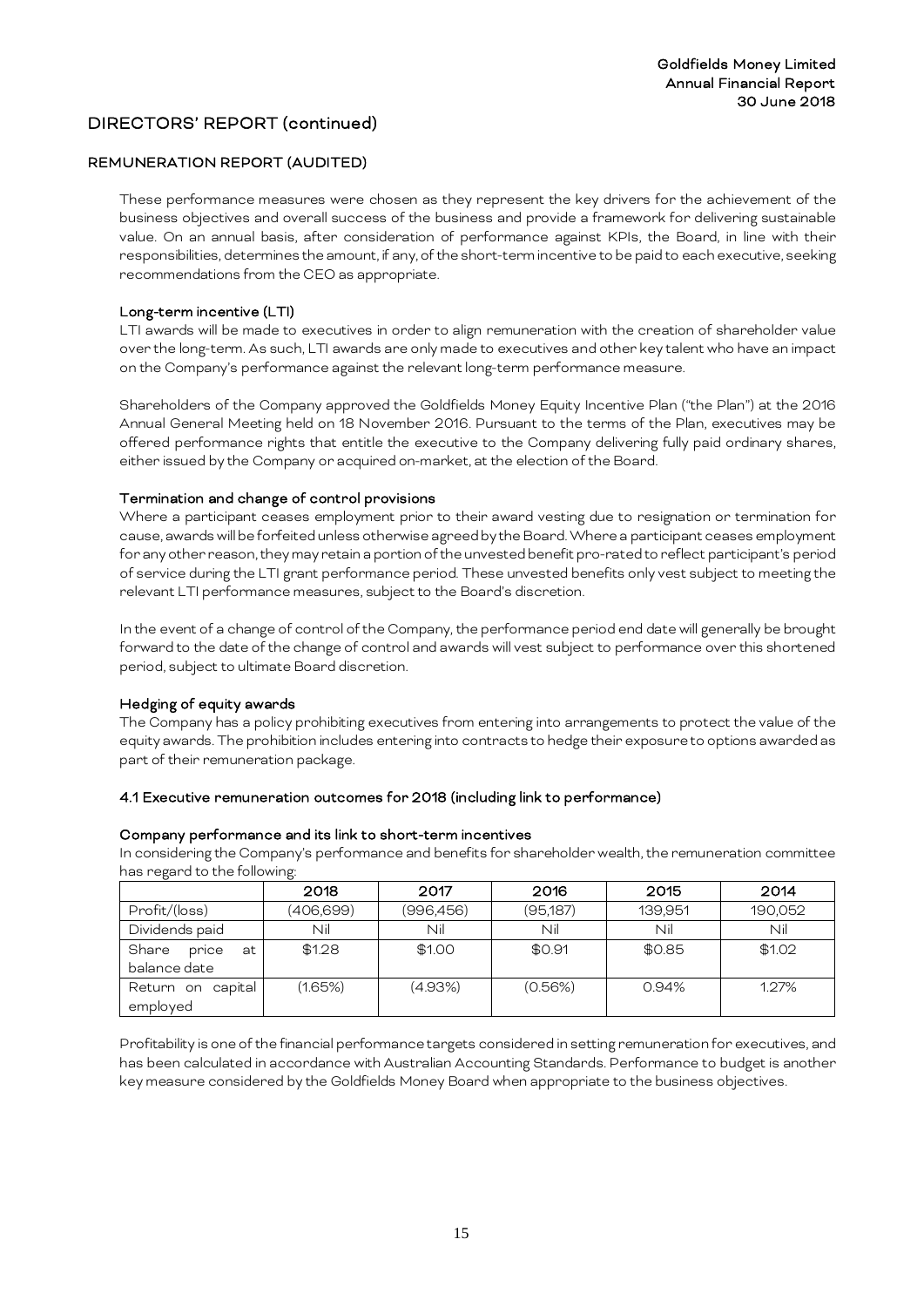## DIRECTORS' REPORT (continued)

### REMUNERATION REPORT (AUDITED)

These performance measures were chosen as they represent the key drivers for the achievement of the business objectives and overall success of the business and provide a framework for delivering sustainable value. On an annual basis, after consideration of performance against KPIs, the Board, in line with their responsibilities, determines the amount, if any, of the short-term incentive to be paid to each executive, seeking recommendations from the CEO as appropriate.

**Long-term incentive (LTI)**

LTI awards will be made to executives in order to align remuneration with the creation of shareholder value over the long-term. As such, LTI awards are only made to executives and other key talent who have an impact on the Company's performance against the relevant long-term performance measure.

Shareholders of the Company approved the Goldfields Money Equity Incentive Plan ("the Plan") at the 2016 Annual General Meeting held on 18 November 2016. Pursuant to the terms of the Plan, executives may be offered performance rights that entitle the executive to the Company delivering fully paid ordinary shares, either issued by the Company or acquired on-market, at the election of the Board.

**Termination and change of control provisions**

Where a participant ceases employment prior to their award vesting due to resignation or termination for cause, awards will be forfeited unless otherwise agreed by the Board. Where a participant ceases employment for any other reason, they may retain a portion of the unvested benefit pro-rated to reflect participant's period of service during the LTI grant performance period. These unvested benefits only vest subject to meeting the relevant LTI performance measures, subject to the Board's discretion.

In the event of a change of control of the Company, the performance period end date will generally be brought forward to the date of the change of control and awards will vest subject to performance over this shortened period, subject to ultimate Board discretion.

**Hedging of equity awards**

The Company has a policy prohibiting executives from entering into arrangements to protect the value of the equity awards. The prohibition includes entering into contracts to hedge their exposure to options awarded as part of their remuneration package.

### 4.1 Executive remuneration outcomes for 2018 (including link to performance)

**Company performance and its link to short-term incentives**

In considering the Company's performance and benefits for shareholder wealth, the remuneration committee has regard to the following:

| | 2018 | 2017 | 2016 | 2015 | 2014 |
|---|---|---|---|---|---|
| Profit/(loss) | (406,699) | (996,456) | (95,187) | 139,951 | 190,052 |
| Dividends paid | Nil | Nil | Nil | Nil | Nil |
| Share price at balance date | $1.28 | $1.00 | $0.91 | $0.85 | $1.02 |
| Return on capital employed | (1.65%) | (4.93%) | (0.56%) | 0.94% | 1.27% |

Profitability is one of the financial performance targets considered in setting remuneration for executives, and has been calculated in accordance with Australian Accounting Standards. Performance to budget is another key measure considered by the Goldfields Money Board when appropriate to the business objectives.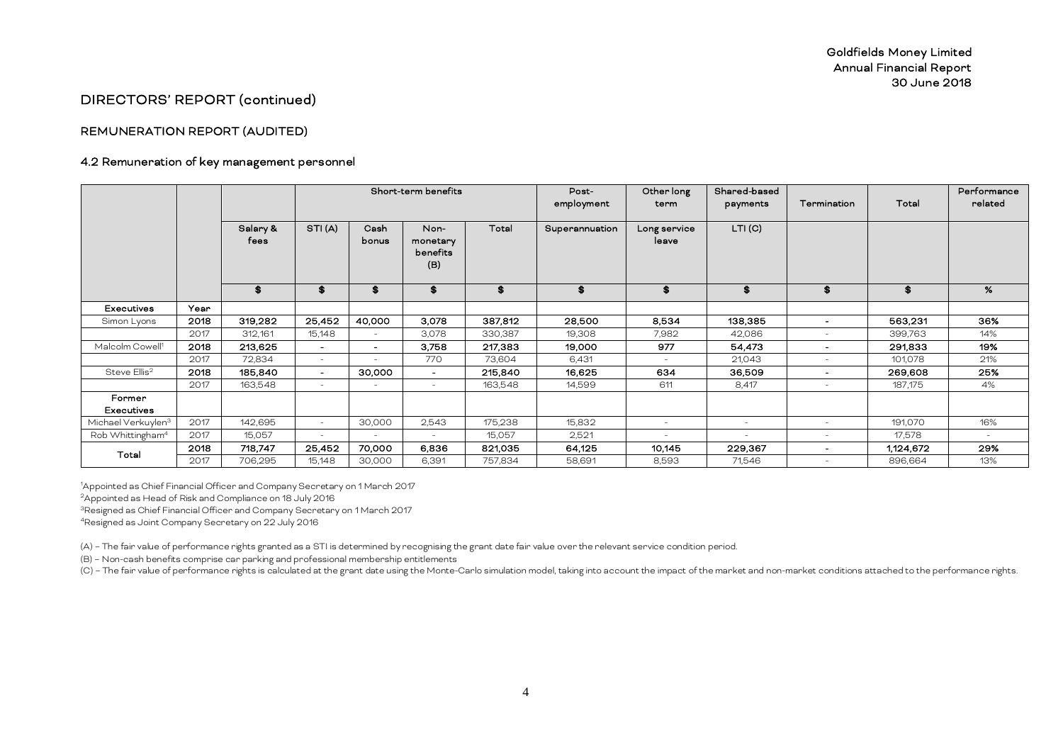# DIRECTORS' REPORT (continued)

## REMUNERATION REPORT (AUDITED)

### 4.2 Remuneration of key management personnel

| | | | Short-term benefits | | | | Post-employment | Other long term | Shared-based payments | Termination | Total | Performance related |
|---|---|---|---|---|---|---|---|---|---|---|---|---|
| | | Salary & fees | STI (A) | Cash bonus | Non-monetary benefits (B) | Total | Superannuation | Long service leave | LTI (C) | | | |
| | | $ | $ | $ | $ | $ | $ | $ | $ | $ | $ | % |
| **Executives** | **Year** | | | | | | | | | | | |
| Simon Lyons | **2018** | **319,282** | **25,452** | **40,000** | **3,078** | **387,812** | **28,500** | **8,534** | **138,385** | **-** | **563,231** | **36%** |
| | 2017 | 312,161 | 15,148 | - | 3,078 | 330,387 | 19,308 | 7,982 | 42,086 | - | 399,763 | 14% |
| Malcolm Cowell[1] | **2018** | **213,625** | **-** | **-** | **3,758** | **217,383** | **19,000** | **977** | **54,473** | **-** | **291,833** | **19%** |
| | 2017 | 72,834 | - | - | 770 | 73,604 | 6,431 | - | 21,043 | - | 101,078 | 21% |
| Steve Ellis[2] | **2018** | **185,840** | **-** | **30,000** | **-** | **215,840** | **16,625** | **634** | **36,509** | **-** | **269,608** | **25%** |
| | 2017 | 163,548 | - | - | - | 163,548 | 14,599 | 611 | 8,417 | - | 187,175 | 4% |
| **Former Executives** | | | | | | | | | | | | |
| Michael Verkuylen[3] | 2017 | 142,695 | - | 30,000 | 2,543 | 175,238 | 15,832 | - | - | - | 191,070 | 16% |
| Rob Whittingham[4] | 2017 | 15,057 | - | - | - | 15,057 | 2,521 | - | - | - | 17,578 | - |
| **Total** | **2018** | **718,747** | **25,452** | **70,000** | **6,836** | **821,035** | **64,125** | **10,145** | **229,367** | **-** | **1,124,672** | **29%** |
| | 2017 | 706,295 | 15,148 | 30,000 | 6,391 | 757,834 | 58,691 | 8,593 | 71,546 | - | 896,664 | 13% |

[1]Appointed as Chief Financial Officer and Company Secretary on 1 March 2017
[2]Appointed as Head of Risk and Compliance on 18 July 2016
[3]Resigned as Chief Financial Officer and Company Secretary on 1 March 2017
[4]Resigned as Joint Company Secretary on 22 July 2016

(A) – The fair value of performance rights granted as a STI is determined by recognising the grant date fair value over the relevant service condition period.

(B) – Non-cash benefits comprise car parking and professional membership entitlements

(C) – The fair value of performance rights is calculated at the grant date using the Monte-Carlo simulation model, taking into account the impact of the market and non-market conditions attached to the performance rights.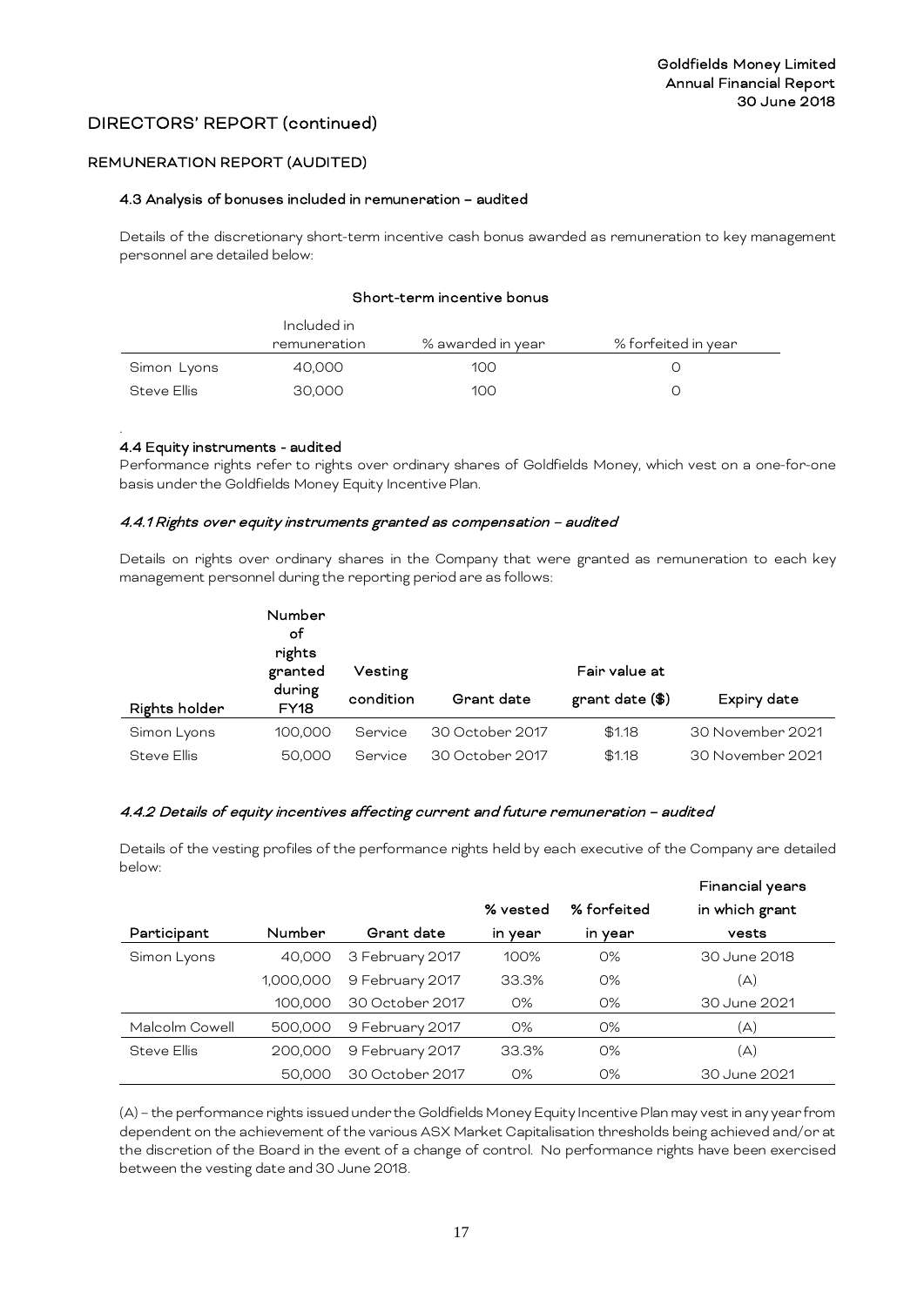## DIRECTORS' REPORT (continued)

### REMUNERATION REPORT (AUDITED)

#### 4.3 Analysis of bonuses included in remuneration – audited

Details of the discretionary short-term incentive cash bonus awarded as remuneration to key management personnel are detailed below:

**Short-term incentive bonus**

| | Included in remuneration | % awarded in year | % forfeited in year |
|---|---|---|---|
| Simon Lyons | 40,000 | 100 | 0 |
| Steve Ellis | 30,000 | 100 | 0 |

#### 4.4 Equity instruments - audited

Performance rights refer to rights over ordinary shares of Goldfields Money, which vest on a one-for-one basis under the Goldfields Money Equity Incentive Plan.

##### *4.4.1 Rights over equity instruments granted as compensation – audited*

Details on rights over ordinary shares in the Company that were granted as remuneration to each key management personnel during the reporting period are as follows:

| Rights holder | Number of rights granted during FY18 | Vesting condition | Grant date | Fair value at grant date ($) | Expiry date |
|---|---|---|---|---|---|
| Simon Lyons | 100,000 | Service | 30 October 2017 | $1.18 | 30 November 2021 |
| Steve Ellis | 50,000 | Service | 30 October 2017 | $1.18 | 30 November 2021 |

##### *4.4.2 Details of equity incentives affecting current and future remuneration – audited*

Details of the vesting profiles of the performance rights held by each executive of the Company are detailed below:

| Participant | Number | Grant date | % vested in year | % forfeited in year | Financial years in which grant vests |
|---|---|---|---|---|---|
| Simon Lyons | 40,000 | 3 February 2017 | 100% | 0% | 30 June 2018 |
| | 1,000,000 | 9 February 2017 | 33.3% | 0% | (A) |
| | 100,000 | 30 October 2017 | 0% | 0% | 30 June 2021 |
| Malcolm Cowell | 500,000 | 9 February 2017 | 0% | 0% | (A) |
| Steve Ellis | 200,000 | 9 February 2017 | 33.3% | 0% | (A) |
| | 50,000 | 30 October 2017 | 0% | 0% | 30 June 2021 |

(A) – the performance rights issued under the Goldfields Money Equity Incentive Plan may vest in any year from dependent on the achievement of the various ASX Market Capitalisation thresholds being achieved and/or at the discretion of the Board in the event of a change of control. No performance rights have been exercised between the vesting date and 30 June 2018.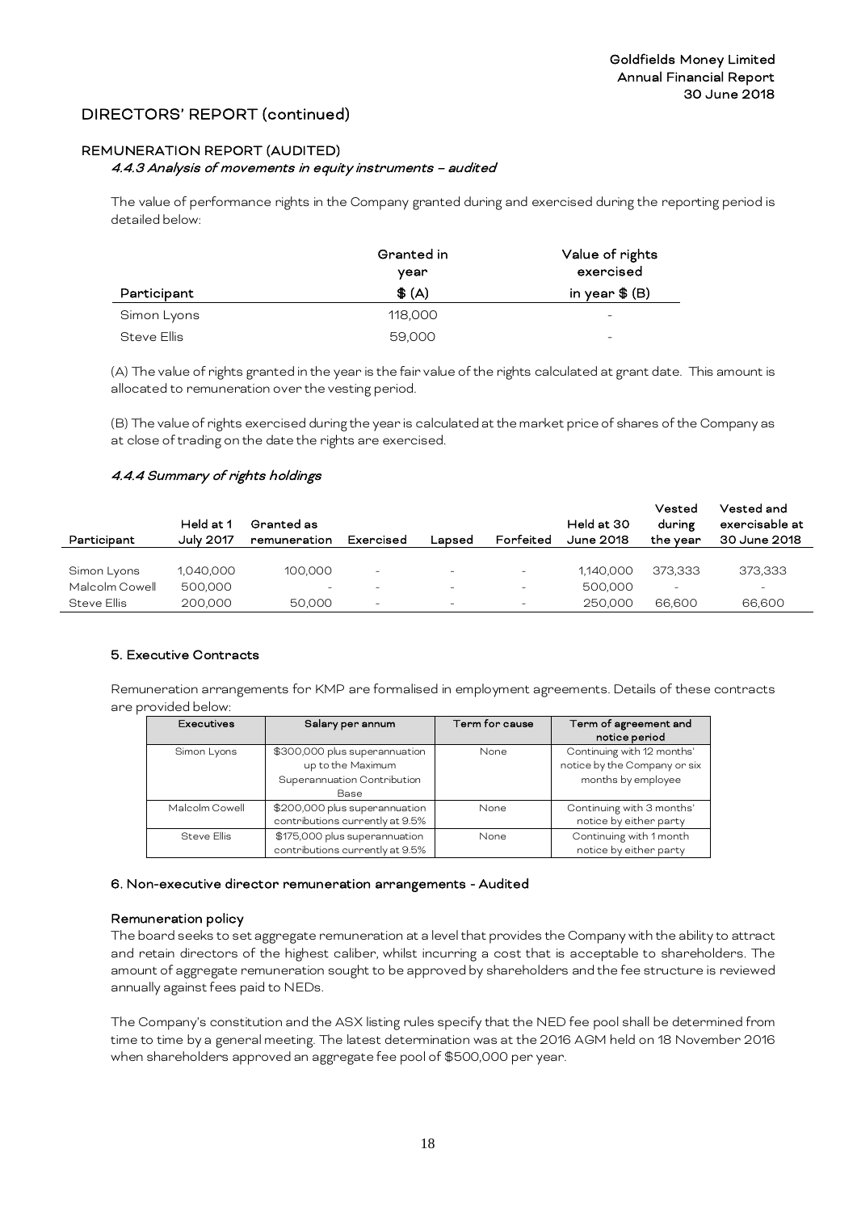## DIRECTORS' REPORT (continued)

### REMUNERATION REPORT (AUDITED)

#### *4.4.3 Analysis of movements in equity instruments – audited*

The value of performance rights in the Company granted during and exercised during the reporting period is detailed below:

| Participant | Granted in year $ (A) | Value of rights exercised in year $ (B) |
|---|---|---|
| Simon Lyons | 118,000 | - |
| Steve Ellis | 59,000 | - |

(A) The value of rights granted in the year is the fair value of the rights calculated at grant date. This amount is allocated to remuneration over the vesting period.

(B) The value of rights exercised during the year is calculated at the market price of shares of the Company as at close of trading on the date the rights are exercised.

#### *4.4.4 Summary of rights holdings*

| Participant | Held at 1 July 2017 | Granted as remuneration | Exercised | Lapsed | Forfeited | Held at 30 June 2018 | Vested during the year | Vested and exercisable at 30 June 2018 |
|---|---|---|---|---|---|---|---|---|
| Simon Lyons | 1,040,000 | 100,000 | - | - | - | 1,140,000 | 373,333 | 373,333 |
| Malcolm Cowell | 500,000 | - | - | - | - | 500,000 | - | - |
| Steve Ellis | 200,000 | 50,000 | - | - | - | 250,000 | 66,600 | 66,600 |

### 5. Executive Contracts

Remuneration arrangements for KMP are formalised in employment agreements. Details of these contracts are provided below:

| Executives | Salary per annum | Term for cause | Term of agreement and notice period |
|---|---|---|---|
| Simon Lyons | $300,000 plus superannuation up to the Maximum Superannuation Contribution Base | None | Continuing with 12 months' notice by the Company or six months by employee |
| Malcolm Cowell | $200,000 plus superannuation contributions currently at 9.5% | None | Continuing with 3 months' notice by either party |
| Steve Ellis | $175,000 plus superannuation contributions currently at 9.5% | None | Continuing with 1 month notice by either party |

### 6. Non-executive director remuneration arrangements - Audited

**Remuneration policy**

The board seeks to set aggregate remuneration at a level that provides the Company with the ability to attract and retain directors of the highest caliber, whilst incurring a cost that is acceptable to shareholders. The amount of aggregate remuneration sought to be approved by shareholders and the fee structure is reviewed annually against fees paid to NEDs.

The Company's constitution and the ASX listing rules specify that the NED fee pool shall be determined from time to time by a general meeting. The latest determination was at the 2016 AGM held on 18 November 2016 when shareholders approved an aggregate fee pool of $500,000 per year.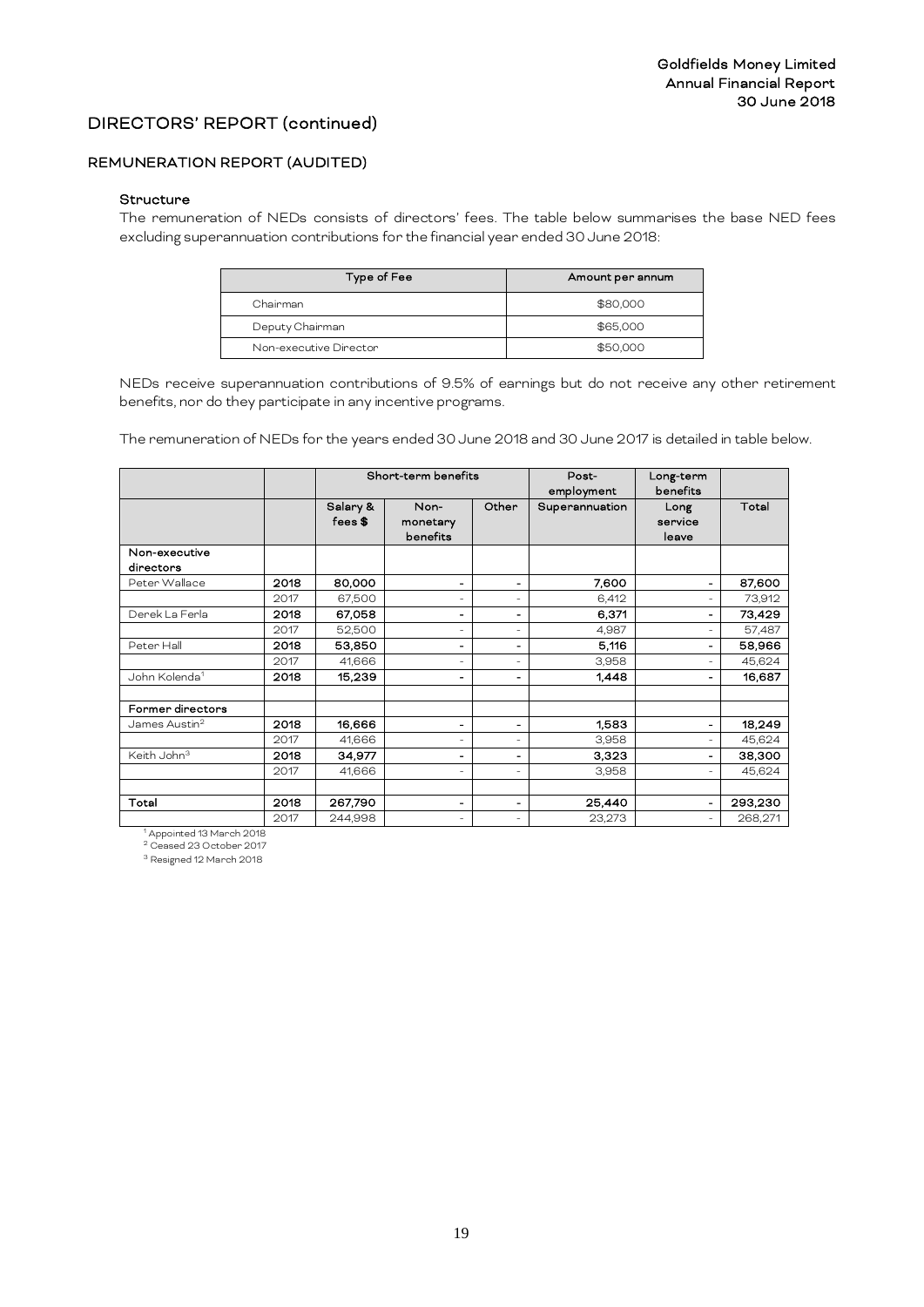## DIRECTORS' REPORT (continued)

### REMUNERATION REPORT (AUDITED)

#### Structure

The remuneration of NEDs consists of directors' fees. The table below summarises the base NED fees excluding superannuation contributions for the financial year ended 30 June 2018:

| Type of Fee | Amount per annum |
|---|---|
| Chairman | $80,000 |
| Deputy Chairman | $65,000 |
| Non-executive Director | $50,000 |

NEDs receive superannuation contributions of 9.5% of earnings but do not receive any other retirement benefits, nor do they participate in any incentive programs.

The remuneration of NEDs for the years ended 30 June 2018 and 30 June 2017 is detailed in table below.

| | | Short-term benefits | | | Post-employment | Long-term benefits | |
|---|---|---|---|---|---|---|---|
| | | Salary & fees $ | Non-monetary benefits | Other | Superannuation | Long service leave | Total |
| **Non-executive directors** | | | | | | | |
| Peter Wallace | **2018** | **80,000** | **-** | **-** | **7,600** | **-** | **87,600** |
| | 2017 | 67,500 | - | - | 6,412 | - | 73,912 |
| Derek La Ferla | **2018** | **67,058** | **-** | **-** | **6,371** | **-** | **73,429** |
| | 2017 | 52,500 | - | - | 4,987 | - | 57,487 |
| Peter Hall | **2018** | **53,850** | **-** | **-** | **5,116** | **-** | **58,966** |
| | 2017 | 41,666 | - | - | 3,958 | - | 45,624 |
| John Kolenda[1] | **2018** | **15,239** | **-** | **-** | **1,448** | **-** | **16,687** |
| | | | | | | | |
| **Former directors** | | | | | | | |
| James Austin[2] | **2018** | **16,666** | **-** | **-** | **1,583** | **-** | **18,249** |
| | 2017 | 41,666 | - | - | 3,958 | - | 45,624 |
| Keith John[3] | **2018** | **34,977** | **-** | **-** | **3,323** | **-** | **38,300** |
| | 2017 | 41,666 | - | - | 3,958 | - | 45,624 |
| | | | | | | | |
| **Total** | **2018** | **267,790** | **-** | **-** | **25,440** | **-** | **293,230** |
| | 2017 | 244,998 | - | - | 23,273 | - | 268,271 |

[1] Appointed 13 March 2018

[2] Ceased 23 October 2017

[3] Resigned 12 March 2018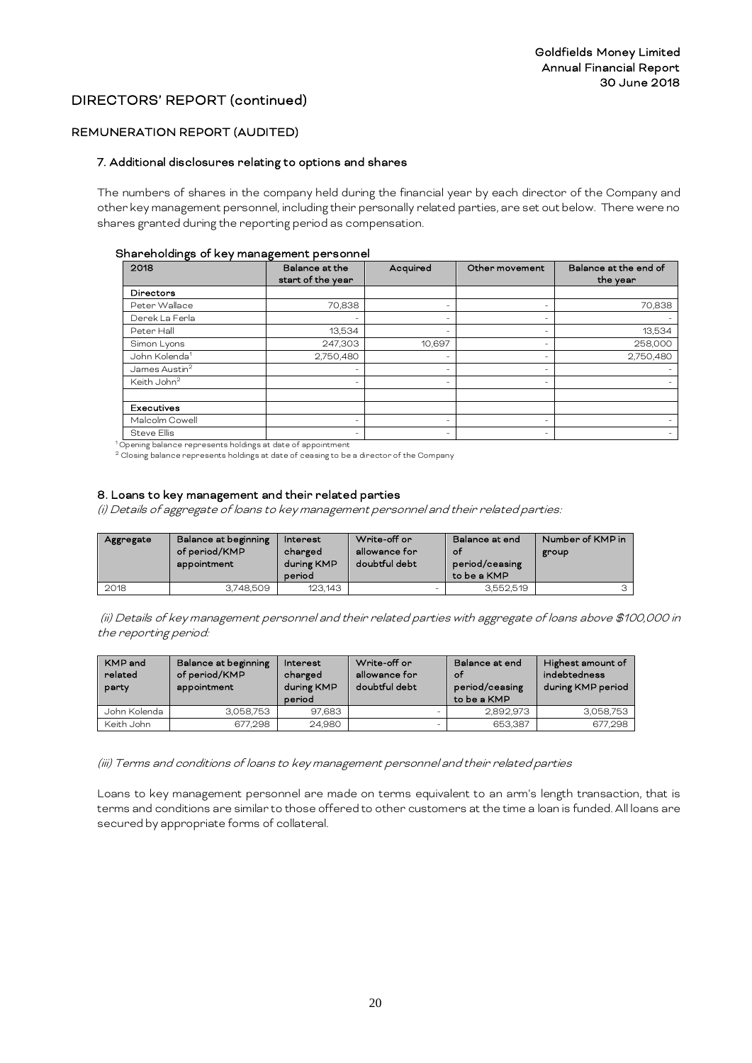## DIRECTORS' REPORT (continued)

### REMUNERATION REPORT (AUDITED)

#### 7. Additional disclosures relating to options and shares

The numbers of shares in the company held during the financial year by each director of the Company and other key management personnel, including their personally related parties, are set out below. There were no shares granted during the reporting period as compensation.

**Shareholdings of key management personnel**

| 2018 | Balance at the start of the year | Acquired | Other movement | Balance at the end of the year |
|---|---|---|---|---|
| **Directors** | | | | |
| Peter Wallace | 70,838 | - | - | 70,838 |
| Derek La Ferla | - | - | - | - |
| Peter Hall | 13,534 | - | - | 13,534 |
| Simon Lyons | 247,303 | 10,697 | - | 258,000 |
| John Kolenda[1] | 2,750,480 | - | - | 2,750,480 |
| James Austin[2] | - | - | - | - |
| Keith John[2] | - | - | - | - |
| | | | | |
| **Executives** | | | | |
| Malcolm Cowell | - | - | - | - |
| Steve Ellis | - | - | - | - |

[1] Opening balance represents holdings at date of appointment

[2] Closing balance represents holdings at date of ceasing to be a director of the Company

#### 8. Loans to key management and their related parties

*(i) Details of aggregate of loans to key management personnel and their related parties:*

| Aggregate | Balance at beginning of period/KMP appointment | Interest charged during KMP period | Write-off or allowance for doubtful debt | Balance at end of period/ceasing to be a KMP | Number of KMP in group |
|---|---|---|---|---|---|
| 2018 | 3,748,509 | 123,143 | - | 3,552,519 | 3 |

*(ii) Details of key management personnel and their related parties with aggregate of loans above $100,000 in the reporting period:*

| KMP and related party | Balance at beginning of period/KMP appointment | Interest charged during KMP period | Write-off or allowance for doubtful debt | Balance at end of period/ceasing to be a KMP | Highest amount of indebtedness during KMP period |
|---|---|---|---|---|---|
| John Kolenda | 3,058,753 | 97,683 | - | 2,892,973 | 3,058,753 |
| Keith John | 677,298 | 24,980 | - | 653,387 | 677,298 |

*(iii) Terms and conditions of loans to key management personnel and their related parties*

Loans to key management personnel are made on terms equivalent to an arm's length transaction, that is terms and conditions are similar to those offered to other customers at the time a loan is funded. All loans are secured by appropriate forms of collateral.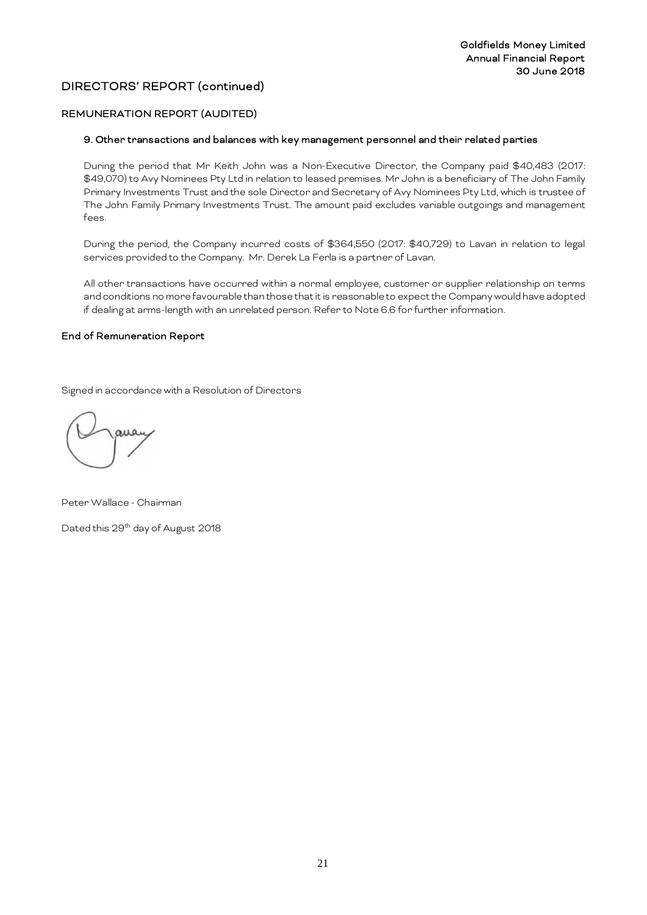## DIRECTORS' REPORT (continued)

### REMUNERATION REPORT (AUDITED)

#### 9. Other transactions and balances with key management personnel and their related parties

During the period that Mr Keith John was a Non-Executive Director, the Company paid $40,483 (2017: $49,070) to Avy Nominees Pty Ltd in relation to leased premises. Mr John is a beneficiary of The John Family Primary Investments Trust and the sole Director and Secretary of Avy Nominees Pty Ltd, which is trustee of The John Family Primary Investments Trust. The amount paid excludes variable outgoings and management fees.

During the period, the Company incurred costs of $364,550 (2017: $40,729) to Lavan in relation to legal services provided to the Company. Mr. Derek La Ferla is a partner of Lavan.

All other transactions have occurred within a normal employee, customer or supplier relationship on terms and conditions no more favourable than those that it is reasonable to expect the Company would have adopted if dealing at arms-length with an unrelated person. Refer to Note 6.6 for further information.

**End of Remuneration Report**

Signed in accordance with a Resolution of Directors

Peter Wallace - Chairman

Dated this 29th day of August 2018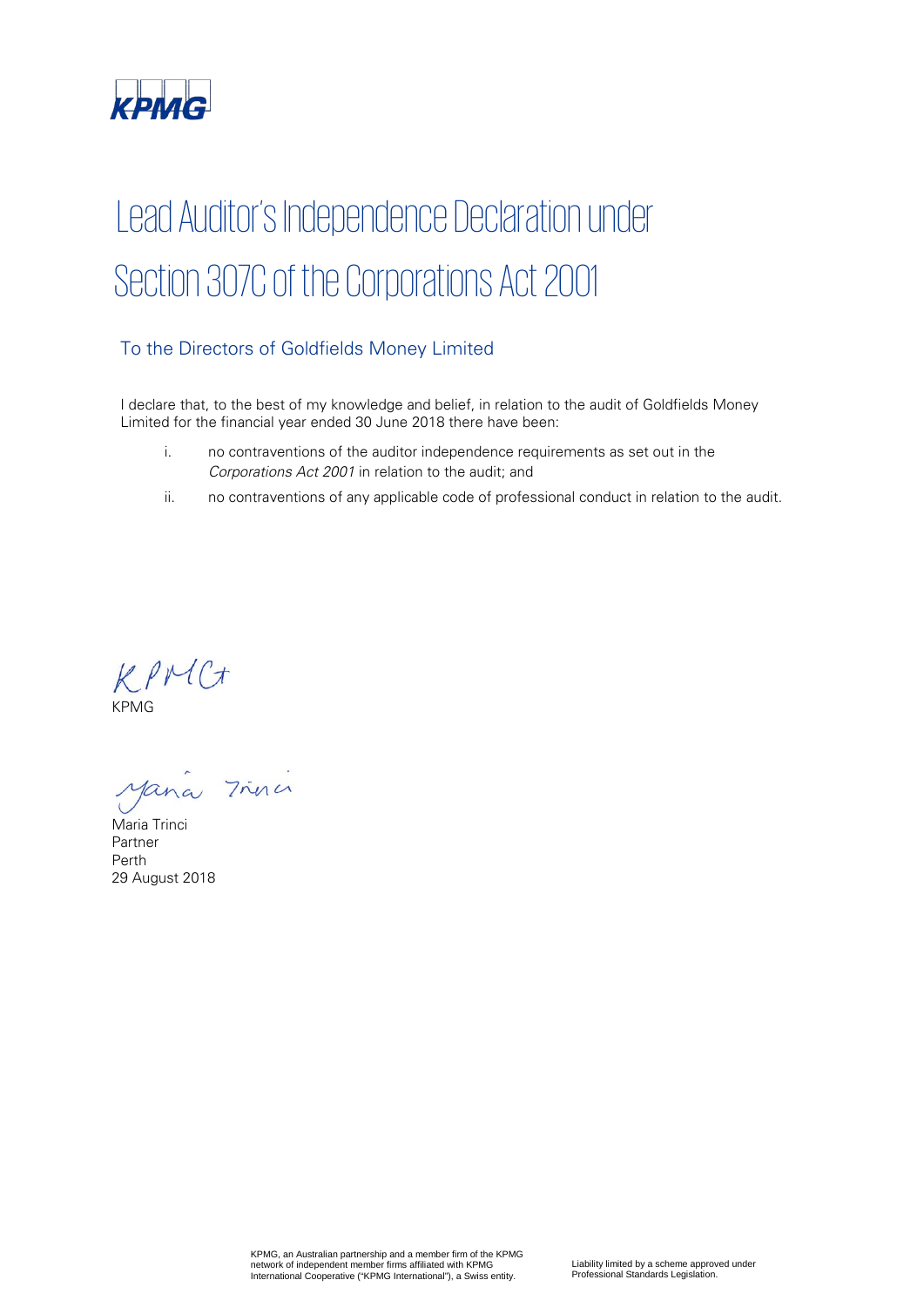KPMG

# Lead Auditor's Independence Declaration under Section 307C of the Corporations Act 2001

## To the Directors of Goldfields Money Limited

I declare that, to the best of my knowledge and belief, in relation to the audit of Goldfields Money Limited for the financial year ended 30 June 2018 there have been:

i. no contraventions of the auditor independence requirements as set out in the *Corporations Act 2001* in relation to the audit; and

ii. no contraventions of any applicable code of professional conduct in relation to the audit.

KPMG

Maria Trinci
Partner
Perth
29 August 2018

KPMG, an Australian partnership and a member firm of the KPMG network of independent member firms affiliated with KPMG International Cooperative ("KPMG International"), a Swiss entity.

Liability limited by a scheme approved under Professional Standards Legislation.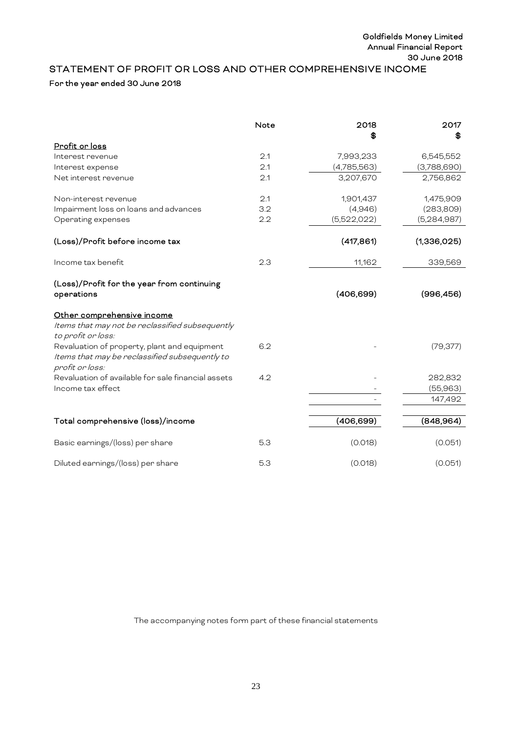Goldfields Money Limited
Annual Financial Report
30 June 2018

## STATEMENT OF PROFIT OR LOSS AND OTHER COMPREHENSIVE INCOME

**For the year ended 30 June 2018**

| | Note | 2018 $ | 2017 $ |
|---|---|---|---|
| <u>Profit or loss</u> | | | |
| Interest revenue | 2.1 | 7,993,233 | 6,545,552 |
| Interest expense | 2.1 | (4,785,563) | (3,788,690) |
| Net interest revenue | 2.1 | 3,207,670 | 2,756,862 |
| Non-interest revenue | 2.1 | 1,901,437 | 1,475,909 |
| Impairment loss on loans and advances | 3.2 | (4,946) | (283,809) |
| Operating expenses | 2.2 | (5,522,022) | (5,284,987) |
| **(Loss)/Profit before income tax** | | **(417,861)** | **(1,336,025)** |
| Income tax benefit | 2.3 | 11,162 | 339,569 |
| **(Loss)/Profit for the year from continuing operations** | | **(406,699)** | **(996,456)** |
| <u>Other comprehensive income</u> | | | |
| *Items that may not be reclassified subsequently to profit or loss:* | | | |
| Revaluation of property, plant and equipment | 6.2 | - | (79,377) |
| *Items that may be reclassified subsequently to profit or loss:* | | | |
| Revaluation of available for sale financial assets | 4.2 | - | 282,832 |
| Income tax effect | | - | (55,963) |
| | | - | 147,492 |
| **Total comprehensive (loss)/income** | | **(406,699)** | **(848,964)** |
| Basic earnings/(loss) per share | 5.3 | (0.018) | (0.051) |
| Diluted earnings/(loss) per share | 5.3 | (0.018) | (0.051) |

The accompanying notes form part of these financial statements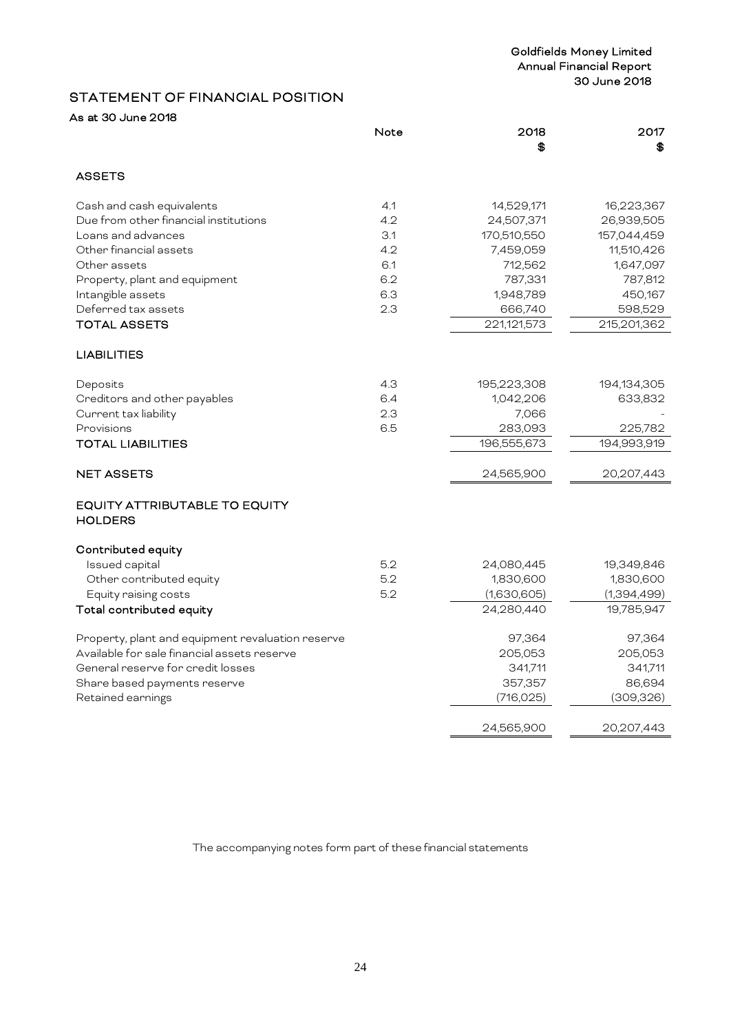# STATEMENT OF FINANCIAL POSITION

**As at 30 June 2018**

| | Note | 2018 $ | 2017 $ |
|---|---|---|---|
| **ASSETS** | | | |
| Cash and cash equivalents | 4.1 | 14,529,171 | 16,223,367 |
| Due from other financial institutions | 4.2 | 24,507,371 | 26,939,505 |
| Loans and advances | 3.1 | 170,510,550 | 157,044,459 |
| Other financial assets | 4.2 | 7,459,059 | 11,510,426 |
| Other assets | 6.1 | 712,562 | 1,647,097 |
| Property, plant and equipment | 6.2 | 787,331 | 787,812 |
| Intangible assets | 6.3 | 1,948,789 | 450,167 |
| Deferred tax assets | 2.3 | 666,740 | 598,529 |
| **TOTAL ASSETS** | | 221,121,573 | 215,201,362 |
| **LIABILITIES** | | | |
| Deposits | 4.3 | 195,223,308 | 194,134,305 |
| Creditors and other payables | 6.4 | 1,042,206 | 633,832 |
| Current tax liability | 2.3 | 7,066 | - |
| Provisions | 6.5 | 283,093 | 225,782 |
| **TOTAL LIABILITIES** | | 196,555,673 | 194,993,919 |
| **NET ASSETS** | | 24,565,900 | 20,207,443 |
| **EQUITY ATTRIBUTABLE TO EQUITY HOLDERS** | | | |
| **Contributed equity** | | | |
| Issued capital | 5.2 | 24,080,445 | 19,349,846 |
| Other contributed equity | 5.2 | 1,830,600 | 1,830,600 |
| Equity raising costs | 5.2 | (1,630,605) | (1,394,499) |
| **Total contributed equity** | | 24,280,440 | 19,785,947 |
| Property, plant and equipment revaluation reserve | | 97,364 | 97,364 |
| Available for sale financial assets reserve | | 205,053 | 205,053 |
| General reserve for credit losses | | 341,711 | 341,711 |
| Share based payments reserve | | 357,357 | 86,694 |
| Retained earnings | | (716,025) | (309,326) |
| | | 24,565,900 | 20,207,443 |

The accompanying notes form part of these financial statements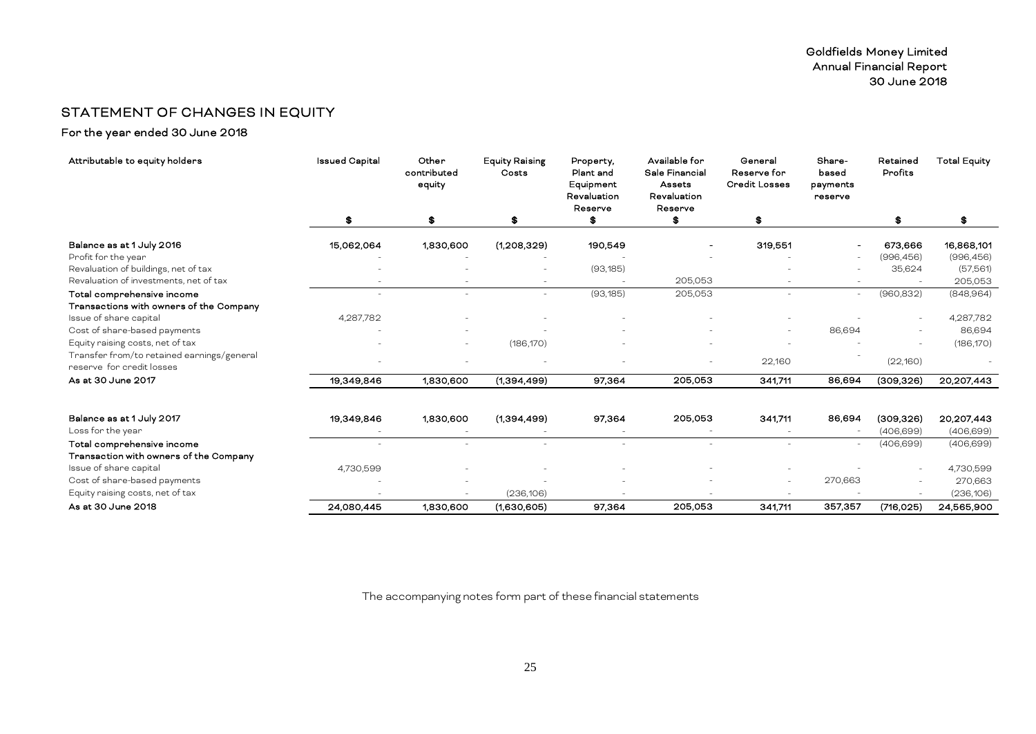Goldfields Money Limited
Annual Financial Report
30 June 2018

# STATEMENT OF CHANGES IN EQUITY

## For the year ended 30 June 2018

| Attributable to equity holders | Issued Capital | Other contributed equity | Equity Raising Costs | Property, Plant and Equipment Revaluation Reserve | Available for Sale Financial Assets Revaluation Reserve | General Reserve for Credit Losses | Share-based payments reserve | Retained Profits | Total Equity |
|---|---|---|---|---|---|---|---|---|---|
| | $ | $ | $ | $ | $ | $ | | $ | $ |
| **Balance as at 1 July 2016** | **15,062,064** | **1,830,600** | **(1,208,329)** | **190,549** | **-** | **319,551** | **-** | **673,666** | **16,868,101** |
| Profit for the year | - | - | - | - | - | - | - | (996,456) | (996,456) |
| Revaluation of buildings, net of tax | - | - | - | (93,185) | | - | - | 35,624 | (57,561) |
| Revaluation of investments, net of tax | - | - | - | - | 205,053 | - | - | - | 205,053 |
| **Total comprehensive income** | - | - | - | (93,185) | 205,053 | - | - | (960,832) | (848,964) |
| **Transactions with owners of the Company** | | | | | | | | | |
| Issue of share capital | 4,287,782 | - | - | - | - | - | - | - | 4,287,782 |
| Cost of share-based payments | - | - | - | - | - | - | 86,694 | - | 86,694 |
| Equity raising costs, net of tax | - | - | (186,170) | - | - | - | - | - | (186,170) |
| Transfer from/to retained earnings/general reserve for credit losses | - | - | - | - | - | 22,160 | - | (22,160) | - |
| **As at 30 June 2017** | **19,349,846** | **1,830,600** | **(1,394,499)** | **97,364** | **205,053** | **341,711** | **86,694** | **(309,326)** | **20,207,443** |
| | | | | | | | | | |
| **Balance as at 1 July 2017** | **19,349,846** | **1,830,600** | **(1,394,499)** | **97,364** | **205,053** | **341,711** | **86,694** | **(309,326)** | **20,207,443** |
| Loss for the year | - | - | - | - | - | - | - | (406,699) | (406,699) |
| **Total comprehensive income** | - | - | - | - | - | - | - | (406,699) | (406,699) |
| **Transaction with owners of the Company** | | | | | | | | | |
| Issue of share capital | 4,730,599 | - | - | - | - | - | - | - | 4,730,599 |
| Cost of share-based payments | - | - | - | - | - | - | 270,663 | - | 270,663 |
| Equity raising costs, net of tax | - | - | (236,106) | - | - | - | - | - | (236,106) |
| **As at 30 June 2018** | **24,080,445** | **1,830,600** | **(1,630,605)** | **97,364** | **205,053** | **341,711** | **357,357** | **(716,025)** | **24,565,900** |

The accompanying notes form part of these financial statements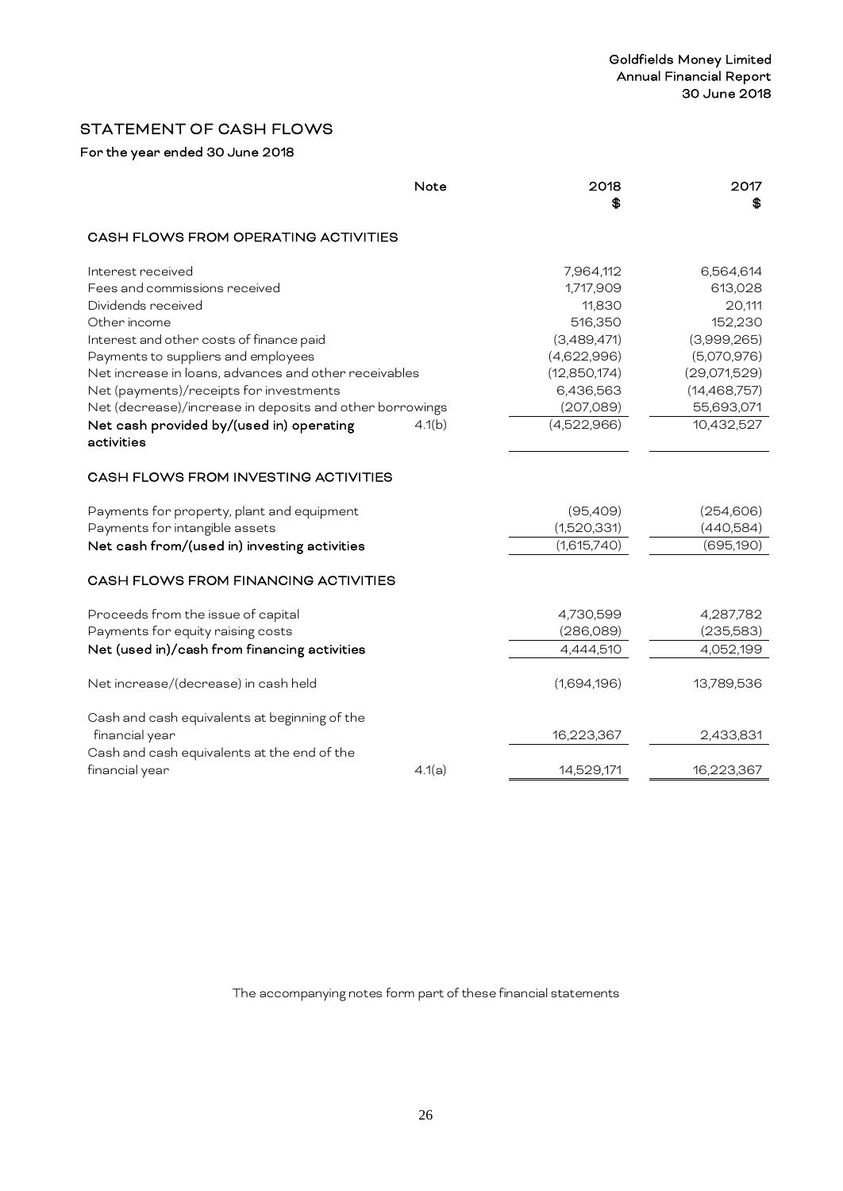## STATEMENT OF CASH FLOWS

### For the year ended 30 June 2018

| | Note | 2018 $ | 2017 $ |
|---|---|---|---|
| **CASH FLOWS FROM OPERATING ACTIVITIES** | | | |
| Interest received | | 7,964,112 | 6,564,614 |
| Fees and commissions received | | 1,717,909 | 613,028 |
| Dividends received | | 11,830 | 20,111 |
| Other income | | 516,350 | 152,230 |
| Interest and other costs of finance paid | | (3,489,471) | (3,999,265) |
| Payments to suppliers and employees | | (4,622,996) | (5,070,976) |
| Net increase in loans, advances and other receivables | | (12,850,174) | (29,071,529) |
| Net (payments)/receipts for investments | | 6,436,563 | (14,468,757) |
| Net (decrease)/increase in deposits and other borrowings | | (207,089) | 55,693,071 |
| **Net cash provided by/(used in) operating activities** | 4.1(b) | (4,522,966) | 10,432,527 |
| **CASH FLOWS FROM INVESTING ACTIVITIES** | | | |
| Payments for property, plant and equipment | | (95,409) | (254,606) |
| Payments for intangible assets | | (1,520,331) | (440,584) |
| **Net cash from/(used in) investing activities** | | (1,615,740) | (695,190) |
| **CASH FLOWS FROM FINANCING ACTIVITIES** | | | |
| Proceeds from the issue of capital | | 4,730,599 | 4,287,782 |
| Payments for equity raising costs | | (286,089) | (235,583) |
| **Net (used in)/cash from financing activities** | | 4,444,510 | 4,052,199 |
| Net increase/(decrease) in cash held | | (1,694,196) | 13,789,536 |
| Cash and cash equivalents at beginning of the financial year | | 16,223,367 | 2,433,831 |
| Cash and cash equivalents at the end of the financial year | 4.1(a) | 14,529,171 | 16,223,367 |

The accompanying notes form part of these financial statements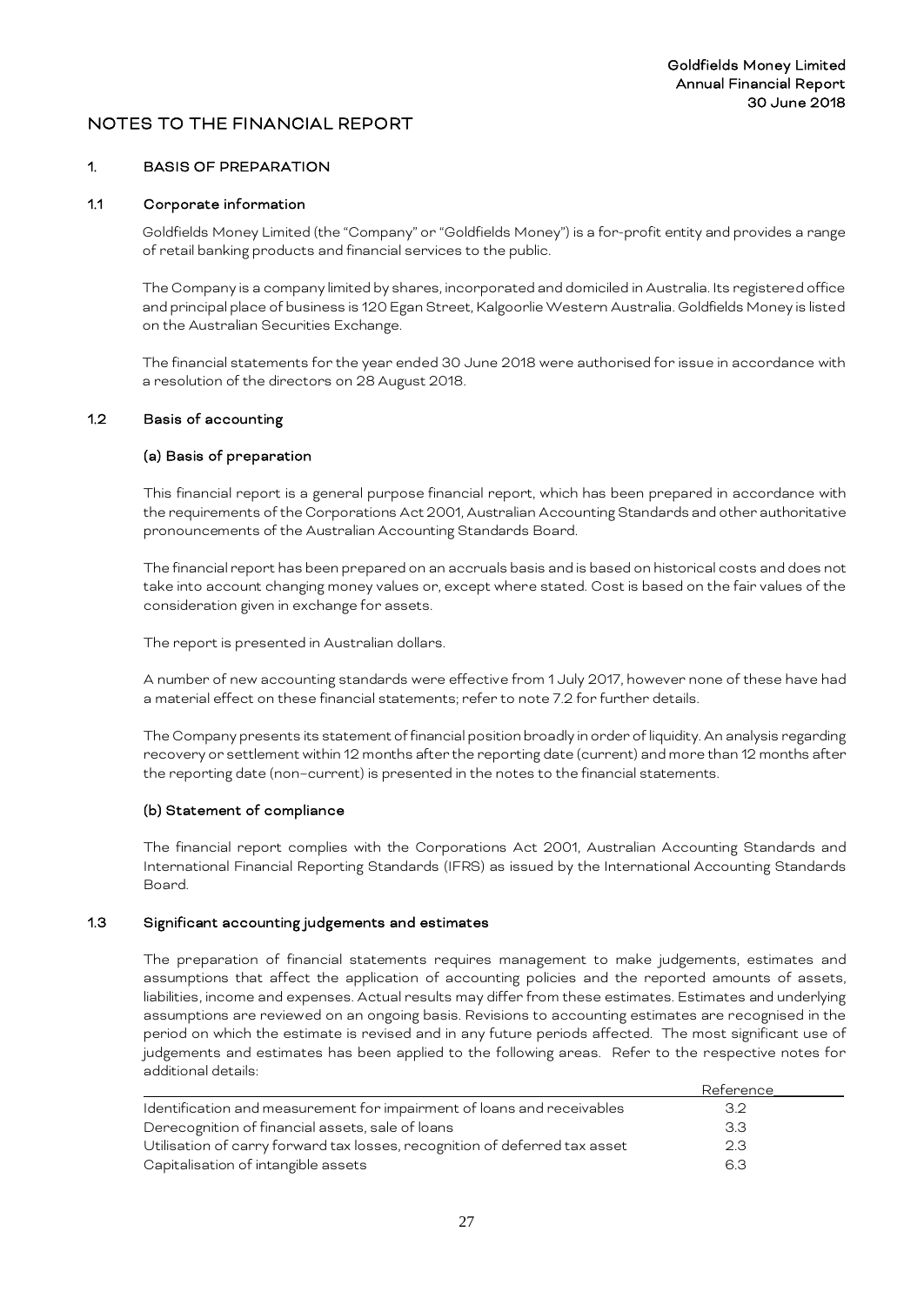# NOTES TO THE FINANCIAL REPORT

## 1. BASIS OF PREPARATION

### 1.1 Corporate information

Goldfields Money Limited (the "Company" or "Goldfields Money") is a for-profit entity and provides a range of retail banking products and financial services to the public.

The Company is a company limited by shares, incorporated and domiciled in Australia. Its registered office and principal place of business is 120 Egan Street, Kalgoorlie Western Australia. Goldfields Money is listed on the Australian Securities Exchange.

The financial statements for the year ended 30 June 2018 were authorised for issue in accordance with a resolution of the directors on 28 August 2018.

### 1.2 Basis of accounting

#### (a) Basis of preparation

This financial report is a general purpose financial report, which has been prepared in accordance with the requirements of the Corporations Act 2001, Australian Accounting Standards and other authoritative pronouncements of the Australian Accounting Standards Board.

The financial report has been prepared on an accruals basis and is based on historical costs and does not take into account changing money values or, except where stated. Cost is based on the fair values of the consideration given in exchange for assets.

The report is presented in Australian dollars.

A number of new accounting standards were effective from 1 July 2017, however none of these have had a material effect on these financial statements; refer to note 7.2 for further details.

The Company presents its statement of financial position broadly in order of liquidity. An analysis regarding recovery or settlement within 12 months after the reporting date (current) and more than 12 months after the reporting date (non-current) is presented in the notes to the financial statements.

#### (b) Statement of compliance

The financial report complies with the Corporations Act 2001, Australian Accounting Standards and International Financial Reporting Standards (IFRS) as issued by the International Accounting Standards Board.

### 1.3 Significant accounting judgements and estimates

The preparation of financial statements requires management to make judgements, estimates and assumptions that affect the application of accounting policies and the reported amounts of assets, liabilities, income and expenses. Actual results may differ from these estimates. Estimates and underlying assumptions are reviewed on an ongoing basis. Revisions to accounting estimates are recognised in the period on which the estimate is revised and in any future periods affected. The most significant use of judgements and estimates has been applied to the following areas. Refer to the respective notes for additional details:

| | Reference |
|---|---|
| Identification and measurement for impairment of loans and receivables | 3.2 |
| Derecognition of financial assets, sale of loans | 3.3 |
| Utilisation of carry forward tax losses, recognition of deferred tax asset | 2.3 |
| Capitalisation of intangible assets | 6.3 |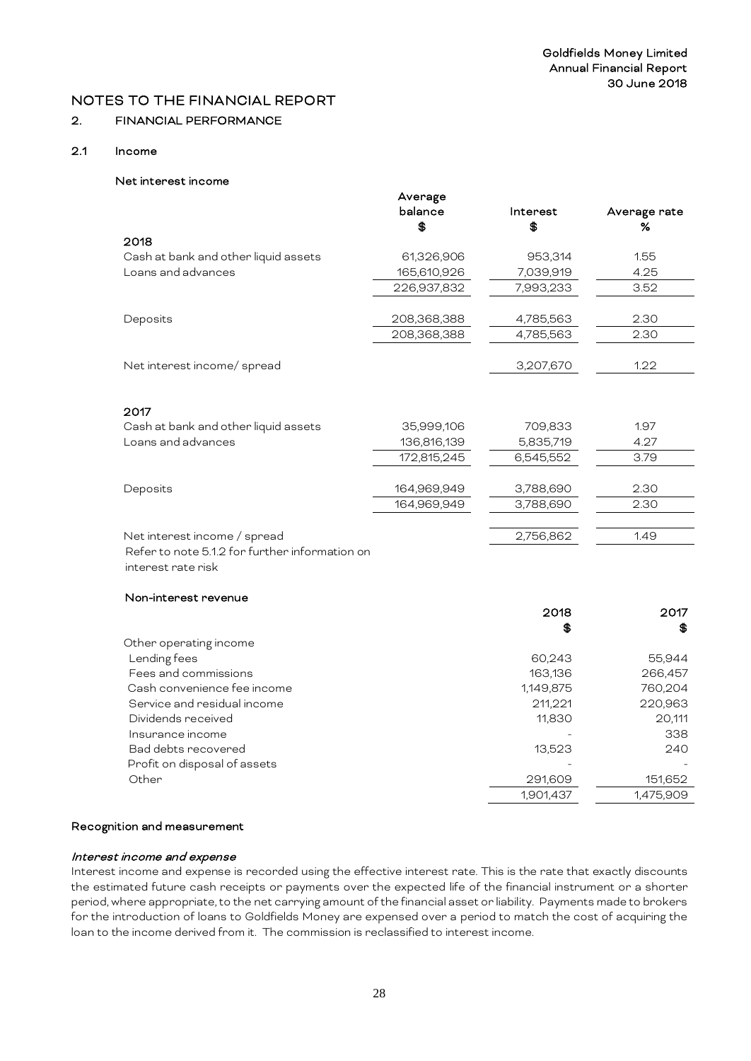# NOTES TO THE FINANCIAL REPORT

## 2. FINANCIAL PERFORMANCE

### 2.1 Income

#### Net interest income

| | Average balance $ | Interest $ | Average rate % |
|---|---|---|---|
| **2018** | | | |
| Cash at bank and other liquid assets | 61,326,906 | 953,314 | 1.55 |
| Loans and advances | 165,610,926 | 7,039,919 | 4.25 |
| | 226,937,832 | 7,993,233 | 3.52 |
| Deposits | 208,368,388 | 4,785,563 | 2.30 |
| | 208,368,388 | 4,785,563 | 2.30 |
| Net interest income/ spread | | 3,207,670 | 1.22 |
| **2017** | | | |
| Cash at bank and other liquid assets | 35,999,106 | 709,833 | 1.97 |
| Loans and advances | 136,816,139 | 5,835,719 | 4.27 |
| | 172,815,245 | 6,545,552 | 3.79 |
| Deposits | 164,969,949 | 3,788,690 | 2.30 |
| | 164,969,949 | 3,788,690 | 2.30 |
| Net interest income / spread | | 2,756,862 | 1.49 |

Refer to note 5.1.2 for further information on interest rate risk

#### Non-interest revenue

| | 2018 $ | 2017 $ |
|---|---|---|
| Other operating income | | |
| Lending fees | 60,243 | 55,944 |
| Fees and commissions | 163,136 | 266,457 |
| Cash convenience fee income | 1,149,875 | 760,204 |
| Service and residual income | 211,221 | 220,963 |
| Dividends received | 11,830 | 20,111 |
| Insurance income | - | 338 |
| Bad debts recovered | 13,523 | 240 |
| Profit on disposal of assets | - | - |
| Other | 291,609 | 151,652 |
| | 1,901,437 | 1,475,909 |

#### Recognition and measurement

***Interest income and expense***

Interest income and expense is recorded using the effective interest rate. This is the rate that exactly discounts the estimated future cash receipts or payments over the expected life of the financial instrument or a shorter period, where appropriate, to the net carrying amount of the financial asset or liability. Payments made to brokers for the introduction of loans to Goldfields Money are expensed over a period to match the cost of acquiring the loan to the income derived from it. The commission is reclassified to interest income.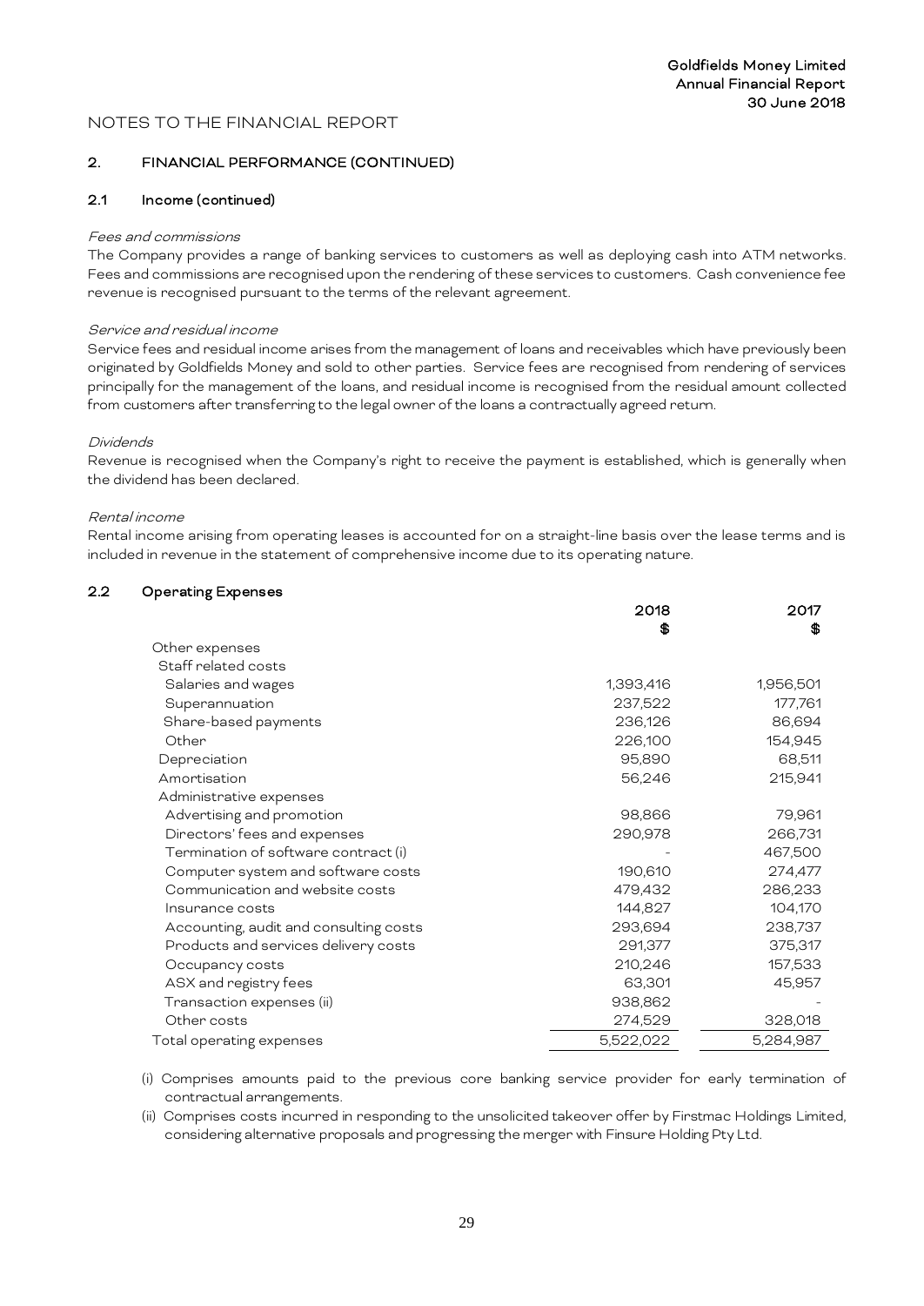NOTES TO THE FINANCIAL REPORT

## 2. FINANCIAL PERFORMANCE (CONTINUED)

### 2.1 Income (continued)

*Fees and commissions*

The Company provides a range of banking services to customers as well as deploying cash into ATM networks. Fees and commissions are recognised upon the rendering of these services to customers. Cash convenience fee revenue is recognised pursuant to the terms of the relevant agreement.

*Service and residual income*

Service fees and residual income arises from the management of loans and receivables which have previously been originated by Goldfields Money and sold to other parties. Service fees are recognised from rendering of services principally for the management of the loans, and residual income is recognised from the residual amount collected from customers after transferring to the legal owner of the loans a contractually agreed return.

*Dividends*

Revenue is recognised when the Company's right to receive the payment is established, which is generally when the dividend has been declared.

*Rental income*

Rental income arising from operating leases is accounted for on a straight-line basis over the lease terms and is included in revenue in the statement of comprehensive income due to its operating nature.

### 2.2 Operating Expenses

| | 2018 $ | 2017 $ |
|---|---|---|
| Other expenses | | |
| Staff related costs | | |
| Salaries and wages | 1,393,416 | 1,956,501 |
| Superannuation | 237,522 | 177,761 |
| Share-based payments | 236,126 | 86,694 |
| Other | 226,100 | 154,945 |
| Depreciation | 95,890 | 68,511 |
| Amortisation | 56,246 | 215,941 |
| Administrative expenses | | |
| Advertising and promotion | 98,866 | 79,961 |
| Directors' fees and expenses | 290,978 | 266,731 |
| Termination of software contract (i) | - | 467,500 |
| Computer system and software costs | 190,610 | 274,477 |
| Communication and website costs | 479,432 | 286,233 |
| Insurance costs | 144,827 | 104,170 |
| Accounting, audit and consulting costs | 293,694 | 238,737 |
| Products and services delivery costs | 291,377 | 375,317 |
| Occupancy costs | 210,246 | 157,533 |
| ASX and registry fees | 63,301 | 45,957 |
| Transaction expenses (ii) | 938,862 | - |
| Other costs | 274,529 | 328,018 |
| Total operating expenses | 5,522,022 | 5,284,987 |

(i) Comprises amounts paid to the previous core banking service provider for early termination of contractual arrangements.

(ii) Comprises costs incurred in responding to the unsolicited takeover offer by Firstmac Holdings Limited, considering alternative proposals and progressing the merger with Finsure Holding Pty Ltd.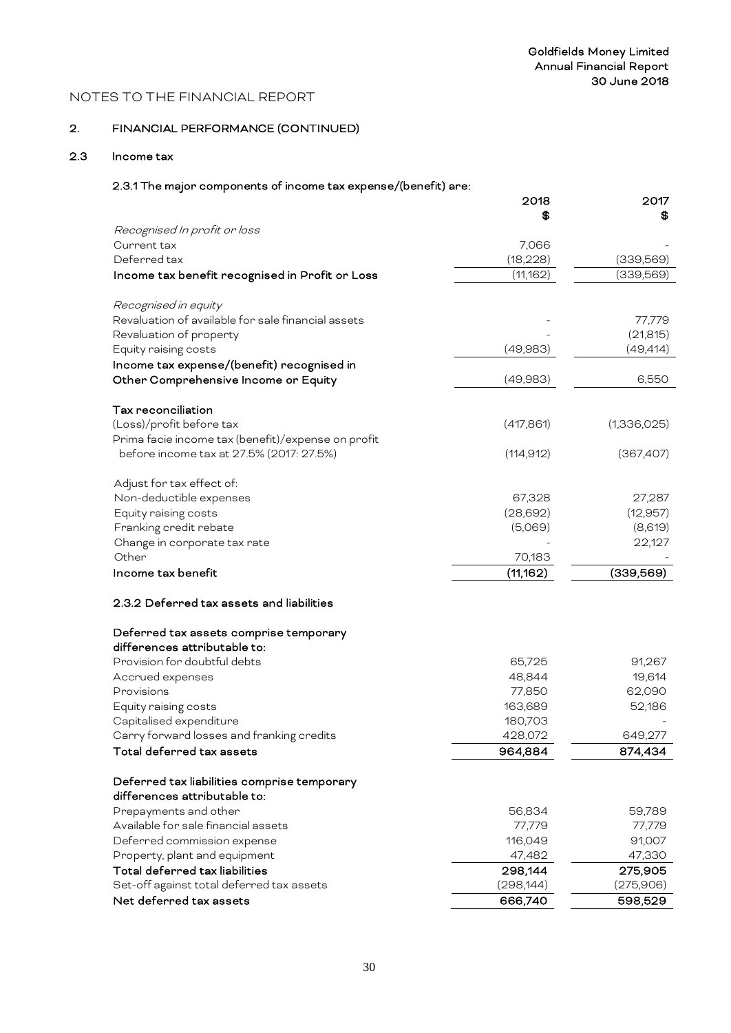NOTES TO THE FINANCIAL REPORT

## 2. FINANCIAL PERFORMANCE (CONTINUED)

### 2.3 Income tax

#### 2.3.1 The major components of income tax expense/(benefit) are:

| | 2018<br>$ | 2017<br>$ |
|---|---|---|
| *Recognised In profit or loss* | | |
| Current tax | 7,066 | - |
| Deferred tax | (18,228) | (339,569) |
| **Income tax benefit recognised in Profit or Loss** | (11,162) | (339,569) |
| | | |
| *Recognised in equity* | | |
| Revaluation of available for sale financial assets | - | 77,779 |
| Revaluation of property | - | (21,815) |
| Equity raising costs | (49,983) | (49,414) |
| **Income tax expense/(benefit) recognised in Other Comprehensive Income or Equity** | (49,983) | 6,550 |
| | | |
| **Tax reconciliation** | | |
| (Loss)/profit before tax | (417,861) | (1,336,025) |
| Prima facie income tax (benefit)/expense on profit before income tax at 27.5% (2017: 27.5%) | (114,912) | (367,407) |
| | | |
| Adjust for tax effect of: | | |
| Non-deductible expenses | 67,328 | 27,287 |
| Equity raising costs | (28,692) | (12,957) |
| Franking credit rebate | (5,069) | (8,619) |
| Change in corporate tax rate | - | 22,127 |
| Other | 70,183 | - |
| **Income tax benefit** | **(11,162)** | **(339,569)** |

#### 2.3.2 Deferred tax assets and liabilities

| | 2018<br>$ | 2017<br>$ |
|---|---|---|
| **Deferred tax assets comprise temporary differences attributable to:** | | |
| Provision for doubtful debts | 65,725 | 91,267 |
| Accrued expenses | 48,844 | 19,614 |
| Provisions | 77,850 | 62,090 |
| Equity raising costs | 163,689 | 52,186 |
| Capitalised expenditure | 180,703 | - |
| Carry forward losses and franking credits | 428,072 | 649,277 |
| **Total deferred tax assets** | **964,884** | **874,434** |
| | | |
| **Deferred tax liabilities comprise temporary differences attributable to:** | | |
| Prepayments and other | 56,834 | 59,789 |
| Available for sale financial assets | 77,779 | 77,779 |
| Deferred commission expense | 116,049 | 91,007 |
| Property, plant and equipment | 47,482 | 47,330 |
| **Total deferred tax liabilities** | **298,144** | **275,905** |
| Set-off against total deferred tax assets | (298,144) | (275,906) |
| **Net deferred tax assets** | **666,740** | **598,529** |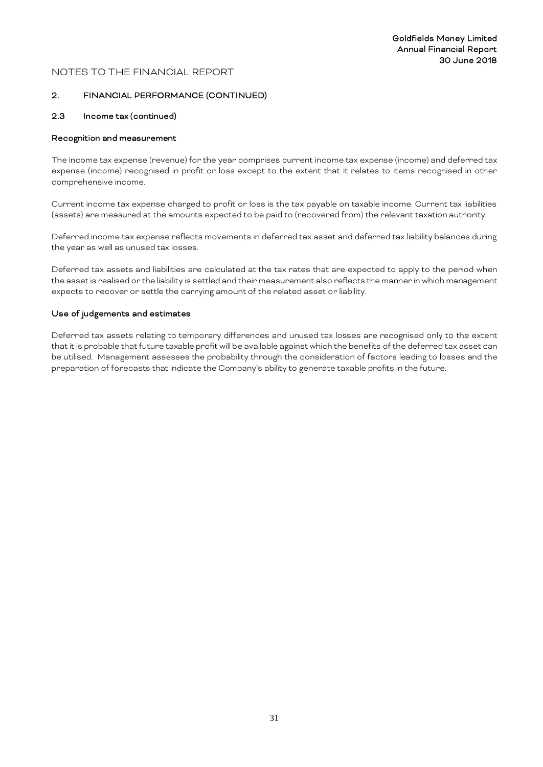NOTES TO THE FINANCIAL REPORT

## 2. FINANCIAL PERFORMANCE (CONTINUED)

### 2.3 Income tax (continued)

**Recognition and measurement**

The income tax expense (revenue) for the year comprises current income tax expense (income) and deferred tax expense (income) recognised in profit or loss except to the extent that it relates to items recognised in other comprehensive income.

Current income tax expense charged to profit or loss is the tax payable on taxable income. Current tax liabilities (assets) are measured at the amounts expected to be paid to (recovered from) the relevant taxation authority.

Deferred income tax expense reflects movements in deferred tax asset and deferred tax liability balances during the year as well as unused tax losses.

Deferred tax assets and liabilities are calculated at the tax rates that are expected to apply to the period when the asset is realised or the liability is settled and their measurement also reflects the manner in which management expects to recover or settle the carrying amount of the related asset or liability.

**Use of judgements and estimates**

Deferred tax assets relating to temporary differences and unused tax losses are recognised only to the extent that it is probable that future taxable profit will be available against which the benefits of the deferred tax asset can be utilised. Management assesses the probability through the consideration of factors leading to losses and the preparation of forecasts that indicate the Company's ability to generate taxable profits in the future.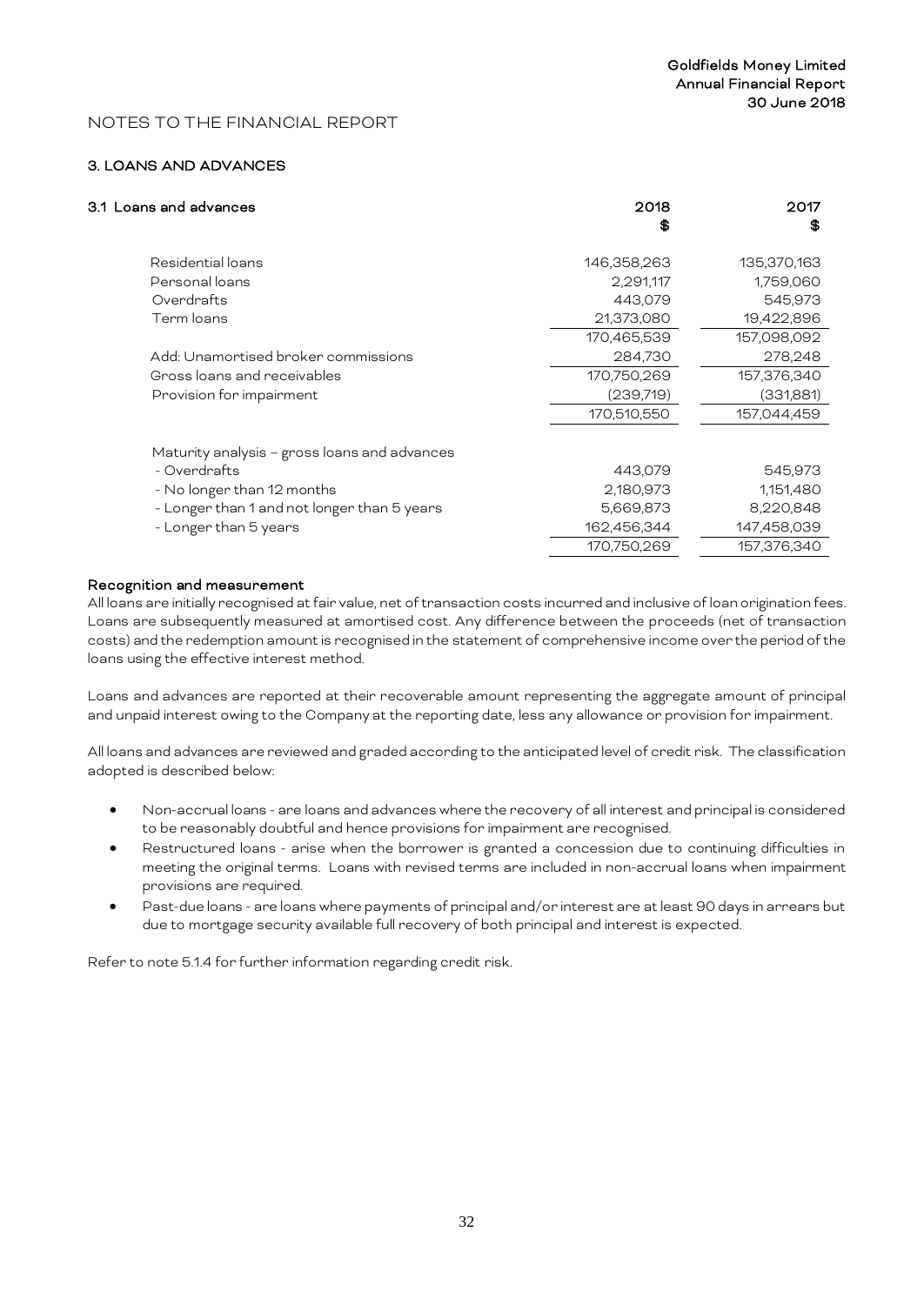NOTES TO THE FINANCIAL REPORT

## 3. LOANS AND ADVANCES

| 3.1 Loans and advances | 2018 $ | 2017 $ |
|---|---|---|
| Residential loans | 146,358,263 | 135,370,163 |
| Personal loans | 2,291,117 | 1,759,060 |
| Overdrafts | 443,079 | 545,973 |
| Term loans | 21,373,080 | 19,422,896 |
| | 170,465,539 | 157,098,092 |
| Add: Unamortised broker commissions | 284,730 | 278,248 |
| Gross loans and receivables | 170,750,269 | 157,376,340 |
| Provision for impairment | (239,719) | (331,881) |
| | 170,510,550 | 157,044,459 |
| | | |
| Maturity analysis – gross loans and advances | | |
| - Overdrafts | 443,079 | 545,973 |
| - No longer than 12 months | 2,180,973 | 1,151,480 |
| - Longer than 1 and not longer than 5 years | 5,669,873 | 8,220,848 |
| - Longer than 5 years | 162,456,344 | 147,458,039 |
| | 170,750,269 | 157,376,340 |

**Recognition and measurement**

All loans are initially recognised at fair value, net of transaction costs incurred and inclusive of loan origination fees. Loans are subsequently measured at amortised cost. Any difference between the proceeds (net of transaction costs) and the redemption amount is recognised in the statement of comprehensive income over the period of the loans using the effective interest method.

Loans and advances are reported at their recoverable amount representing the aggregate amount of principal and unpaid interest owing to the Company at the reporting date, less any allowance or provision for impairment.

All loans and advances are reviewed and graded according to the anticipated level of credit risk. The classification adopted is described below:

- Non-accrual loans - are loans and advances where the recovery of all interest and principal is considered to be reasonably doubtful and hence provisions for impairment are recognised.
- Restructured loans - arise when the borrower is granted a concession due to continuing difficulties in meeting the original terms. Loans with revised terms are included in non-accrual loans when impairment provisions are required.
- Past-due loans - are loans where payments of principal and/or interest are at least 90 days in arrears but due to mortgage security available full recovery of both principal and interest is expected.

Refer to note 5.1.4 for further information regarding credit risk.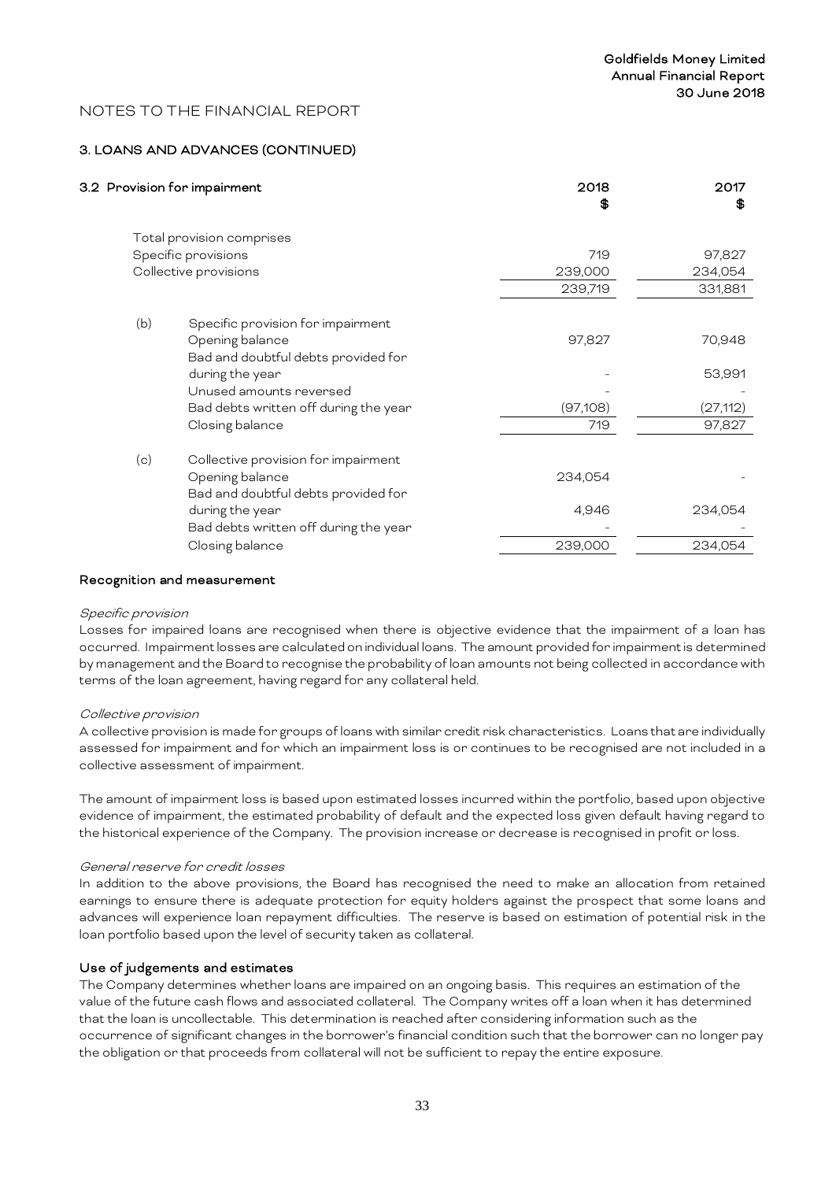NOTES TO THE FINANCIAL REPORT

## 3. LOANS AND ADVANCES (CONTINUED)

| 3.2 Provision for impairment | 2018 $ | 2017 $ |
|---|---|---|
| Total provision comprises | | |
| Specific provisions | 719 | 97,827 |
| Collective provisions | 239,000 | 234,054 |
| | 239,719 | 331,881 |
| (b) Specific provision for impairment | | |
| Opening balance | 97,827 | 70,948 |
| Bad and doubtful debts provided for during the year | - | 53,991 |
| Unused amounts reversed | - | - |
| Bad debts written off during the year | (97,108) | (27,112) |
| Closing balance | 719 | 97,827 |
| (c) Collective provision for impairment | | |
| Opening balance | 234,054 | - |
| Bad and doubtful debts provided for during the year | 4,946 | 234,054 |
| Bad debts written off during the year | - | - |
| Closing balance | 239,000 | 234,054 |

### Recognition and measurement

*Specific provision*

Losses for impaired loans are recognised when there is objective evidence that the impairment of a loan has occurred. Impairment losses are calculated on individual loans. The amount provided for impairment is determined by management and the Board to recognise the probability of loan amounts not being collected in accordance with terms of the loan agreement, having regard for any collateral held.

*Collective provision*

A collective provision is made for groups of loans with similar credit risk characteristics. Loans that are individually assessed for impairment and for which an impairment loss is or continues to be recognised are not included in a collective assessment of impairment.

The amount of impairment loss is based upon estimated losses incurred within the portfolio, based upon objective evidence of impairment, the estimated probability of default and the expected loss given default having regard to the historical experience of the Company. The provision increase or decrease is recognised in profit or loss.

*General reserve for credit losses*

In addition to the above provisions, the Board has recognised the need to make an allocation from retained earnings to ensure there is adequate protection for equity holders against the prospect that some loans and advances will experience loan repayment difficulties. The reserve is based on estimation of potential risk in the loan portfolio based upon the level of security taken as collateral.

### Use of judgements and estimates

The Company determines whether loans are impaired on an ongoing basis. This requires an estimation of the value of the future cash flows and associated collateral. The Company writes off a loan when it has determined that the loan is uncollectable. This determination is reached after considering information such as the occurrence of significant changes in the borrower's financial condition such that the borrower can no longer pay the obligation or that proceeds from collateral will not be sufficient to repay the entire exposure.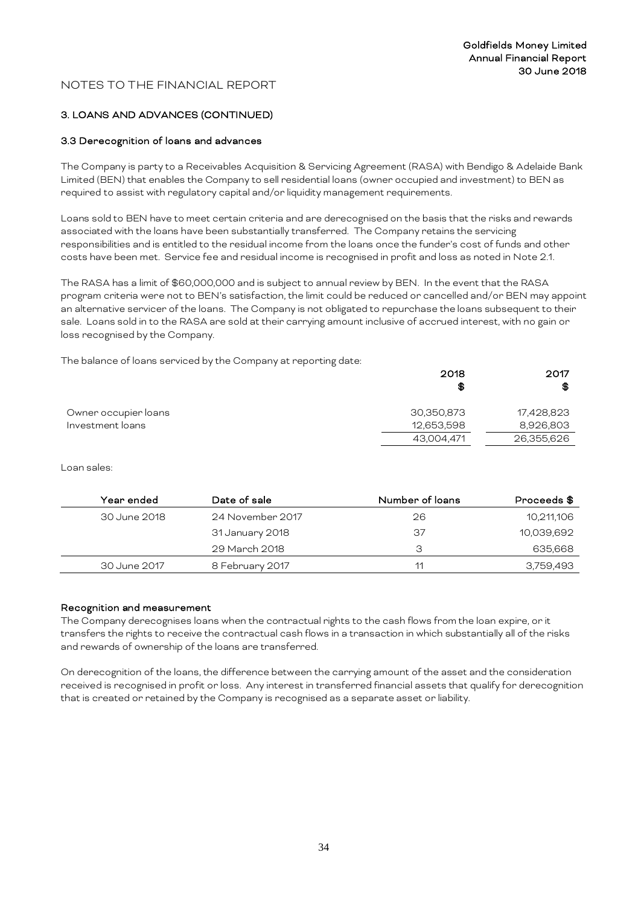# NOTES TO THE FINANCIAL REPORT

## 3. LOANS AND ADVANCES (CONTINUED)

### 3.3 Derecognition of loans and advances

The Company is party to a Receivables Acquisition & Servicing Agreement (RASA) with Bendigo & Adelaide Bank Limited (BEN) that enables the Company to sell residential loans (owner occupied and investment) to BEN as required to assist with regulatory capital and/or liquidity management requirements.

Loans sold to BEN have to meet certain criteria and are derecognised on the basis that the risks and rewards associated with the loans have been substantially transferred. The Company retains the servicing responsibilities and is entitled to the residual income from the loans once the funder's cost of funds and other costs have been met. Service fee and residual income is recognised in profit and loss as noted in Note 2.1.

The RASA has a limit of $60,000,000 and is subject to annual review by BEN. In the event that the RASA program criteria were not to BEN's satisfaction, the limit could be reduced or cancelled and/or BEN may appoint an alternative servicer of the loans. The Company is not obligated to repurchase the loans subsequent to their sale. Loans sold in to the RASA are sold at their carrying amount inclusive of accrued interest, with no gain or loss recognised by the Company.

The balance of loans serviced by the Company at reporting date:

| | 2018 $ | 2017 $ |
|---|---|---|
| Owner occupier loans | 30,350,873 | 17,428,823 |
| Investment loans | 12,653,598 | 8,926,803 |
| | 43,004,471 | 26,355,626 |

Loan sales:

| Year ended | Date of sale | Number of loans | Proceeds $ |
|---|---|---|---|
| 30 June 2018 | 24 November 2017 | 26 | 10,211,106 |
| | 31 January 2018 | 37 | 10,039,692 |
| | 29 March 2018 | 3 | 635,668 |
| 30 June 2017 | 8 February 2017 | 11 | 3,759,493 |

#### Recognition and measurement

The Company derecognises loans when the contractual rights to the cash flows from the loan expire, or it transfers the rights to receive the contractual cash flows in a transaction in which substantially all of the risks and rewards of ownership of the loans are transferred.

On derecognition of the loans, the difference between the carrying amount of the asset and the consideration received is recognised in profit or loss. Any interest in transferred financial assets that qualify for derecognition that is created or retained by the Company is recognised as a separate asset or liability.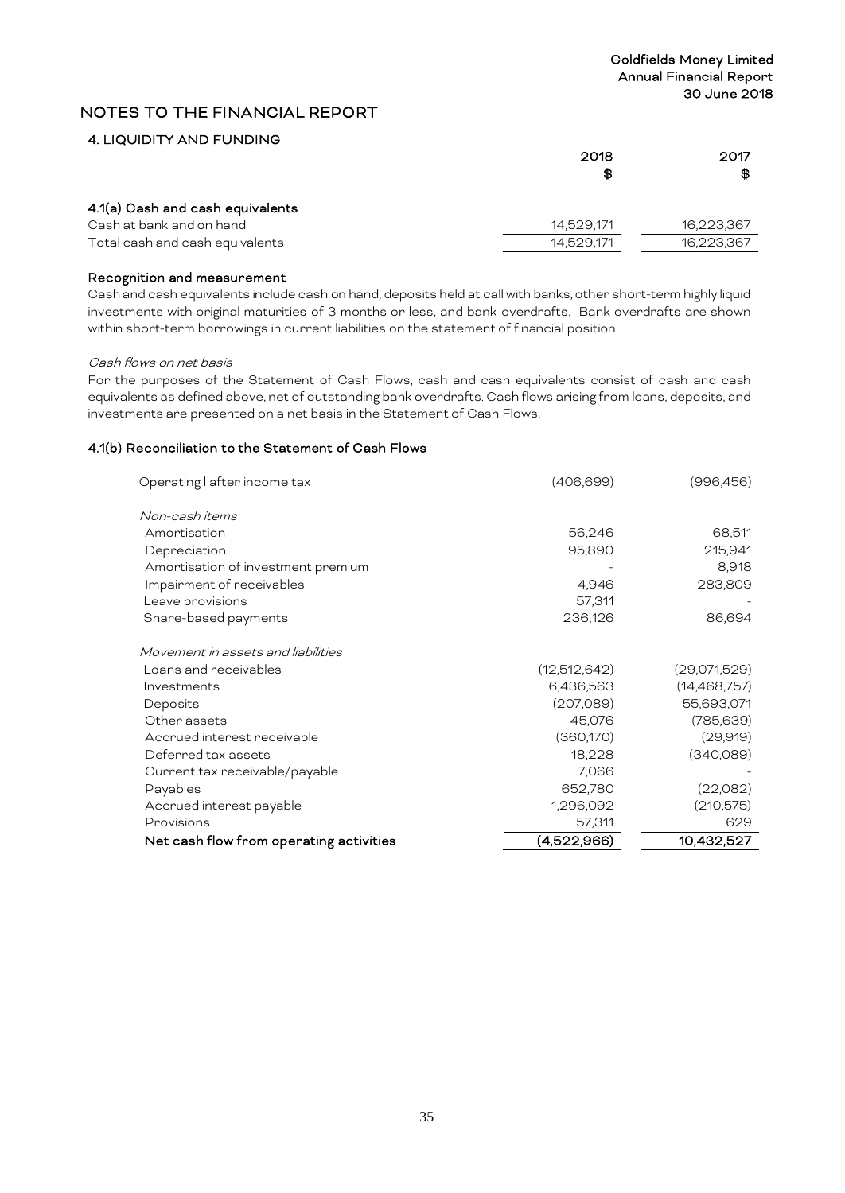# NOTES TO THE FINANCIAL REPORT

## 4. LIQUIDITY AND FUNDING

| | 2018 $ | 2017 $ |
|---|---|---|
| **4.1(a) Cash and cash equivalents** | | |
| Cash at bank and on hand | 14,529,171 | 16,223,367 |
| Total cash and cash equivalents | 14,529,171 | 16,223,367 |

**Recognition and measurement**

Cash and cash equivalents include cash on hand, deposits held at call with banks, other short-term highly liquid investments with original maturities of 3 months or less, and bank overdrafts. Bank overdrafts are shown within short-term borrowings in current liabilities on the statement of financial position.

*Cash flows on net basis*

For the purposes of the Statement of Cash Flows, cash and cash equivalents consist of cash and cash equivalents as defined above, net of outstanding bank overdrafts. Cash flows arising from loans, deposits, and investments are presented on a net basis in the Statement of Cash Flows.

**4.1(b) Reconciliation to the Statement of Cash Flows**

| | 2018 $ | 2017 $ |
|---|---|---|
| Operating l after income tax | (406,699) | (996,456) |
| *Non-cash items* | | |
| Amortisation | 56,246 | 68,511 |
| Depreciation | 95,890 | 215,941 |
| Amortisation of investment premium | - | 8,918 |
| Impairment of receivables | 4,946 | 283,809 |
| Leave provisions | 57,311 | - |
| Share-based payments | 236,126 | 86,694 |
| *Movement in assets and liabilities* | | |
| Loans and receivables | (12,512,642) | (29,071,529) |
| Investments | 6,436,563 | (14,468,757) |
| Deposits | (207,089) | 55,693,071 |
| Other assets | 45,076 | (785,639) |
| Accrued interest receivable | (360,170) | (29,919) |
| Deferred tax assets | 18,228 | (340,089) |
| Current tax receivable/payable | 7,066 | - |
| Payables | 652,780 | (22,082) |
| Accrued interest payable | 1,296,092 | (210,575) |
| Provisions | 57,311 | 629 |
| **Net cash flow from operating activities** | **(4,522,966)** | **10,432,527** |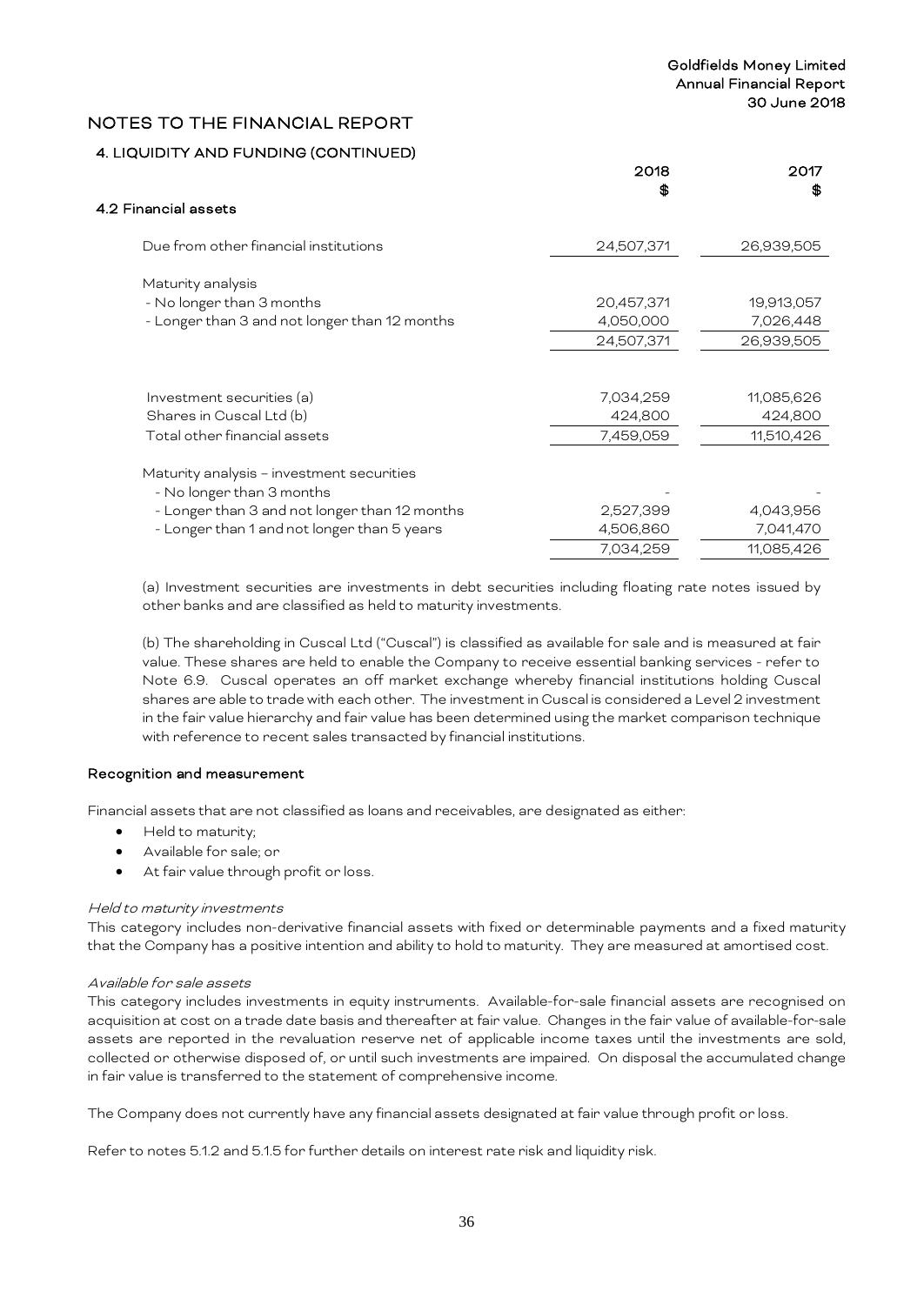## NOTES TO THE FINANCIAL REPORT

### 4. LIQUIDITY AND FUNDING (CONTINUED)

| | 2018 $ | 2017 $ |
|---|---|---|
| **4.2 Financial assets** | | |
| Due from other financial institutions | 24,507,371 | 26,939,505 |
| Maturity analysis | | |
| - No longer than 3 months | 20,457,371 | 19,913,057 |
| - Longer than 3 and not longer than 12 months | 4,050,000 | 7,026,448 |
| | 24,507,371 | 26,939,505 |
| Investment securities (a) | 7,034,259 | 11,085,626 |
| Shares in Cuscal Ltd (b) | 424,800 | 424,800 |
| Total other financial assets | 7,459,059 | 11,510,426 |
| Maturity analysis – investment securities | | |
| - No longer than 3 months | - | - |
| - Longer than 3 and not longer than 12 months | 2,527,399 | 4,043,956 |
| - Longer than 1 and not longer than 5 years | 4,506,860 | 7,041,470 |
| | 7,034,259 | 11,085,426 |

(a) Investment securities are investments in debt securities including floating rate notes issued by other banks and are classified as held to maturity investments.

(b) The shareholding in Cuscal Ltd ("Cuscal") is classified as available for sale and is measured at fair value. These shares are held to enable the Company to receive essential banking services - refer to Note 6.9. Cuscal operates an off market exchange whereby financial institutions holding Cuscal shares are able to trade with each other. The investment in Cuscal is considered a Level 2 investment in the fair value hierarchy and fair value has been determined using the market comparison technique with reference to recent sales transacted by financial institutions.

#### Recognition and measurement

Financial assets that are not classified as loans and receivables, are designated as either:

- Held to maturity;
- Available for sale; or
- At fair value through profit or loss.

*Held to maturity investments*

This category includes non-derivative financial assets with fixed or determinable payments and a fixed maturity that the Company has a positive intention and ability to hold to maturity. They are measured at amortised cost.

*Available for sale assets*

This category includes investments in equity instruments. Available-for-sale financial assets are recognised on acquisition at cost on a trade date basis and thereafter at fair value. Changes in the fair value of available-for-sale assets are reported in the revaluation reserve net of applicable income taxes until the investments are sold, collected or otherwise disposed of, or until such investments are impaired. On disposal the accumulated change in fair value is transferred to the statement of comprehensive income.

The Company does not currently have any financial assets designated at fair value through profit or loss.

Refer to notes 5.1.2 and 5.1.5 for further details on interest rate risk and liquidity risk.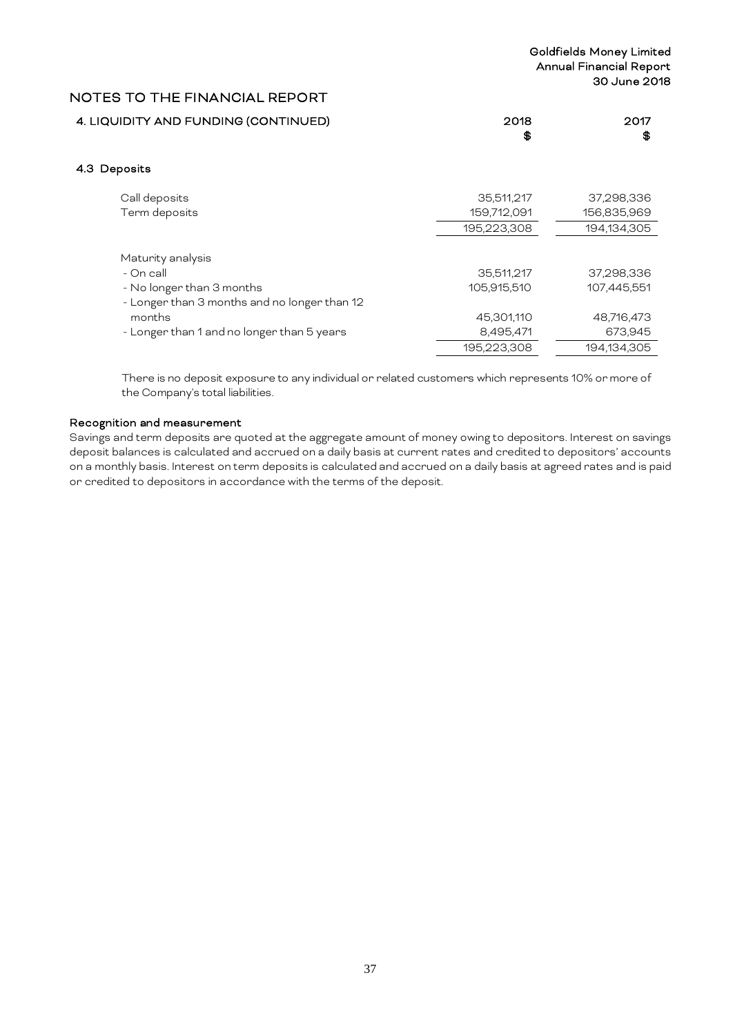## NOTES TO THE FINANCIAL REPORT

### 4. LIQUIDITY AND FUNDING (CONTINUED)

#### 4.3 Deposits

| | 2018 $ | 2017 $ |
|---|---|---|
| Call deposits | 35,511,217 | 37,298,336 |
| Term deposits | 159,712,091 | 156,835,969 |
| | 195,223,308 | 194,134,305 |
| Maturity analysis | | |
| - On call | 35,511,217 | 37,298,336 |
| - No longer than 3 months | 105,915,510 | 107,445,551 |
| - Longer than 3 months and no longer than 12 months | 45,301,110 | 48,716,473 |
| - Longer than 1 and no longer than 5 years | 8,495,471 | 673,945 |
| | 195,223,308 | 194,134,305 |

There is no deposit exposure to any individual or related customers which represents 10% or more of the Company's total liabilities.

**Recognition and measurement**

Savings and term deposits are quoted at the aggregate amount of money owing to depositors. Interest on savings deposit balances is calculated and accrued on a daily basis at current rates and credited to depositors' accounts on a monthly basis. Interest on term deposits is calculated and accrued on a daily basis at agreed rates and is paid or credited to depositors in accordance with the terms of the deposit.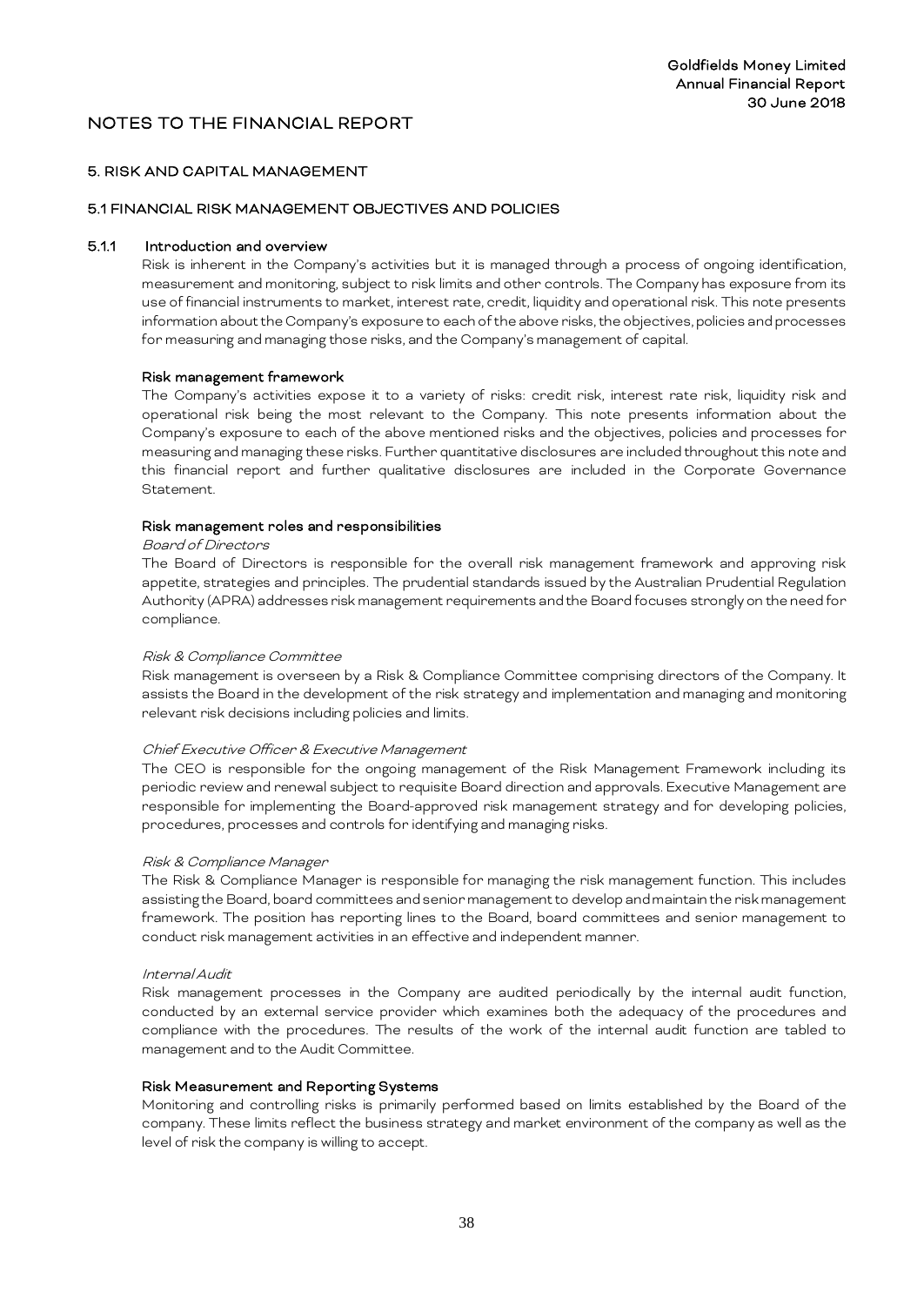# NOTES TO THE FINANCIAL REPORT

## 5. RISK AND CAPITAL MANAGEMENT

### 5.1 FINANCIAL RISK MANAGEMENT OBJECTIVES AND POLICIES

#### 5.1.1 Introduction and overview

Risk is inherent in the Company's activities but it is managed through a process of ongoing identification, measurement and monitoring, subject to risk limits and other controls. The Company has exposure from its use of financial instruments to market, interest rate, credit, liquidity and operational risk. This note presents information about the Company's exposure to each of the above risks, the objectives, policies and processes for measuring and managing those risks, and the Company's management of capital.

**Risk management framework**

The Company's activities expose it to a variety of risks: credit risk, interest rate risk, liquidity risk and operational risk being the most relevant to the Company. This note presents information about the Company's exposure to each of the above mentioned risks and the objectives, policies and processes for measuring and managing these risks. Further quantitative disclosures are included throughout this note and this financial report and further qualitative disclosures are included in the Corporate Governance Statement.

**Risk management roles and responsibilities**

*Board of Directors*

The Board of Directors is responsible for the overall risk management framework and approving risk appetite, strategies and principles. The prudential standards issued by the Australian Prudential Regulation Authority (APRA) addresses risk management requirements and the Board focuses strongly on the need for compliance.

*Risk & Compliance Committee*

Risk management is overseen by a Risk & Compliance Committee comprising directors of the Company. It assists the Board in the development of the risk strategy and implementation and managing and monitoring relevant risk decisions including policies and limits.

*Chief Executive Officer & Executive Management*

The CEO is responsible for the ongoing management of the Risk Management Framework including its periodic review and renewal subject to requisite Board direction and approvals. Executive Management are responsible for implementing the Board-approved risk management strategy and for developing policies, procedures, processes and controls for identifying and managing risks.

*Risk & Compliance Manager*

The Risk & Compliance Manager is responsible for managing the risk management function. This includes assisting the Board, board committees and senior management to develop and maintain the risk management framework. The position has reporting lines to the Board, board committees and senior management to conduct risk management activities in an effective and independent manner.

*Internal Audit*

Risk management processes in the Company are audited periodically by the internal audit function, conducted by an external service provider which examines both the adequacy of the procedures and compliance with the procedures. The results of the work of the internal audit function are tabled to management and to the Audit Committee.

**Risk Measurement and Reporting Systems**

Monitoring and controlling risks is primarily performed based on limits established by the Board of the company. These limits reflect the business strategy and market environment of the company as well as the level of risk the company is willing to accept.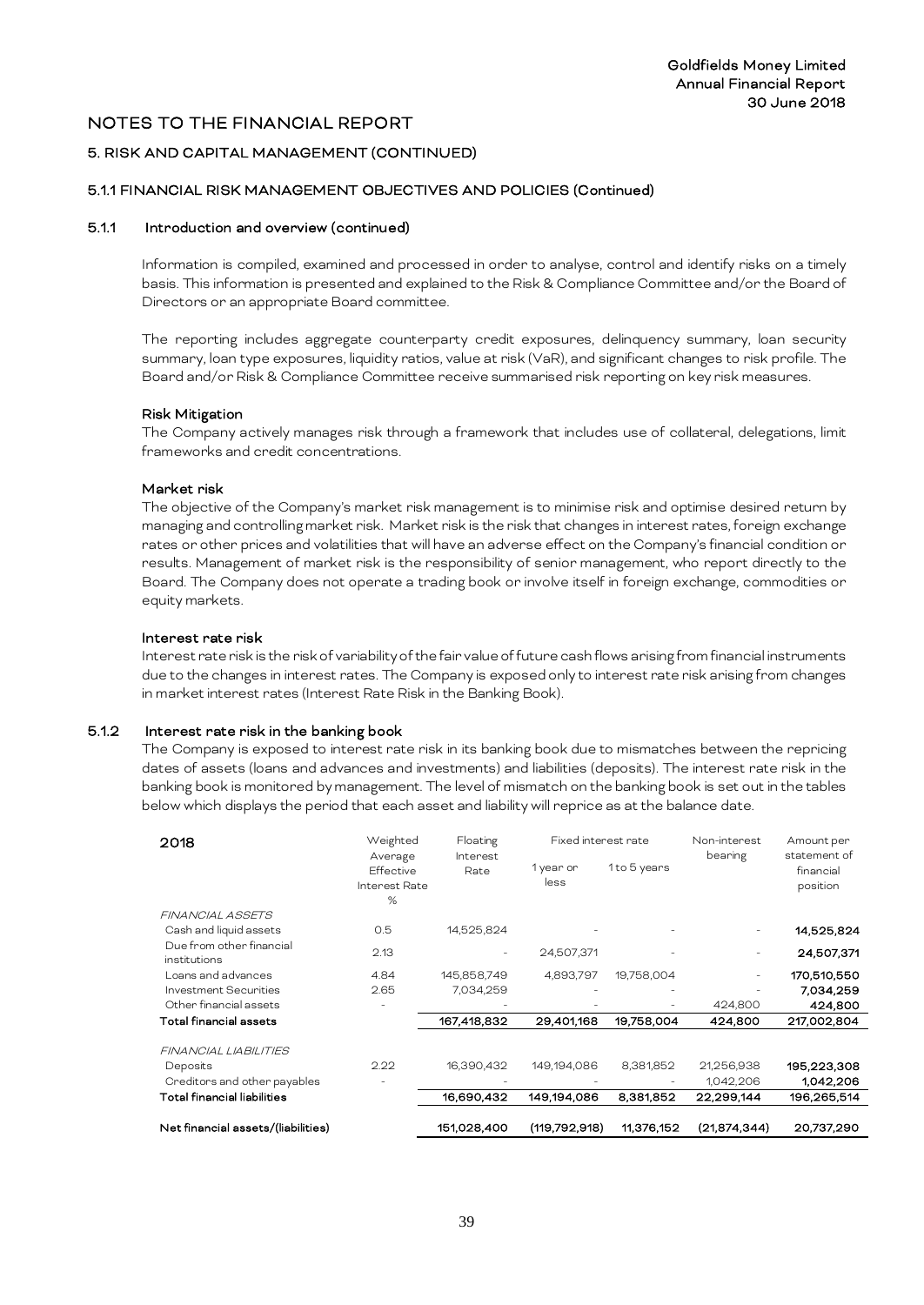# NOTES TO THE FINANCIAL REPORT

## 5. RISK AND CAPITAL MANAGEMENT (CONTINUED)

### 5.1.1 FINANCIAL RISK MANAGEMENT OBJECTIVES AND POLICIES (Continued)

#### 5.1.1 Introduction and overview (continued)

Information is compiled, examined and processed in order to analyse, control and identify risks on a timely basis. This information is presented and explained to the Risk & Compliance Committee and/or the Board of Directors or an appropriate Board committee.

The reporting includes aggregate counterparty credit exposures, delinquency summary, loan security summary, loan type exposures, liquidity ratios, value at risk (VaR), and significant changes to risk profile. The Board and/or Risk & Compliance Committee receive summarised risk reporting on key risk measures.

**Risk Mitigation**

The Company actively manages risk through a framework that includes use of collateral, delegations, limit frameworks and credit concentrations.

**Market risk**

The objective of the Company's market risk management is to minimise risk and optimise desired return by managing and controlling market risk. Market risk is the risk that changes in interest rates, foreign exchange rates or other prices and volatilities that will have an adverse effect on the Company's financial condition or results. Management of market risk is the responsibility of senior management, who report directly to the Board. The Company does not operate a trading book or involve itself in foreign exchange, commodities or equity markets.

**Interest rate risk**

Interest rate risk is the risk of variability of the fair value of future cash flows arising from financial instruments due to the changes in interest rates. The Company is exposed only to interest rate risk arising from changes in market interest rates (Interest Rate Risk in the Banking Book).

#### 5.1.2 Interest rate risk in the banking book

The Company is exposed to interest rate risk in its banking book due to mismatches between the repricing dates of assets (loans and advances and investments) and liabilities (deposits). The interest rate risk in the banking book is monitored by management. The level of mismatch on the banking book is set out in the tables below which displays the period that each asset and liability will reprice as at the balance date.

| 2018 | Weighted Average Effective Interest Rate % | Floating Interest Rate | Fixed interest rate | | Non-interest bearing | Amount per statement of financial position |
|---|---|---|---|---|---|---|
| | | | 1 year or less | 1 to 5 years | | |
| *FINANCIAL ASSETS* | | | | | | |
| Cash and liquid assets | 0.5 | 14,525,824 | - | - | - | **14,525,824** |
| Due from other financial institutions | 2.13 | - | 24,507,371 | - | - | **24,507,371** |
| Loans and advances | 4.84 | 145,858,749 | 4,893,797 | 19,758,004 | - | **170,510,550** |
| Investment Securities | 2.65 | 7,034,259 | - | - | - | **7,034,259** |
| Other financial assets | - | - | - | - | 424,800 | **424,800** |
| **Total financial assets** | | **167,418,832** | **29,401,168** | **19,758,004** | **424,800** | **217,002,804** |
| *FINANCIAL LIABILITIES* | | | | | | |
| Deposits | 2.22 | 16,390,432 | 149,194,086 | 8,381,852 | 21,256,938 | **195,223,308** |
| Creditors and other payables | - | - | - | - | 1,042,206 | **1,042,206** |
| **Total financial liabilities** | | **16,690,432** | **149,194,086** | **8,381,852** | **22,299,144** | **196,265,514** |
| **Net financial assets/(liabilities)** | | **151,028,400** | **(119,792,918)** | **11,376,152** | **(21,874,344)** | **20,737,290** |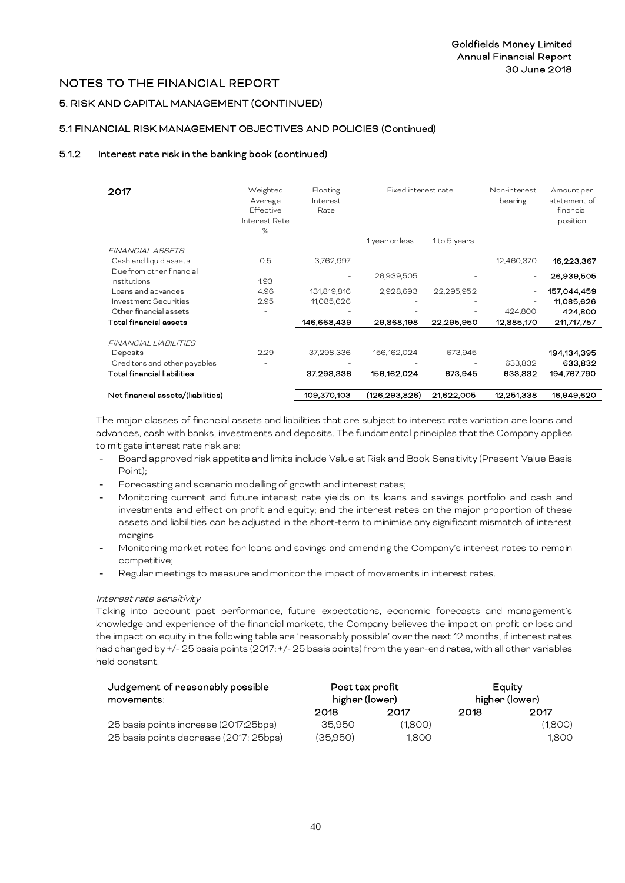## NOTES TO THE FINANCIAL REPORT

### 5. RISK AND CAPITAL MANAGEMENT (CONTINUED)

#### 5.1 FINANCIAL RISK MANAGEMENT OBJECTIVES AND POLICIES (Continued)

#### 5.1.2 Interest rate risk in the banking book (continued)

| 2017 | Weighted Average Effective Interest Rate % | Floating Interest Rate | Fixed interest rate | | Non-interest bearing | Amount per statement of financial position |
|---|---|---|---|---|---|---|
| | | | 1 year or less | 1 to 5 years | | |
| *FINANCIAL ASSETS* | | | | | | |
| Cash and liquid assets | 0.5 | 3,762,997 | - | - | 12,460,370 | **16,223,367** |
| Due from other financial institutions | 1.93 | - | 26,939,505 | - | - | **26,939,505** |
| Loans and advances | 4.96 | 131,819,816 | 2,928,693 | 22,295,952 | - | **157,044,459** |
| Investment Securities | 2.95 | 11,085,626 | - | - | - | **11,085,626** |
| Other financial assets | - | - | - | - | 424,800 | **424,800** |
| **Total financial assets** | | **146,668,439** | **29,868,198** | **22,295,950** | **12,885,170** | **211,717,757** |
| *FINANCIAL LIABILITIES* | | | | | | |
| Deposits | 2.29 | 37,298,336 | 156,162,024 | 673,945 | - | **194,134,395** |
| Creditors and other payables | - | - | - | - | 633,832 | **633,832** |
| **Total financial liabilities** | | **37,298,336** | **156,162,024** | **673,945** | **633,832** | **194,767,790** |
| **Net financial assets/(liabilities)** | | **109,370,103** | **(126,293,826)** | **21,622,005** | **12,251,338** | **16,949,620** |

The major classes of financial assets and liabilities that are subject to interest rate variation are loans and advances, cash with banks, investments and deposits. The fundamental principles that the Company applies to mitigate interest rate risk are:

- Board approved risk appetite and limits include Value at Risk and Book Sensitivity (Present Value Basis Point);
- Forecasting and scenario modelling of growth and interest rates;
- Monitoring current and future interest rate yields on its loans and savings portfolio and cash and investments and effect on profit and equity; and the interest rates on the major proportion of these assets and liabilities can be adjusted in the short-term to minimise any significant mismatch of interest margins
- Monitoring market rates for loans and savings and amending the Company's interest rates to remain competitive;
- Regular meetings to measure and monitor the impact of movements in interest rates.

*Interest rate sensitivity*

Taking into account past performance, future expectations, economic forecasts and management's knowledge and experience of the financial markets, the Company believes the impact on profit or loss and the impact on equity in the following table are 'reasonably possible' over the next 12 months, if interest rates had changed by +/- 25 basis points (2017: +/- 25 basis points) from the year-end rates, with all other variables held constant.

| Judgement of reasonably possible movements: | Post tax profit higher (lower) | | Equity higher (lower) | |
|---|---|---|---|---|
| | 2018 | 2017 | 2018 | 2017 |
| 25 basis points increase (2017:25bps) | 35,950 | (1,800) | | (1,800) |
| 25 basis points decrease (2017: 25bps) | (35,950) | 1,800 | | 1,800 |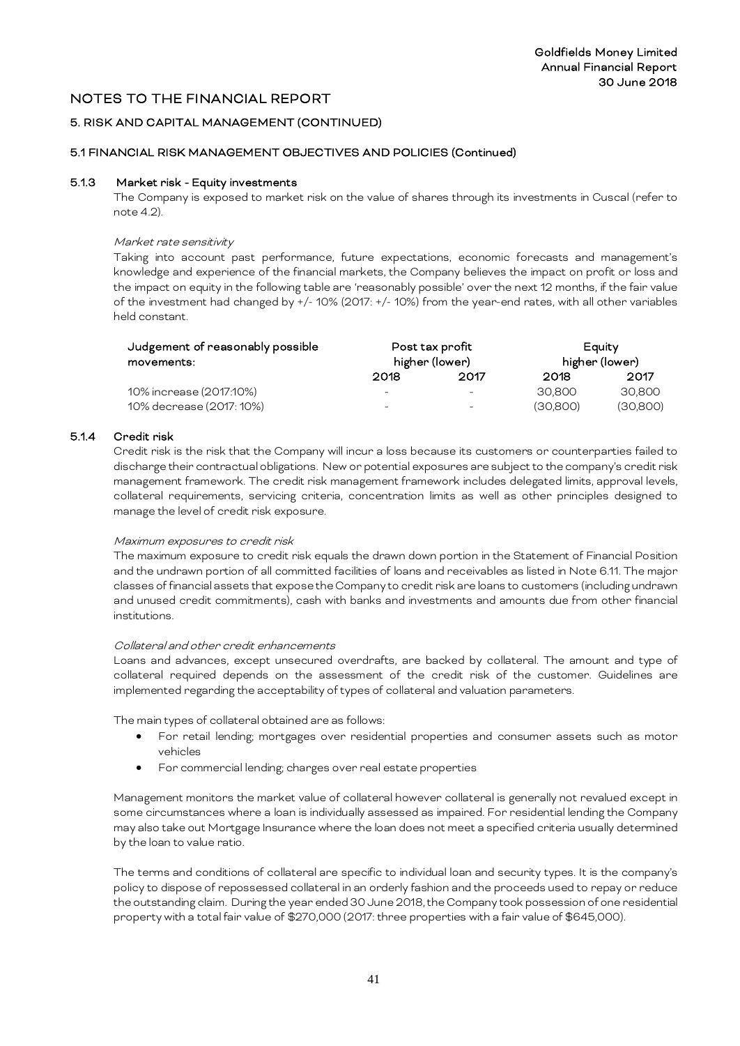# NOTES TO THE FINANCIAL REPORT

## 5. RISK AND CAPITAL MANAGEMENT (CONTINUED)

### 5.1 FINANCIAL RISK MANAGEMENT OBJECTIVES AND POLICIES (Continued)

#### 5.1.3 Market risk - Equity investments

The Company is exposed to market risk on the value of shares through its investments in Cuscal (refer to note 4.2).

*Market rate sensitivity*

Taking into account past performance, future expectations, economic forecasts and management's knowledge and experience of the financial markets, the Company believes the impact on profit or loss and the impact on equity in the following table are 'reasonably possible' over the next 12 months, if the fair value of the investment had changed by +/- 10% (2017: +/- 10%) from the year-end rates, with all other variables held constant.

| Judgement of reasonably possible movements: | Post tax profit higher (lower) | | Equity higher (lower) | |
|---|---|---|---|---|
| | 2018 | 2017 | 2018 | 2017 |
| 10% increase (2017:10%) | - | - | 30,800 | 30,800 |
| 10% decrease (2017: 10%) | - | - | (30,800) | (30,800) |

#### 5.1.4 Credit risk

Credit risk is the risk that the Company will incur a loss because its customers or counterparties failed to discharge their contractual obligations. New or potential exposures are subject to the company's credit risk management framework. The credit risk management framework includes delegated limits, approval levels, collateral requirements, servicing criteria, concentration limits as well as other principles designed to manage the level of credit risk exposure.

*Maximum exposures to credit risk*

The maximum exposure to credit risk equals the drawn down portion in the Statement of Financial Position and the undrawn portion of all committed facilities of loans and receivables as listed in Note 6.11. The major classes of financial assets that expose the Company to credit risk are loans to customers (including undrawn and unused credit commitments), cash with banks and investments and amounts due from other financial institutions.

*Collateral and other credit enhancements*

Loans and advances, except unsecured overdrafts, are backed by collateral. The amount and type of collateral required depends on the assessment of the credit risk of the customer. Guidelines are implemented regarding the acceptability of types of collateral and valuation parameters.

The main types of collateral obtained are as follows:

- For retail lending; mortgages over residential properties and consumer assets such as motor vehicles
- For commercial lending; charges over real estate properties

Management monitors the market value of collateral however collateral is generally not revalued except in some circumstances where a loan is individually assessed as impaired. For residential lending the Company may also take out Mortgage Insurance where the loan does not meet a specified criteria usually determined by the loan to value ratio.

The terms and conditions of collateral are specific to individual loan and security types. It is the company's policy to dispose of repossessed collateral in an orderly fashion and the proceeds used to repay or reduce the outstanding claim. During the year ended 30 June 2018, the Company took possession of one residential property with a total fair value of $270,000 (2017: three properties with a fair value of $645,000).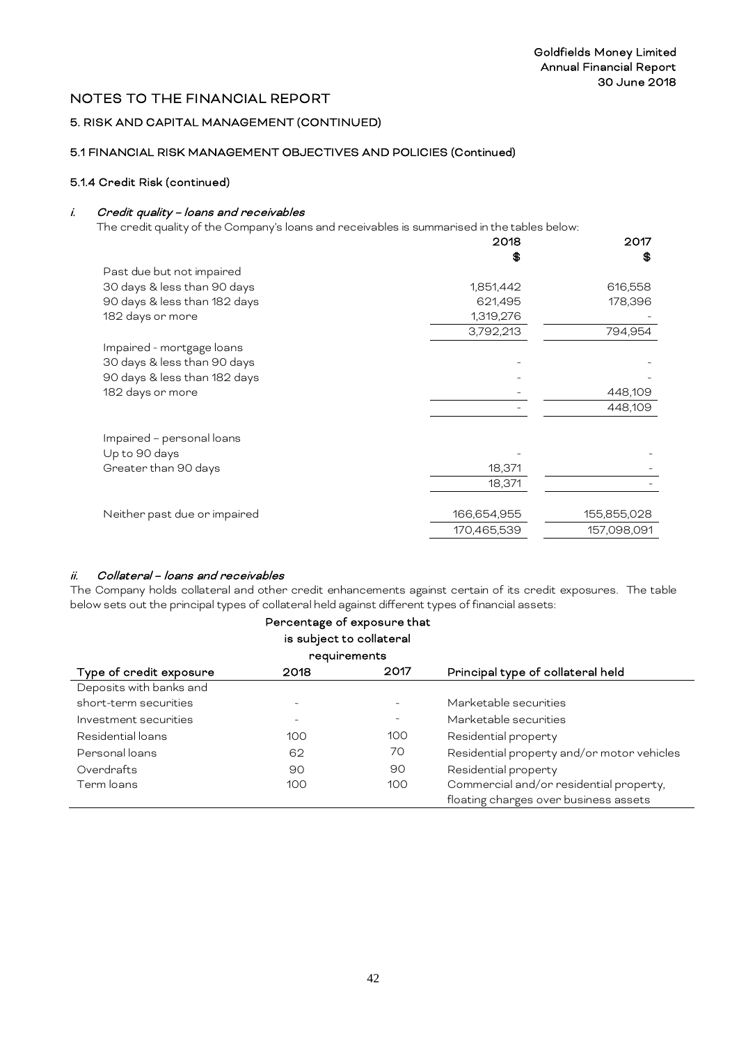# NOTES TO THE FINANCIAL REPORT

## 5. RISK AND CAPITAL MANAGEMENT (CONTINUED)

### 5.1 FINANCIAL RISK MANAGEMENT OBJECTIVES AND POLICIES (Continued)

#### 5.1.4 Credit Risk (continued)

#### *i. Credit quality – loans and receivables*

The credit quality of the Company's loans and receivables is summarised in the tables below:

| | 2018 $ | 2017 $ |
|---|---|---|
| Past due but not impaired | | |
| 30 days & less than 90 days | 1,851,442 | 616,558 |
| 90 days & less than 182 days | 621,495 | 178,396 |
| 182 days or more | 1,319,276 | - |
| | 3,792,213 | 794,954 |
| Impaired - mortgage loans | | |
| 30 days & less than 90 days | - | - |
| 90 days & less than 182 days | - | - |
| 182 days or more | - | 448,109 |
| | - | 448,109 |
| Impaired – personal loans | | |
| Up to 90 days | - | - |
| Greater than 90 days | 18,371 | - |
| | 18,371 | - |
| Neither past due or impaired | 166,654,955 | 155,855,028 |
| | 170,465,539 | 157,098,091 |

#### *ii. Collateral – loans and receivables*

The Company holds collateral and other credit enhancements against certain of its credit exposures. The table below sets out the principal types of collateral held against different types of financial assets:

| Type of credit exposure | Percentage of exposure that is subject to collateral requirements 2018 | 2017 | Principal type of collateral held |
|---|---|---|---|
| Deposits with banks and short-term securities | - | - | Marketable securities |
| Investment securities | - | - | Marketable securities |
| Residential loans | 100 | 100 | Residential property |
| Personal loans | 62 | 70 | Residential property and/or motor vehicles |
| Overdrafts | 90 | 90 | Residential property |
| Term loans | 100 | 100 | Commercial and/or residential property, floating charges over business assets |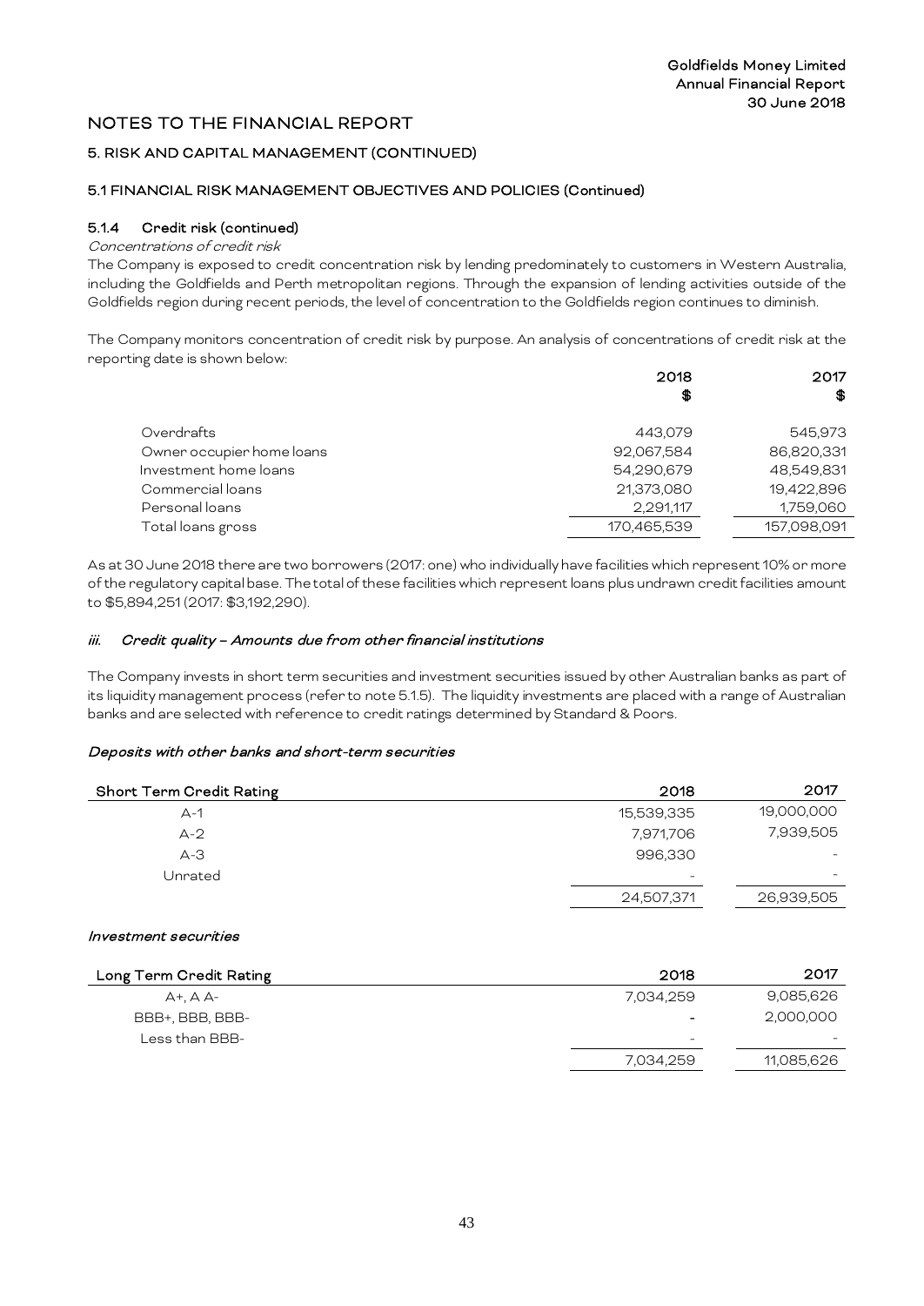# NOTES TO THE FINANCIAL REPORT

## 5. RISK AND CAPITAL MANAGEMENT (CONTINUED)

### 5.1 FINANCIAL RISK MANAGEMENT OBJECTIVES AND POLICIES (Continued)

#### 5.1.4 Credit risk (continued)

*Concentrations of credit risk*

The Company is exposed to credit concentration risk by lending predominately to customers in Western Australia, including the Goldfields and Perth metropolitan regions. Through the expansion of lending activities outside of the Goldfields region during recent periods, the level of concentration to the Goldfields region continues to diminish.

The Company monitors concentration of credit risk by purpose. An analysis of concentrations of credit risk at the reporting date is shown below:

| | 2018 $ | 2017 $ |
|---|---|---|
| Overdrafts | 443,079 | 545,973 |
| Owner occupier home loans | 92,067,584 | 86,820,331 |
| Investment home loans | 54,290,679 | 48,549,831 |
| Commercial loans | 21,373,080 | 19,422,896 |
| Personal loans | 2,291,117 | 1,759,060 |
| Total loans gross | 170,465,539 | 157,098,091 |

As at 30 June 2018 there are two borrowers (2017: one) who individually have facilities which represent 10% or more of the regulatory capital base. The total of these facilities which represent loans plus undrawn credit facilities amount to $5,894,251 (2017: $3,192,290).

#### *iii. Credit quality – Amounts due from other financial institutions*

The Company invests in short term securities and investment securities issued by other Australian banks as part of its liquidity management process (refer to note 5.1.5). The liquidity investments are placed with a range of Australian banks and are selected with reference to credit ratings determined by Standard & Poors.

***Deposits with other banks and short-term securities***

| Short Term Credit Rating | 2018 | 2017 |
|---|---|---|
| A-1 | 15,539,335 | 19,000,000 |
| A-2 | 7,971,706 | 7,939,505 |
| A-3 | 996,330 | - |
| Unrated | - | - |
| | 24,507,371 | 26,939,505 |

***Investment securities***

| Long Term Credit Rating | 2018 | 2017 |
|---|---|---|
| A+, A A- | 7,034,259 | 9,085,626 |
| BBB+, BBB, BBB- | - | 2,000,000 |
| Less than BBB- | - | - |
| | 7,034,259 | 11,085,626 |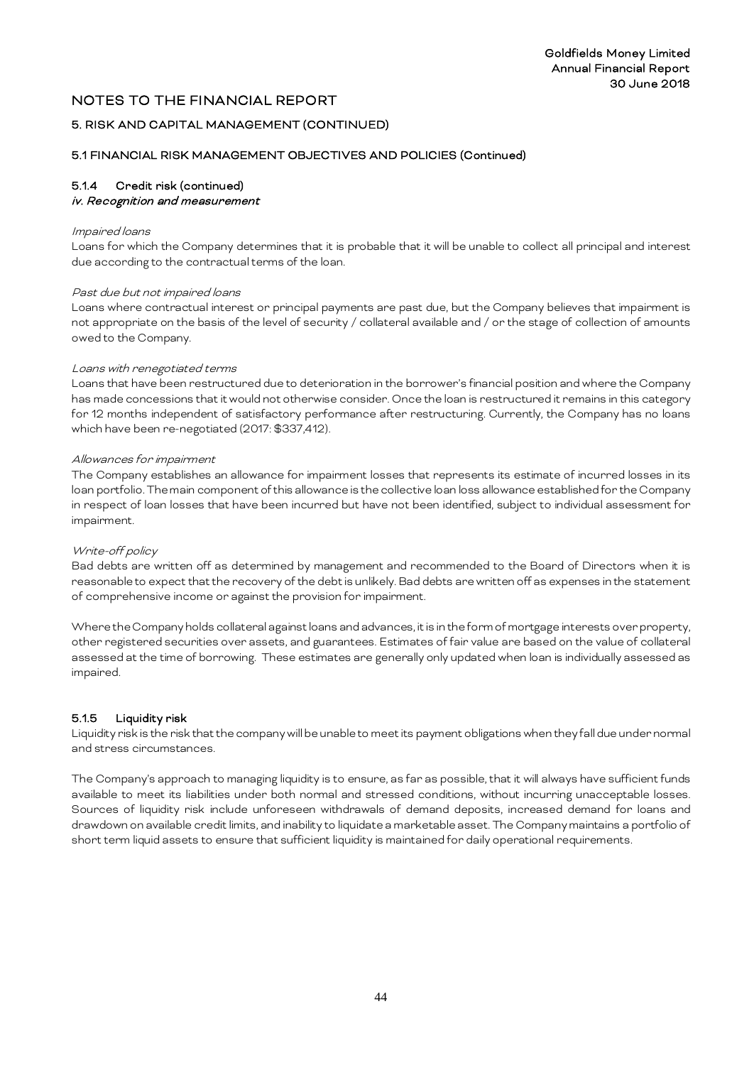# NOTES TO THE FINANCIAL REPORT

## 5. RISK AND CAPITAL MANAGEMENT (CONTINUED)

### 5.1 FINANCIAL RISK MANAGEMENT OBJECTIVES AND POLICIES (Continued)

#### 5.1.4 Credit risk (continued)

***iv. Recognition and measurement***

*Impaired loans*

Loans for which the Company determines that it is probable that it will be unable to collect all principal and interest due according to the contractual terms of the loan.

*Past due but not impaired loans*

Loans where contractual interest or principal payments are past due, but the Company believes that impairment is not appropriate on the basis of the level of security / collateral available and / or the stage of collection of amounts owed to the Company.

*Loans with renegotiated terms*

Loans that have been restructured due to deterioration in the borrower's financial position and where the Company has made concessions that it would not otherwise consider. Once the loan is restructured it remains in this category for 12 months independent of satisfactory performance after restructuring. Currently, the Company has no loans which have been re-negotiated (2017: $337,412).

*Allowances for impairment*

The Company establishes an allowance for impairment losses that represents its estimate of incurred losses in its loan portfolio. The main component of this allowance is the collective loan loss allowance established for the Company in respect of loan losses that have been incurred but have not been identified, subject to individual assessment for impairment.

*Write-off policy*

Bad debts are written off as determined by management and recommended to the Board of Directors when it is reasonable to expect that the recovery of the debt is unlikely. Bad debts are written off as expenses in the statement of comprehensive income or against the provision for impairment.

Where the Company holds collateral against loans and advances, it is in the form of mortgage interests over property, other registered securities over assets, and guarantees. Estimates of fair value are based on the value of collateral assessed at the time of borrowing. These estimates are generally only updated when loan is individually assessed as impaired.

#### 5.1.5 Liquidity risk

Liquidity risk is the risk that the company will be unable to meet its payment obligations when they fall due under normal and stress circumstances.

The Company's approach to managing liquidity is to ensure, as far as possible, that it will always have sufficient funds available to meet its liabilities under both normal and stressed conditions, without incurring unacceptable losses. Sources of liquidity risk include unforeseen withdrawals of demand deposits, increased demand for loans and drawdown on available credit limits, and inability to liquidate a marketable asset. The Company maintains a portfolio of short term liquid assets to ensure that sufficient liquidity is maintained for daily operational requirements.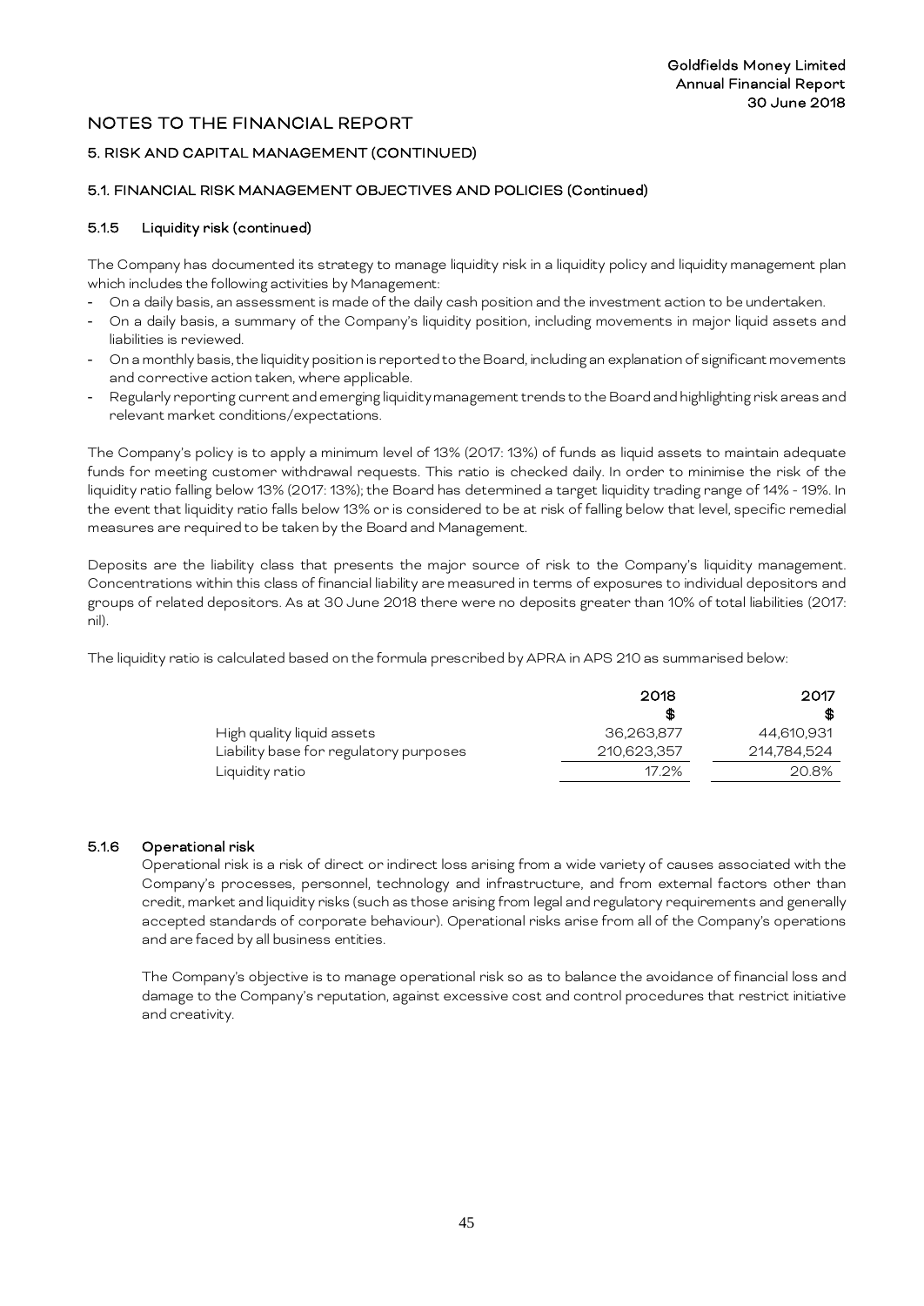# NOTES TO THE FINANCIAL REPORT

## 5. RISK AND CAPITAL MANAGEMENT (CONTINUED)

### 5.1. FINANCIAL RISK MANAGEMENT OBJECTIVES AND POLICIES (Continued)

#### 5.1.5 Liquidity risk (continued)

The Company has documented its strategy to manage liquidity risk in a liquidity policy and liquidity management plan which includes the following activities by Management:

- On a daily basis, an assessment is made of the daily cash position and the investment action to be undertaken.
- On a daily basis, a summary of the Company's liquidity position, including movements in major liquid assets and liabilities is reviewed.
- On a monthly basis, the liquidity position is reported to the Board, including an explanation of significant movements and corrective action taken, where applicable.
- Regularly reporting current and emerging liquidity management trends to the Board and highlighting risk areas and relevant market conditions/expectations.

The Company's policy is to apply a minimum level of 13% (2017: 13%) of funds as liquid assets to maintain adequate funds for meeting customer withdrawal requests. This ratio is checked daily. In order to minimise the risk of the liquidity ratio falling below 13% (2017: 13%); the Board has determined a target liquidity trading range of 14% - 19%. In the event that liquidity ratio falls below 13% or is considered to be at risk of falling below that level, specific remedial measures are required to be taken by the Board and Management.

Deposits are the liability class that presents the major source of risk to the Company's liquidity management. Concentrations within this class of financial liability are measured in terms of exposures to individual depositors and groups of related depositors. As at 30 June 2018 there were no deposits greater than 10% of total liabilities (2017: nil).

The liquidity ratio is calculated based on the formula prescribed by APRA in APS 210 as summarised below:

| | 2018 $ | 2017 $ |
|---|---|---|
| High quality liquid assets | 36,263,877 | 44,610,931 |
| Liability base for regulatory purposes | 210,623,357 | 214,784,524 |
| Liquidity ratio | 17.2% | 20.8% |

#### 5.1.6 Operational risk

Operational risk is a risk of direct or indirect loss arising from a wide variety of causes associated with the Company's processes, personnel, technology and infrastructure, and from external factors other than credit, market and liquidity risks (such as those arising from legal and regulatory requirements and generally accepted standards of corporate behaviour). Operational risks arise from all of the Company's operations and are faced by all business entities.

The Company's objective is to manage operational risk so as to balance the avoidance of financial loss and damage to the Company's reputation, against excessive cost and control procedures that restrict initiative and creativity.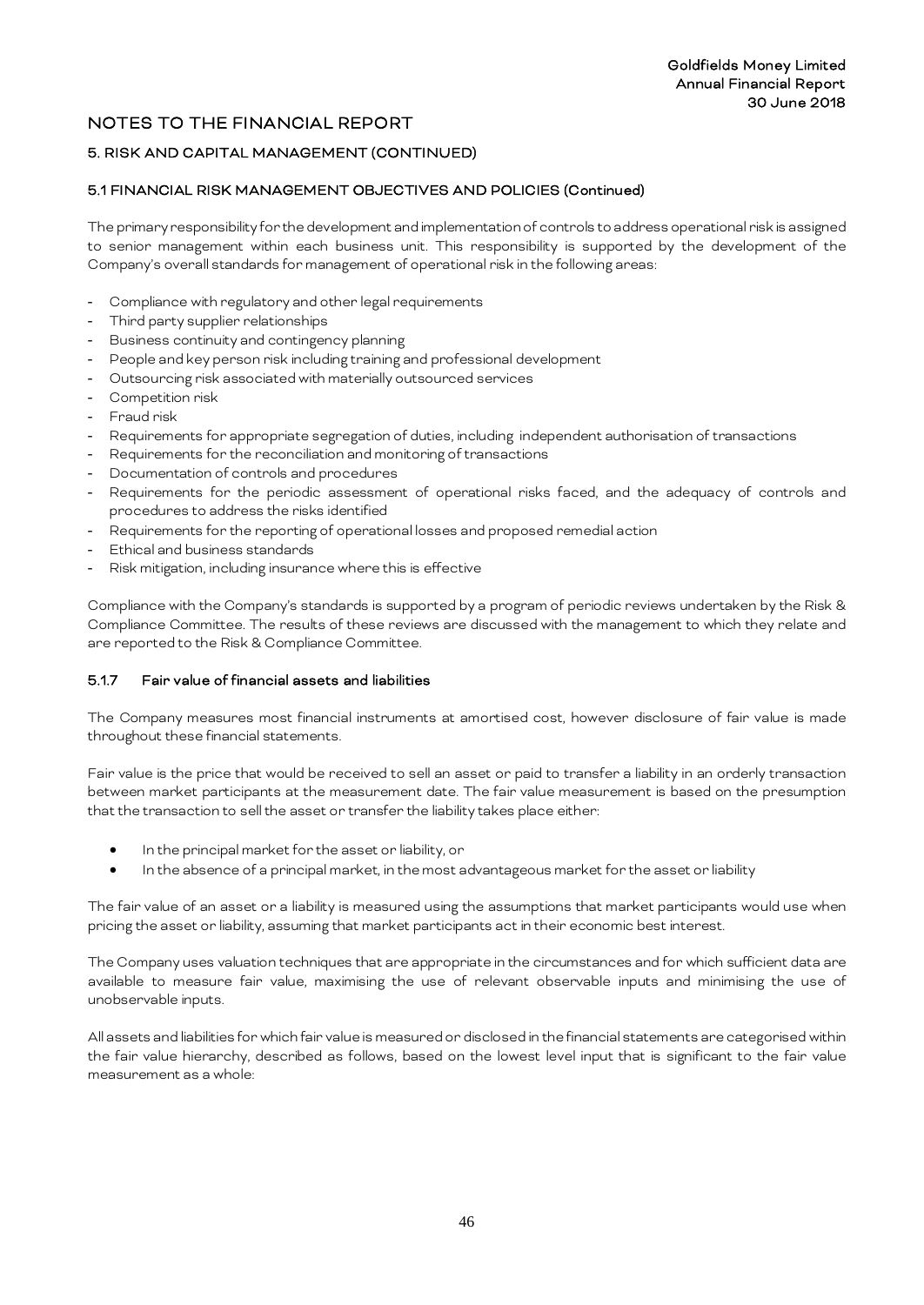# NOTES TO THE FINANCIAL REPORT

## 5. RISK AND CAPITAL MANAGEMENT (CONTINUED)

### 5.1 FINANCIAL RISK MANAGEMENT OBJECTIVES AND POLICIES (Continued)

The primary responsibility for the development and implementation of controls to address operational risk is assigned to senior management within each business unit. This responsibility is supported by the development of the Company's overall standards for management of operational risk in the following areas:

- Compliance with regulatory and other legal requirements
- Third party supplier relationships
- Business continuity and contingency planning
- People and key person risk including training and professional development
- Outsourcing risk associated with materially outsourced services
- Competition risk
- Fraud risk
- Requirements for appropriate segregation of duties, including independent authorisation of transactions
- Requirements for the reconciliation and monitoring of transactions
- Documentation of controls and procedures
- Requirements for the periodic assessment of operational risks faced, and the adequacy of controls and procedures to address the risks identified
- Requirements for the reporting of operational losses and proposed remedial action
- Ethical and business standards
- Risk mitigation, including insurance where this is effective

Compliance with the Company's standards is supported by a program of periodic reviews undertaken by the Risk & Compliance Committee. The results of these reviews are discussed with the management to which they relate and are reported to the Risk & Compliance Committee.

#### 5.1.7 Fair value of financial assets and liabilities

The Company measures most financial instruments at amortised cost, however disclosure of fair value is made throughout these financial statements.

Fair value is the price that would be received to sell an asset or paid to transfer a liability in an orderly transaction between market participants at the measurement date. The fair value measurement is based on the presumption that the transaction to sell the asset or transfer the liability takes place either:

- In the principal market for the asset or liability, or
- In the absence of a principal market, in the most advantageous market for the asset or liability

The fair value of an asset or a liability is measured using the assumptions that market participants would use when pricing the asset or liability, assuming that market participants act in their economic best interest.

The Company uses valuation techniques that are appropriate in the circumstances and for which sufficient data are available to measure fair value, maximising the use of relevant observable inputs and minimising the use of unobservable inputs.

All assets and liabilities for which fair value is measured or disclosed in the financial statements are categorised within the fair value hierarchy, described as follows, based on the lowest level input that is significant to the fair value measurement as a whole: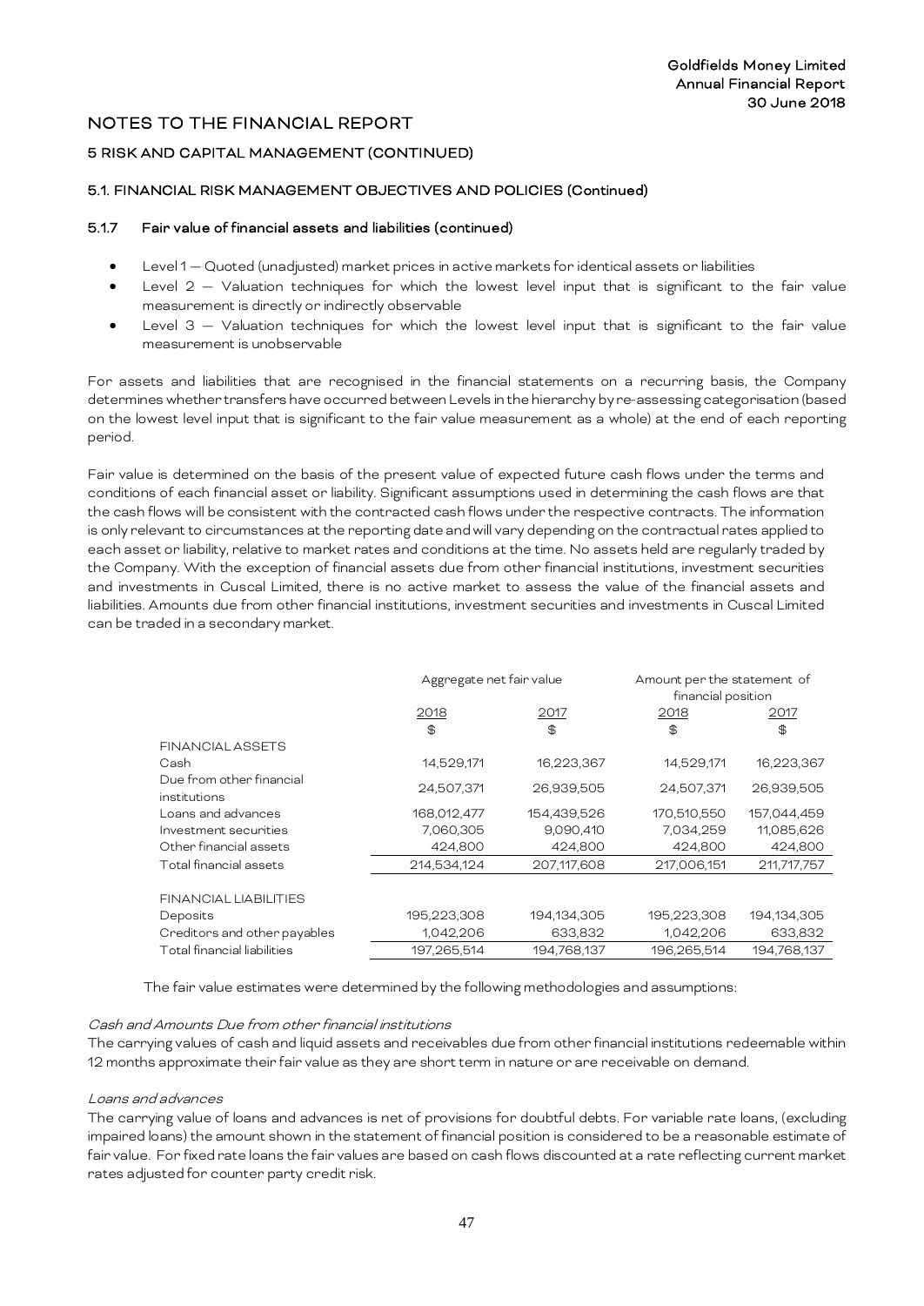## NOTES TO THE FINANCIAL REPORT

### 5 RISK AND CAPITAL MANAGEMENT (CONTINUED)

#### 5.1. FINANCIAL RISK MANAGEMENT OBJECTIVES AND POLICIES (Continued)

#### 5.1.7 Fair value of financial assets and liabilities (continued)

- Level 1 — Quoted (unadjusted) market prices in active markets for identical assets or liabilities
- Level 2 — Valuation techniques for which the lowest level input that is significant to the fair value measurement is directly or indirectly observable
- Level 3 — Valuation techniques for which the lowest level input that is significant to the fair value measurement is unobservable

For assets and liabilities that are recognised in the financial statements on a recurring basis, the Company determines whether transfers have occurred between Levels in the hierarchy by re-assessing categorisation (based on the lowest level input that is significant to the fair value measurement as a whole) at the end of each reporting period.

Fair value is determined on the basis of the present value of expected future cash flows under the terms and conditions of each financial asset or liability. Significant assumptions used in determining the cash flows are that the cash flows will be consistent with the contracted cash flows under the respective contracts. The information is only relevant to circumstances at the reporting date and will vary depending on the contractual rates applied to each asset or liability, relative to market rates and conditions at the time. No assets held are regularly traded by the Company. With the exception of financial assets due from other financial institutions, investment securities and investments in Cuscal Limited, there is no active market to assess the value of the financial assets and liabilities. Amounts due from other financial institutions, investment securities and investments in Cuscal Limited can be traded in a secondary market.

| | Aggregate net fair value | | Amount per the statement of financial position | |
|---|---|---|---|---|
| | 2018 | 2017 | 2018 | 2017 |
| | $ | $ | $ | $ |
| FINANCIAL ASSETS | | | | |
| Cash | 14,529,171 | 16,223,367 | 14,529,171 | 16,223,367 |
| Due from other financial institutions | 24,507,371 | 26,939,505 | 24,507,371 | 26,939,505 |
| Loans and advances | 168,012,477 | 154,439,526 | 170,510,550 | 157,044,459 |
| Investment securities | 7,060,305 | 9,090,410 | 7,034,259 | 11,085,626 |
| Other financial assets | 424,800 | 424,800 | 424,800 | 424,800 |
| Total financial assets | 214,534,124 | 207,117,608 | 217,006,151 | 211,717,757 |
| | | | | |
| FINANCIAL LIABILITIES | | | | |
| Deposits | 195,223,308 | 194,134,305 | 195,223,308 | 194,134,305 |
| Creditors and other payables | 1,042,206 | 633,832 | 1,042,206 | 633,832 |
| Total financial liabilities | 197,265,514 | 194,768,137 | 196,265,514 | 194,768,137 |

The fair value estimates were determined by the following methodologies and assumptions:

*Cash and Amounts Due from other financial institutions*

The carrying values of cash and liquid assets and receivables due from other financial institutions redeemable within 12 months approximate their fair value as they are short term in nature or are receivable on demand.

*Loans and advances*

The carrying value of loans and advances is net of provisions for doubtful debts. For variable rate loans, (excluding impaired loans) the amount shown in the statement of financial position is considered to be a reasonable estimate of fair value. For fixed rate loans the fair values are based on cash flows discounted at a rate reflecting current market rates adjusted for counter party credit risk.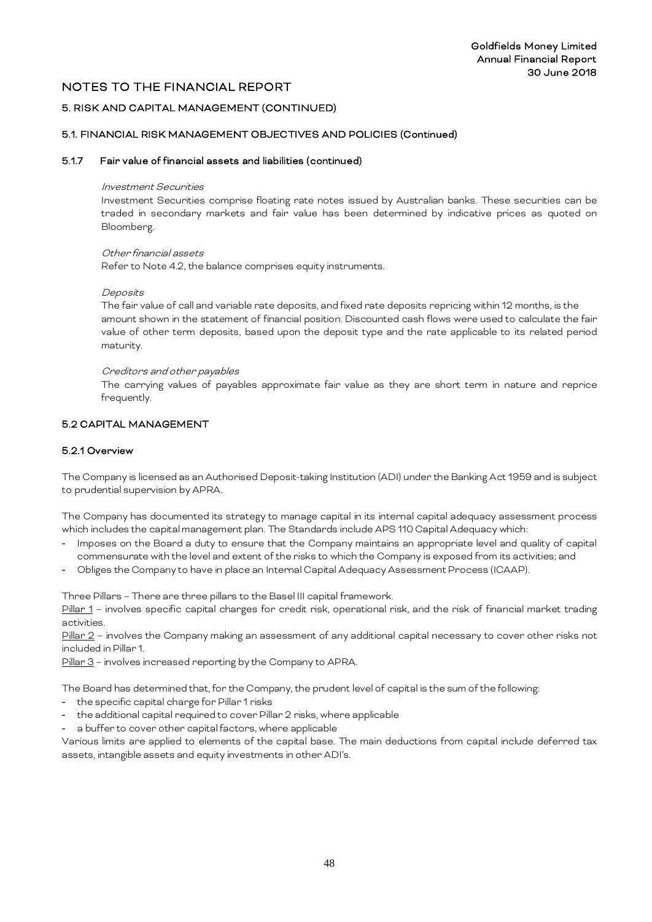# NOTES TO THE FINANCIAL REPORT

## 5. RISK AND CAPITAL MANAGEMENT (CONTINUED)

### 5.1. FINANCIAL RISK MANAGEMENT OBJECTIVES AND POLICIES (Continued)

#### 5.1.7 Fair value of financial assets and liabilities (continued)

*Investment Securities*

Investment Securities comprise floating rate notes issued by Australian banks. These securities can be traded in secondary markets and fair value has been determined by indicative prices as quoted on Bloomberg.

*Other financial assets*

Refer to Note 4.2, the balance comprises equity instruments.

*Deposits*

The fair value of call and variable rate deposits, and fixed rate deposits repricing within 12 months, is the amount shown in the statement of financial position. Discounted cash flows were used to calculate the fair value of other term deposits, based upon the deposit type and the rate applicable to its related period maturity.

*Creditors and other payables*

The carrying values of payables approximate fair value as they are short term in nature and reprice frequently.

### 5.2 CAPITAL MANAGEMENT

#### 5.2.1 Overview

The Company is licensed as an Authorised Deposit-taking Institution (ADI) under the Banking Act 1959 and is subject to prudential supervision by APRA.

The Company has documented its strategy to manage capital in its internal capital adequacy assessment process which includes the capital management plan. The Standards include APS 110 Capital Adequacy which:

- Imposes on the Board a duty to ensure that the Company maintains an appropriate level and quality of capital commensurate with the level and extent of the risks to which the Company is exposed from its activities; and
- Obliges the Company to have in place an Internal Capital Adequacy Assessment Process (ICAAP).

Three Pillars – There are three pillars to the Basel III capital framework.

Pillar 1 – involves specific capital charges for credit risk, operational risk, and the risk of financial market trading activities.

Pillar 2 – involves the Company making an assessment of any additional capital necessary to cover other risks not included in Pillar 1.

Pillar 3 – involves increased reporting by the Company to APRA.

The Board has determined that, for the Company, the prudent level of capital is the sum of the following:

- the specific capital charge for Pillar 1 risks
- the additional capital required to cover Pillar 2 risks, where applicable
- a buffer to cover other capital factors, where applicable

Various limits are applied to elements of the capital base. The main deductions from capital include deferred tax assets, intangible assets and equity investments in other ADI's.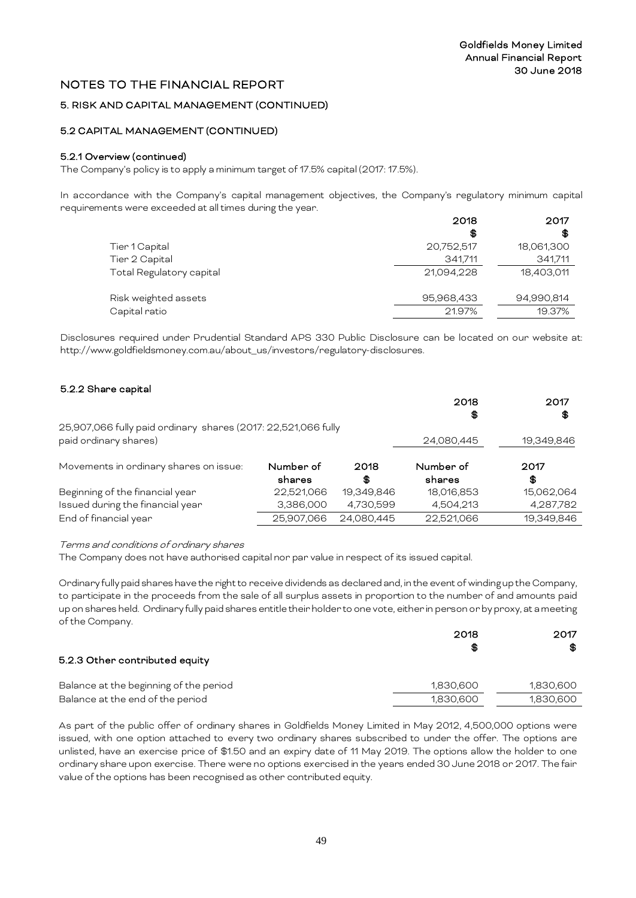# NOTES TO THE FINANCIAL REPORT

## 5. RISK AND CAPITAL MANAGEMENT (CONTINUED)

### 5.2 CAPITAL MANAGEMENT (CONTINUED)

#### 5.2.1 Overview (continued)

The Company's policy is to apply a minimum target of 17.5% capital (2017: 17.5%).

In accordance with the Company's capital management objectives, the Company's regulatory minimum capital requirements were exceeded at all times during the year.

| | 2018 $ | 2017 $ |
|---|---|---|
| Tier 1 Capital | 20,752,517 | 18,061,300 |
| Tier 2 Capital | 341,711 | 341,711 |
| Total Regulatory capital | 21,094,228 | 18,403,011 |
| | | |
| Risk weighted assets | 95,968,433 | 94,990,814 |
| Capital ratio | 21.97% | 19.37% |

Disclosures required under Prudential Standard APS 330 Public Disclosure can be located on our website at: http://www.goldfieldsmoney.com.au/about_us/investors/regulatory-disclosures.

#### 5.2.2 Share capital

| | 2018 $ | 2017 $ |
|---|---|---|
| 25,907,066 fully paid ordinary shares (2017: 22,521,066 fully paid ordinary shares) | 24,080,445 | 19,349,846 |

| Movements in ordinary shares on issue: | Number of shares | 2018 $ | Number of shares | 2017 $ |
|---|---|---|---|---|
| Beginning of the financial year | 22,521,066 | 19,349,846 | 18,016,853 | 15,062,064 |
| Issued during the financial year | 3,386,000 | 4,730,599 | 4,504,213 | 4,287,782 |
| End of financial year | 25,907,066 | 24,080,445 | 22,521,066 | 19,349,846 |

*Terms and conditions of ordinary shares*

The Company does not have authorised capital nor par value in respect of its issued capital.

Ordinary fully paid shares have the right to receive dividends as declared and, in the event of winding up the Company, to participate in the proceeds from the sale of all surplus assets in proportion to the number of and amounts paid up on shares held. Ordinary fully paid shares entitle their holder to one vote, either in person or by proxy, at a meeting of the Company.

#### 5.2.3 Other contributed equity

| | 2018 $ | 2017 $ |
|---|---|---|
| Balance at the beginning of the period | 1,830,600 | 1,830,600 |
| Balance at the end of the period | 1,830,600 | 1,830,600 |

As part of the public offer of ordinary shares in Goldfields Money Limited in May 2012, 4,500,000 options were issued, with one option attached to every two ordinary shares subscribed to under the offer. The options are unlisted, have an exercise price of $1.50 and an expiry date of 11 May 2019. The options allow the holder to one ordinary share upon exercise. There were no options exercised in the years ended 30 June 2018 or 2017. The fair value of the options has been recognised as other contributed equity.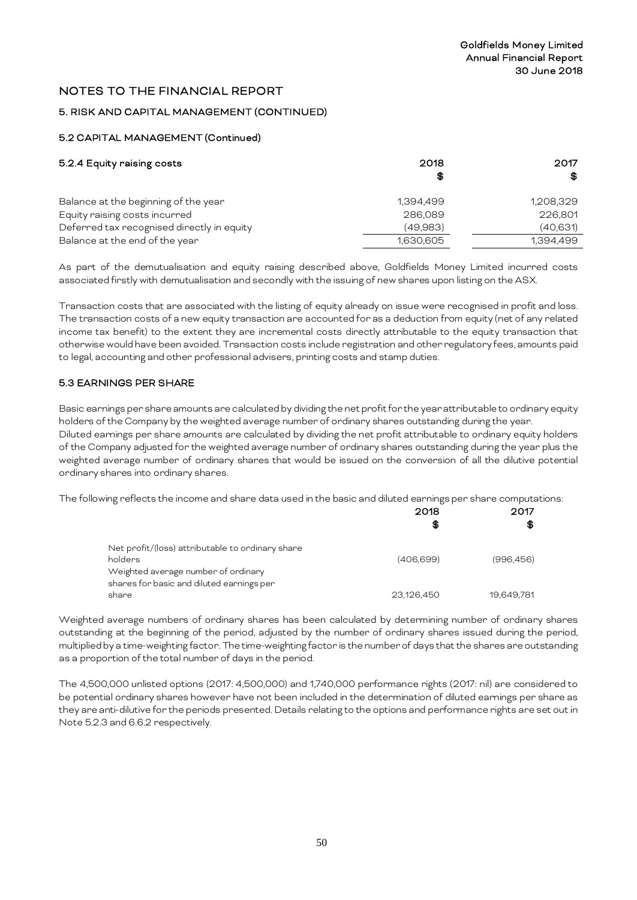## NOTES TO THE FINANCIAL REPORT

### 5. RISK AND CAPITAL MANAGEMENT (CONTINUED)

#### 5.2 CAPITAL MANAGEMENT (Continued)

| 5.2.4 Equity raising costs | 2018 $ | 2017 $ |
|---|---|---|
| Balance at the beginning of the year | 1,394,499 | 1,208,329 |
| Equity raising costs incurred | 286,089 | 226,801 |
| Deferred tax recognised directly in equity | (49,983) | (40,631) |
| Balance at the end of the year | 1,630,605 | 1,394,499 |

As part of the demutualisation and equity raising described above, Goldfields Money Limited incurred costs associated firstly with demutualisation and secondly with the issuing of new shares upon listing on the ASX.

Transaction costs that are associated with the listing of equity already on issue were recognised in profit and loss. The transaction costs of a new equity transaction are accounted for as a deduction from equity (net of any related income tax benefit) to the extent they are incremental costs directly attributable to the equity transaction that otherwise would have been avoided. Transaction costs include registration and other regulatory fees, amounts paid to legal, accounting and other professional advisers, printing costs and stamp duties.

#### 5.3 EARNINGS PER SHARE

Basic earnings per share amounts are calculated by dividing the net profit for the year attributable to ordinary equity holders of the Company by the weighted average number of ordinary shares outstanding during the year.
Diluted earnings per share amounts are calculated by dividing the net profit attributable to ordinary equity holders of the Company adjusted for the weighted average number of ordinary shares outstanding during the year plus the weighted average number of ordinary shares that would be issued on the conversion of all the dilutive potential ordinary shares into ordinary shares.

The following reflects the income and share data used in the basic and diluted earnings per share computations:

| | 2018 $ | 2017 $ |
|---|---|---|
| Net profit/(loss) attributable to ordinary share holders | (406,699) | (996,456) |
| Weighted average number of ordinary shares for basic and diluted earnings per share | 23,126,450 | 19,649,781 |

Weighted average numbers of ordinary shares has been calculated by determining number of ordinary shares outstanding at the beginning of the period, adjusted by the number of ordinary shares issued during the period, multiplied by a time-weighting factor. The time-weighting factor is the number of days that the shares are outstanding as a proportion of the total number of days in the period.

The 4,500,000 unlisted options (2017: 4,500,000) and 1,740,000 performance rights (2017: nil) are considered to be potential ordinary shares however have not been included in the determination of diluted earnings per share as they are anti-dilutive for the periods presented. Details relating to the options and performance rights are set out in Note 5.2.3 and 6.6.2 respectively.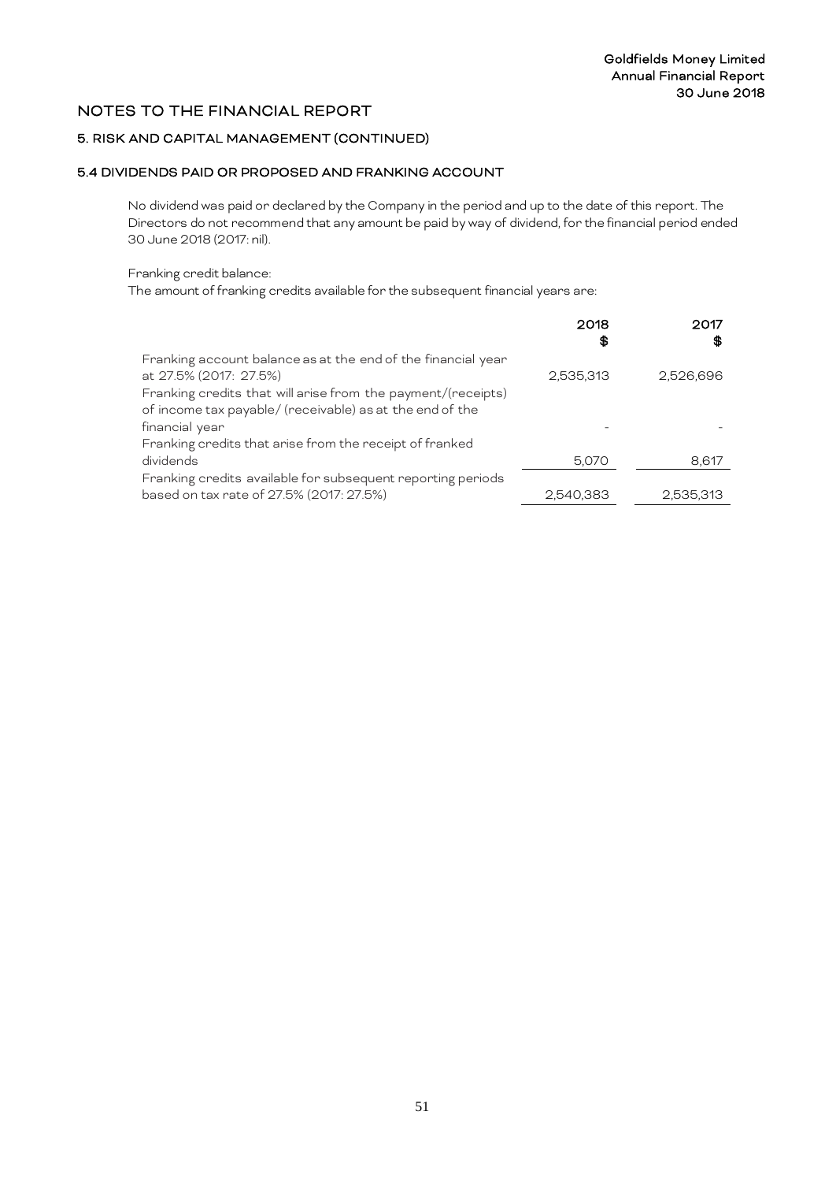## NOTES TO THE FINANCIAL REPORT

### 5. RISK AND CAPITAL MANAGEMENT (CONTINUED)

### 5.4 DIVIDENDS PAID OR PROPOSED AND FRANKING ACCOUNT

No dividend was paid or declared by the Company in the period and up to the date of this report. The Directors do not recommend that any amount be paid by way of dividend, for the financial period ended 30 June 2018 (2017: nil).

Franking credit balance:
The amount of franking credits available for the subsequent financial years are:

| | 2018 \$ | 2017 \$ |
|---|---|---|
| Franking account balance as at the end of the financial year at 27.5% (2017: 27.5%) | 2,535,313 | 2,526,696 |
| Franking credits that will arise from the payment/(receipts) of income tax payable/ (receivable) as at the end of the financial year | - | - |
| Franking credits that arise from the receipt of franked dividends | 5,070 | 8,617 |
| Franking credits available for subsequent reporting periods based on tax rate of 27.5% (2017: 27.5%) | 2,540,383 | 2,535,313 |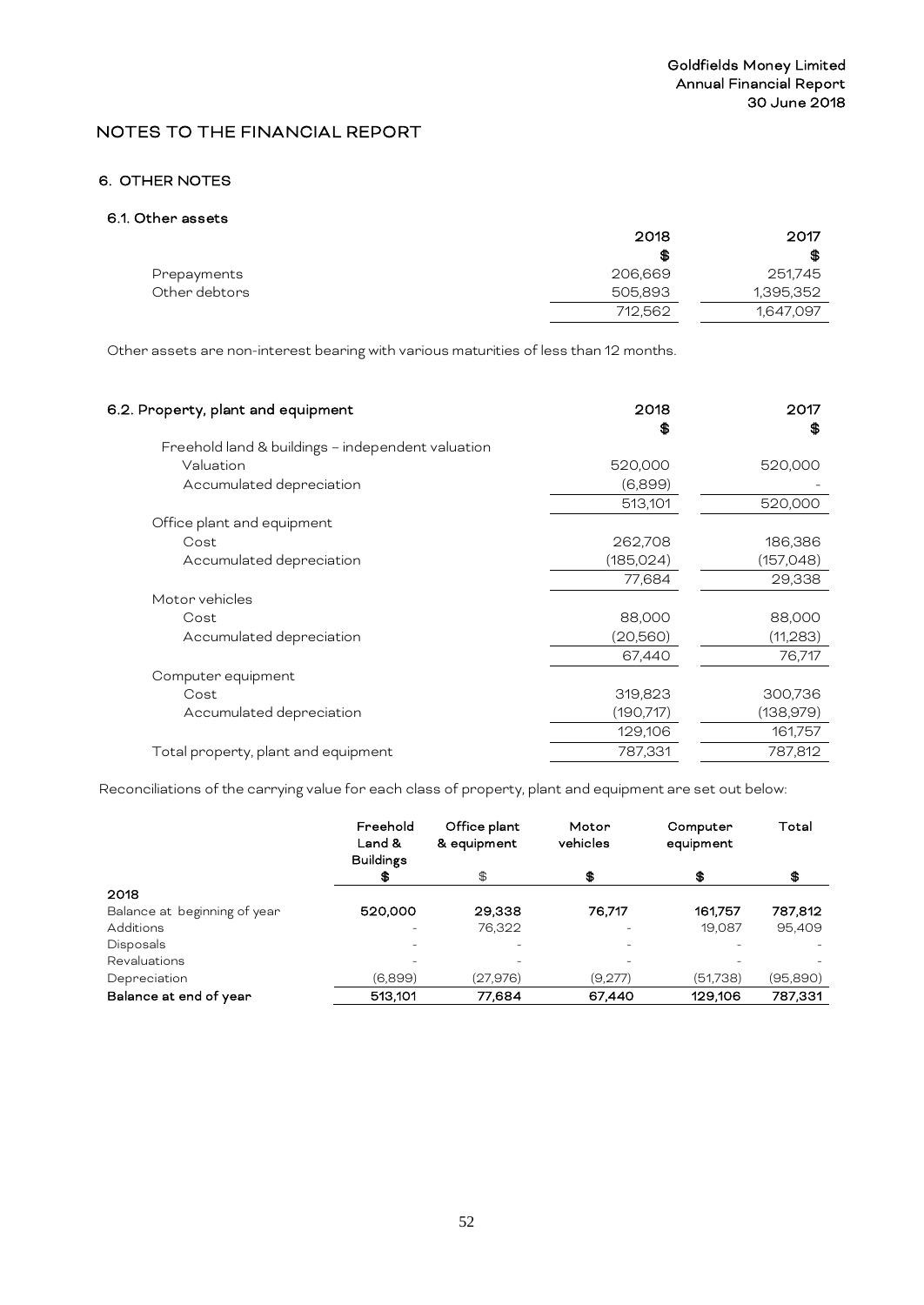# NOTES TO THE FINANCIAL REPORT

## 6. OTHER NOTES

### 6.1. Other assets

| | 2018 | 2017 |
|---|---|---|
| | $ | $ |
| Prepayments | 206,669 | 251,745 |
| Other debtors | 505,893 | 1,395,352 |
| | 712,562 | 1,647,097 |

Other assets are non-interest bearing with various maturities of less than 12 months.

### 6.2. Property, plant and equipment

| | 2018 | 2017 |
|---|---|---|
| | $ | $ |
| Freehold land & buildings – independent valuation | | |
| Valuation | 520,000 | 520,000 |
| Accumulated depreciation | (6,899) | - |
| | 513,101 | 520,000 |
| Office plant and equipment | | |
| Cost | 262,708 | 186,386 |
| Accumulated depreciation | (185,024) | (157,048) |
| | 77,684 | 29,338 |
| Motor vehicles | | |
| Cost | 88,000 | 88,000 |
| Accumulated depreciation | (20,560) | (11,283) |
| | 67,440 | 76,717 |
| Computer equipment | | |
| Cost | 319,823 | 300,736 |
| Accumulated depreciation | (190,717) | (138,979) |
| | 129,106 | 161,757 |
| Total property, plant and equipment | 787,331 | 787,812 |

Reconciliations of the carrying value for each class of property, plant and equipment are set out below:

| | Freehold Land & Buildings | Office plant & equipment | Motor vehicles | Computer equipment | Total |
|---|---|---|---|---|---|
| | $ | $ | $ | $ | $ |
| **2018** | | | | | |
| Balance at beginning of year | **520,000** | **29,338** | **76,717** | **161,757** | **787,812** |
| Additions | - | 76,322 | - | 19,087 | 95,409 |
| Disposals | - | - | - | - | - |
| Revaluations | - | - | - | - | - |
| Depreciation | (6,899) | (27,976) | (9,277) | (51,738) | (95,890) |
| **Balance at end of year** | **513,101** | **77,684** | **67,440** | **129,106** | **787,331** |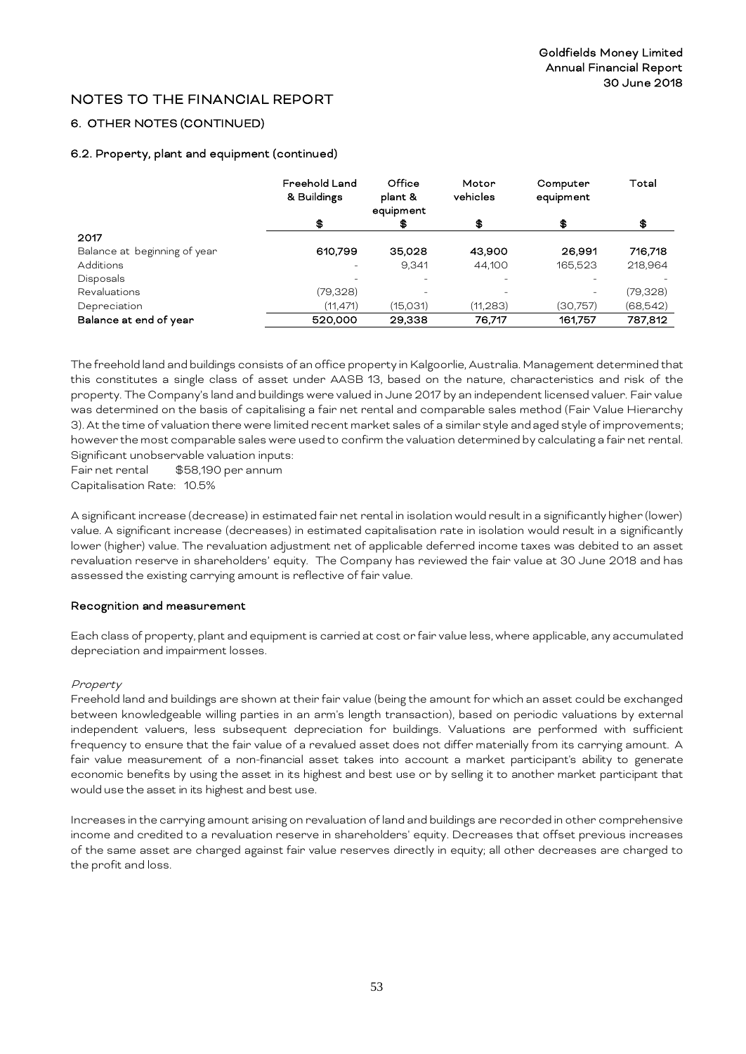# NOTES TO THE FINANCIAL REPORT

## 6. OTHER NOTES (CONTINUED)

### 6.2. Property, plant and equipment (continued)

| | Freehold Land & Buildings | Office plant & equipment | Motor vehicles | Computer equipment | Total |
|---|---|---|---|---|---|
| | $ | $ | $ | $ | $ |
| **2017** | | | | | |
| Balance at beginning of year | **610,799** | **35,028** | **43,900** | **26,991** | **716,718** |
| Additions | - | 9,341 | 44,100 | 165,523 | 218,964 |
| Disposals | - | - | - | - | - |
| Revaluations | (79,328) | - | - | - | (79,328) |
| Depreciation | (11,471) | (15,031) | (11,283) | (30,757) | (68,542) |
| **Balance at end of year** | **520,000** | **29,338** | **76,717** | **161,757** | **787,812** |

The freehold land and buildings consists of an office property in Kalgoorlie, Australia. Management determined that this constitutes a single class of asset under AASB 13, based on the nature, characteristics and risk of the property. The Company's land and buildings were valued in June 2017 by an independent licensed valuer. Fair value was determined on the basis of capitalising a fair net rental and comparable sales method (Fair Value Hierarchy 3). At the time of valuation there were limited recent market sales of a similar style and aged style of improvements; however the most comparable sales were used to confirm the valuation determined by calculating a fair net rental. Significant unobservable valuation inputs:

Fair net rental $58,190 per annum
Capitalisation Rate: 10.5%

A significant increase (decrease) in estimated fair net rental in isolation would result in a significantly higher (lower) value. A significant increase (decreases) in estimated capitalisation rate in isolation would result in a significantly lower (higher) value. The revaluation adjustment net of applicable deferred income taxes was debited to an asset revaluation reserve in shareholders' equity. The Company has reviewed the fair value at 30 June 2018 and has assessed the existing carrying amount is reflective of fair value.

#### Recognition and measurement

Each class of property, plant and equipment is carried at cost or fair value less, where applicable, any accumulated depreciation and impairment losses.

*Property*

Freehold land and buildings are shown at their fair value (being the amount for which an asset could be exchanged between knowledgeable willing parties in an arm's length transaction), based on periodic valuations by external independent valuers, less subsequent depreciation for buildings. Valuations are performed with sufficient frequency to ensure that the fair value of a revalued asset does not differ materially from its carrying amount. A fair value measurement of a non-financial asset takes into account a market participant's ability to generate economic benefits by using the asset in its highest and best use or by selling it to another market participant that would use the asset in its highest and best use.

Increases in the carrying amount arising on revaluation of land and buildings are recorded in other comprehensive income and credited to a revaluation reserve in shareholders' equity. Decreases that offset previous increases of the same asset are charged against fair value reserves directly in equity; all other decreases are charged to the profit and loss.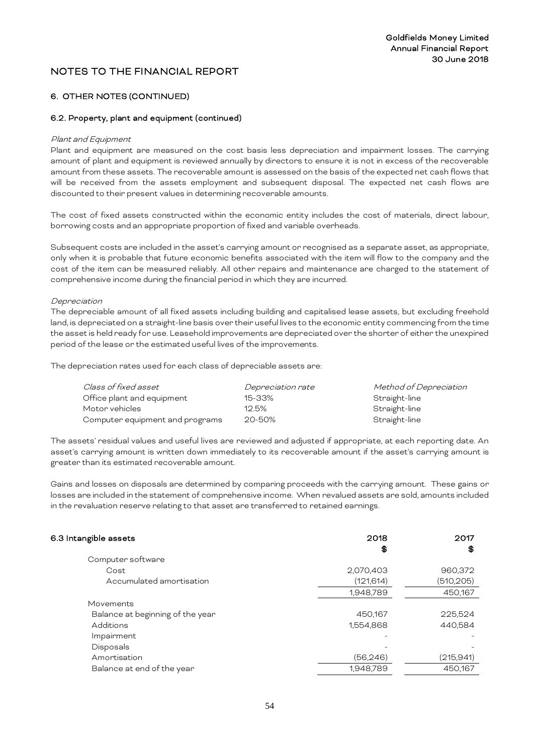# NOTES TO THE FINANCIAL REPORT

## 6. OTHER NOTES (CONTINUED)

### 6.2. Property, plant and equipment (continued)

*Plant and Equipment*

Plant and equipment are measured on the cost basis less depreciation and impairment losses. The carrying amount of plant and equipment is reviewed annually by directors to ensure it is not in excess of the recoverable amount from these assets. The recoverable amount is assessed on the basis of the expected net cash flows that will be received from the assets employment and subsequent disposal. The expected net cash flows are discounted to their present values in determining recoverable amounts.

The cost of fixed assets constructed within the economic entity includes the cost of materials, direct labour, borrowing costs and an appropriate proportion of fixed and variable overheads.

Subsequent costs are included in the asset's carrying amount or recognised as a separate asset, as appropriate, only when it is probable that future economic benefits associated with the item will flow to the company and the cost of the item can be measured reliably. All other repairs and maintenance are charged to the statement of comprehensive income during the financial period in which they are incurred.

*Depreciation*

The depreciable amount of all fixed assets including building and capitalised lease assets, but excluding freehold land, is depreciated on a straight-line basis over their useful lives to the economic entity commencing from the time the asset is held ready for use. Leasehold improvements are depreciated over the shorter of either the unexpired period of the lease or the estimated useful lives of the improvements.

The depreciation rates used for each class of depreciable assets are:

| *Class of fixed asset* | *Depreciation rate* | *Method of Depreciation* |
|---|---|---|
| Office plant and equipment | 15-33% | Straight-line |
| Motor vehicles | 12.5% | Straight-line |
| Computer equipment and programs | 20-50% | Straight-line |

The assets' residual values and useful lives are reviewed and adjusted if appropriate, at each reporting date. An asset's carrying amount is written down immediately to its recoverable amount if the asset's carrying amount is greater than its estimated recoverable amount.

Gains and losses on disposals are determined by comparing proceeds with the carrying amount. These gains or losses are included in the statement of comprehensive income. When revalued assets are sold, amounts included in the revaluation reserve relating to that asset are transferred to retained earnings.

### 6.3 Intangible assets

| | 2018 $ | 2017 $ |
|---|---|---|
| Computer software | | |
| Cost | 2,070,403 | 960,372 |
| Accumulated amortisation | (121,614) | (510,205) |
| | 1,948,789 | 450,167 |
| Movements | | |
| Balance at beginning of the year | 450,167 | 225,524 |
| Additions | 1,554,868 | 440,584 |
| Impairment | - | - |
| Disposals | - | - |
| Amortisation | (56,246) | (215,941) |
| Balance at end of the year | 1,948,789 | 450,167 |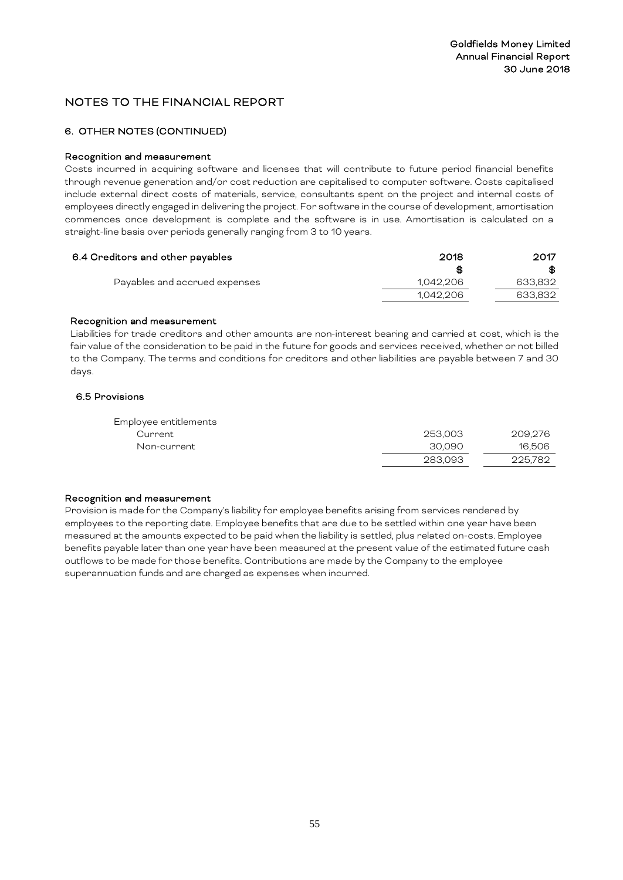## NOTES TO THE FINANCIAL REPORT

### 6. OTHER NOTES (CONTINUED)

**Recognition and measurement**

Costs incurred in acquiring software and licenses that will contribute to future period financial benefits through revenue generation and/or cost reduction are capitalised to computer software. Costs capitalised include external direct costs of materials, service, consultants spent on the project and internal costs of employees directly engaged in delivering the project. For software in the course of development, amortisation commences once development is complete and the software is in use. Amortisation is calculated on a straight-line basis over periods generally ranging from 3 to 10 years.

| 6.4 Creditors and other payables | 2018 | 2017 |
|---|---|---|
| | $ | $ |
| Payables and accrued expenses | 1,042,206 | 633,832 |
| | 1,042,206 | 633,832 |

**Recognition and measurement**

Liabilities for trade creditors and other amounts are non-interest bearing and carried at cost, which is the fair value of the consideration to be paid in the future for goods and services received, whether or not billed to the Company. The terms and conditions for creditors and other liabilities are payable between 7 and 30 days.

**6.5 Provisions**

| | | |
|---|---|---|
| Employee entitlements | | |
| Current | 253,003 | 209,276 |
| Non-current | 30,090 | 16,506 |
| | 283,093 | 225,782 |

**Recognition and measurement**

Provision is made for the Company's liability for employee benefits arising from services rendered by employees to the reporting date. Employee benefits that are due to be settled within one year have been measured at the amounts expected to be paid when the liability is settled, plus related on-costs. Employee benefits payable later than one year have been measured at the present value of the estimated future cash outflows to be made for those benefits. Contributions are made by the Company to the employee superannuation funds and are charged as expenses when incurred.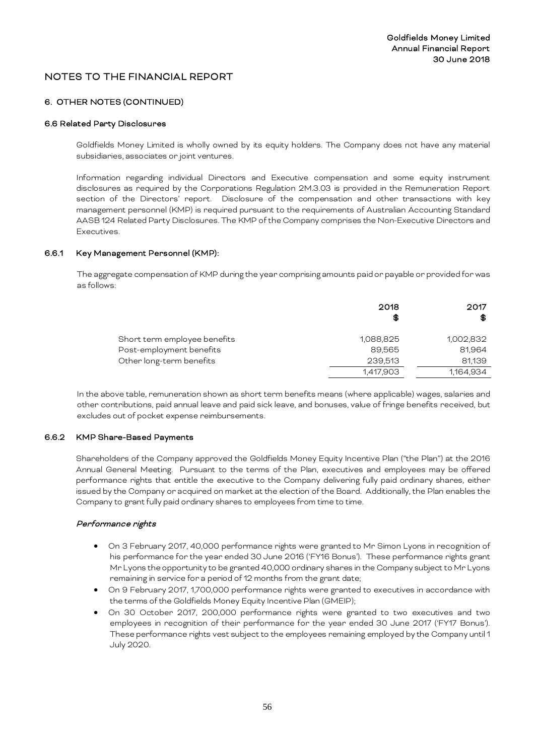# NOTES TO THE FINANCIAL REPORT

## 6. OTHER NOTES (CONTINUED)

### 6.6 Related Party Disclosures

Goldfields Money Limited is wholly owned by its equity holders. The Company does not have any material subsidiaries, associates or joint ventures.

Information regarding individual Directors and Executive compensation and some equity instrument disclosures as required by the Corporations Regulation 2M.3.03 is provided in the Remuneration Report section of the Directors' report. Disclosure of the compensation and other transactions with key management personnel (KMP) is required pursuant to the requirements of Australian Accounting Standard AASB 124 Related Party Disclosures. The KMP of the Company comprises the Non-Executive Directors and Executives.

### 6.6.1 Key Management Personnel (KMP):

The aggregate compensation of KMP during the year comprising amounts paid or payable or provided for was as follows:

| | 2018<br>$ | 2017<br>$ |
|---|---|---|
| Short term employee benefits | 1,088,825 | 1,002,832 |
| Post-employment benefits | 89,565 | 81,964 |
| Other long-term benefits | 239,513 | 81,139 |
| | 1,417,903 | 1,164,934 |

In the above table, remuneration shown as short term benefits means (where applicable) wages, salaries and other contributions, paid annual leave and paid sick leave, and bonuses, value of fringe benefits received, but excludes out of pocket expense reimbursements.

### 6.6.2 KMP Share-Based Payments

Shareholders of the Company approved the Goldfields Money Equity Incentive Plan ("the Plan") at the 2016 Annual General Meeting. Pursuant to the terms of the Plan, executives and employees may be offered performance rights that entitle the executive to the Company delivering fully paid ordinary shares, either issued by the Company or acquired on market at the election of the Board. Additionally, the Plan enables the Company to grant fully paid ordinary shares to employees from time to time.

***Performance rights***

- On 3 February 2017, 40,000 performance rights were granted to Mr Simon Lyons in recognition of his performance for the year ended 30 June 2016 ('FY16 Bonus'). These performance rights grant Mr Lyons the opportunity to be granted 40,000 ordinary shares in the Company subject to Mr Lyons remaining in service for a period of 12 months from the grant date;
- On 9 February 2017, 1,700,000 performance rights were granted to executives in accordance with the terms of the Goldfields Money Equity Incentive Plan (GMEIP);
- On 30 October 2017, 200,000 performance rights were granted to two executives and two employees in recognition of their performance for the year ended 30 June 2017 ('FY17 Bonus'). These performance rights vest subject to the employees remaining employed by the Company until 1 July 2020.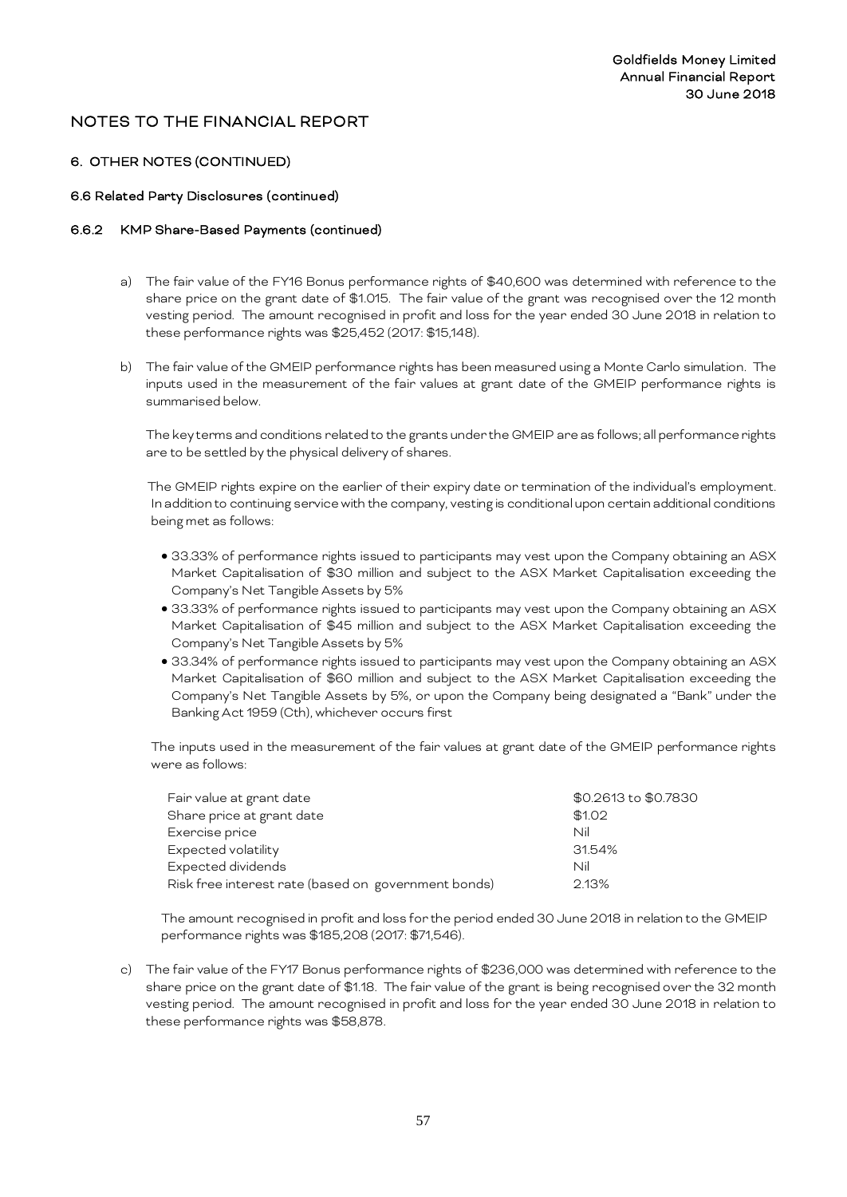# NOTES TO THE FINANCIAL REPORT

## 6. OTHER NOTES (CONTINUED)

### 6.6 Related Party Disclosures (continued)

#### 6.6.2 KMP Share-Based Payments (continued)

a) The fair value of the FY16 Bonus performance rights of $40,600 was determined with reference to the share price on the grant date of $1.015. The fair value of the grant was recognised over the 12 month vesting period. The amount recognised in profit and loss for the year ended 30 June 2018 in relation to these performance rights was $25,452 (2017: $15,148).

b) The fair value of the GMEIP performance rights has been measured using a Monte Carlo simulation. The inputs used in the measurement of the fair values at grant date of the GMEIP performance rights is summarised below.

   The key terms and conditions related to the grants under the GMEIP are as follows; all performance rights are to be settled by the physical delivery of shares.

   The GMEIP rights expire on the earlier of their expiry date or termination of the individual's employment. In addition to continuing service with the company, vesting is conditional upon certain additional conditions being met as follows:

   - 33.33% of performance rights issued to participants may vest upon the Company obtaining an ASX Market Capitalisation of $30 million and subject to the ASX Market Capitalisation exceeding the Company's Net Tangible Assets by 5%
   - 33.33% of performance rights issued to participants may vest upon the Company obtaining an ASX Market Capitalisation of $45 million and subject to the ASX Market Capitalisation exceeding the Company's Net Tangible Assets by 5%
   - 33.34% of performance rights issued to participants may vest upon the Company obtaining an ASX Market Capitalisation of $60 million and subject to the ASX Market Capitalisation exceeding the Company's Net Tangible Assets by 5%, or upon the Company being designated a "Bank" under the Banking Act 1959 (Cth), whichever occurs first

   The inputs used in the measurement of the fair values at grant date of the GMEIP performance rights were as follows:

| | |
|---|---|
| Fair value at grant date | $0.2613 to $0.7830 |
| Share price at grant date | $1.02 |
| Exercise price | Nil |
| Expected volatility | 31.54% |
| Expected dividends | Nil |
| Risk free interest rate (based on government bonds) | 2.13% |

   The amount recognised in profit and loss for the period ended 30 June 2018 in relation to the GMEIP performance rights was $185,208 (2017: $71,546).

c) The fair value of the FY17 Bonus performance rights of $236,000 was determined with reference to the share price on the grant date of $1.18. The fair value of the grant is being recognised over the 32 month vesting period. The amount recognised in profit and loss for the year ended 30 June 2018 in relation to these performance rights was $58,878.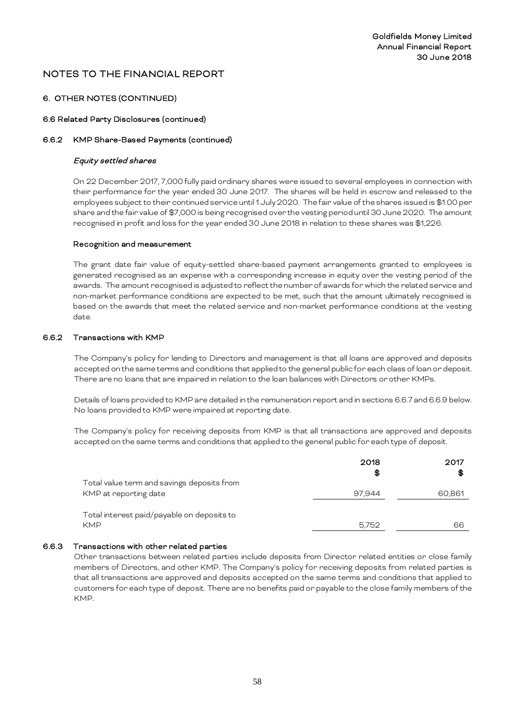# NOTES TO THE FINANCIAL REPORT

## 6. OTHER NOTES (CONTINUED)

### 6.6 Related Party Disclosures (continued)

### 6.6.2 KMP Share-Based Payments (continued)

*Equity settled shares*

On 22 December 2017, 7,000 fully paid ordinary shares were issued to several employees in connection with their performance for the year ended 30 June 2017. The shares will be held in escrow and released to the employees subject to their continued service until 1 July 2020. The fair value of the shares issued is $1.00 per share and the fair value of $7,000 is being recognised over the vesting period until 30 June 2020. The amount recognised in profit and loss for the year ended 30 June 2018 in relation to these shares was $1,226.

**Recognition and measurement**

The grant date fair value of equity-settled share-based payment arrangements granted to employees is generated recognised as an expense with a corresponding increase in equity over the vesting period of the awards. The amount recognised is adjusted to reflect the number of awards for which the related service and non-market performance conditions are expected to be met, such that the amount ultimately recognised is based on the awards that meet the related service and non-market performance conditions at the vesting date.

### 6.6.2 Transactions with KMP

The Company's policy for lending to Directors and management is that all loans are approved and deposits accepted on the same terms and conditions that applied to the general public for each class of loan or deposit. There are no loans that are impaired in relation to the loan balances with Directors or other KMPs.

Details of loans provided to KMP are detailed in the remuneration report and in sections 6.6.7 and 6.6.9 below. No loans provided to KMP were impaired at reporting date.

The Company's policy for receiving deposits from KMP is that all transactions are approved and deposits accepted on the same terms and conditions that applied to the general public for each type of deposit.

| | 2018<br>$ | 2017<br>$ |
|---|---|---|
| Total value term and savings deposits from KMP at reporting date | 97,944 | 60,861 |
| Total interest paid/payable on deposits to KMP | 5,752 | 66 |

### 6.6.3 Transactions with other related parties

Other transactions between related parties include deposits from Director related entities or close family members of Directors, and other KMP. The Company's policy for receiving deposits from related parties is that all transactions are approved and deposits accepted on the same terms and conditions that applied to customers for each type of deposit. There are no benefits paid or payable to the close family members of the KMP.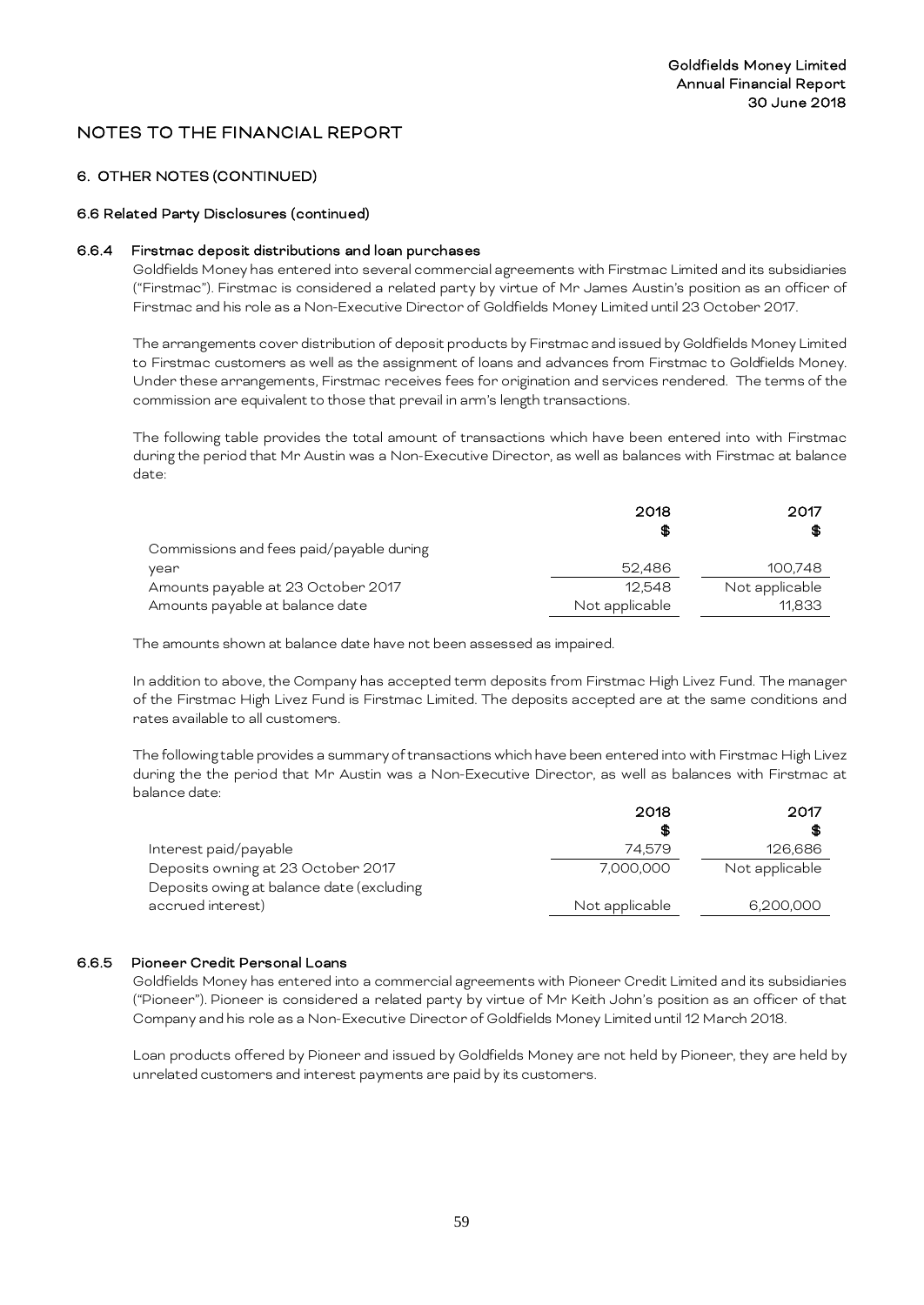## NOTES TO THE FINANCIAL REPORT

### 6. OTHER NOTES (CONTINUED)

#### 6.6 Related Party Disclosures (continued)

**6.6.4 Firstmac deposit distributions and loan purchases**

Goldfields Money has entered into several commercial agreements with Firstmac Limited and its subsidiaries ("Firstmac"). Firstmac is considered a related party by virtue of Mr James Austin's position as an officer of Firstmac and his role as a Non-Executive Director of Goldfields Money Limited until 23 October 2017.

The arrangements cover distribution of deposit products by Firstmac and issued by Goldfields Money Limited to Firstmac customers as well as the assignment of loans and advances from Firstmac to Goldfields Money. Under these arrangements, Firstmac receives fees for origination and services rendered. The terms of the commission are equivalent to those that prevail in arm's length transactions.

The following table provides the total amount of transactions which have been entered into with Firstmac during the period that Mr Austin was a Non-Executive Director, as well as balances with Firstmac at balance date:

| | 2018<br>$ | 2017<br>$ |
|---|---|---|
| Commissions and fees paid/payable during year | 52,486 | 100,748 |
| Amounts payable at 23 October 2017 | 12,548 | Not applicable |
| Amounts payable at balance date | Not applicable | 11,833 |

The amounts shown at balance date have not been assessed as impaired.

In addition to above, the Company has accepted term deposits from Firstmac High Livez Fund. The manager of the Firstmac High Livez Fund is Firstmac Limited. The deposits accepted are at the same conditions and rates available to all customers.

The following table provides a summary of transactions which have been entered into with Firstmac High Livez during the the period that Mr Austin was a Non-Executive Director, as well as balances with Firstmac at balance date:

| | 2018<br>$ | 2017<br>$ |
|---|---|---|
| Interest paid/payable | 74,579 | 126,686 |
| Deposits owning at 23 October 2017 | 7,000,000 | Not applicable |
| Deposits owing at balance date (excluding accrued interest) | Not applicable | 6,200,000 |

**6.6.5 Pioneer Credit Personal Loans**

Goldfields Money has entered into a commercial agreements with Pioneer Credit Limited and its subsidiaries ("Pioneer"). Pioneer is considered a related party by virtue of Mr Keith John's position as an officer of that Company and his role as a Non-Executive Director of Goldfields Money Limited until 12 March 2018.

Loan products offered by Pioneer and issued by Goldfields Money are not held by Pioneer, they are held by unrelated customers and interest payments are paid by its customers.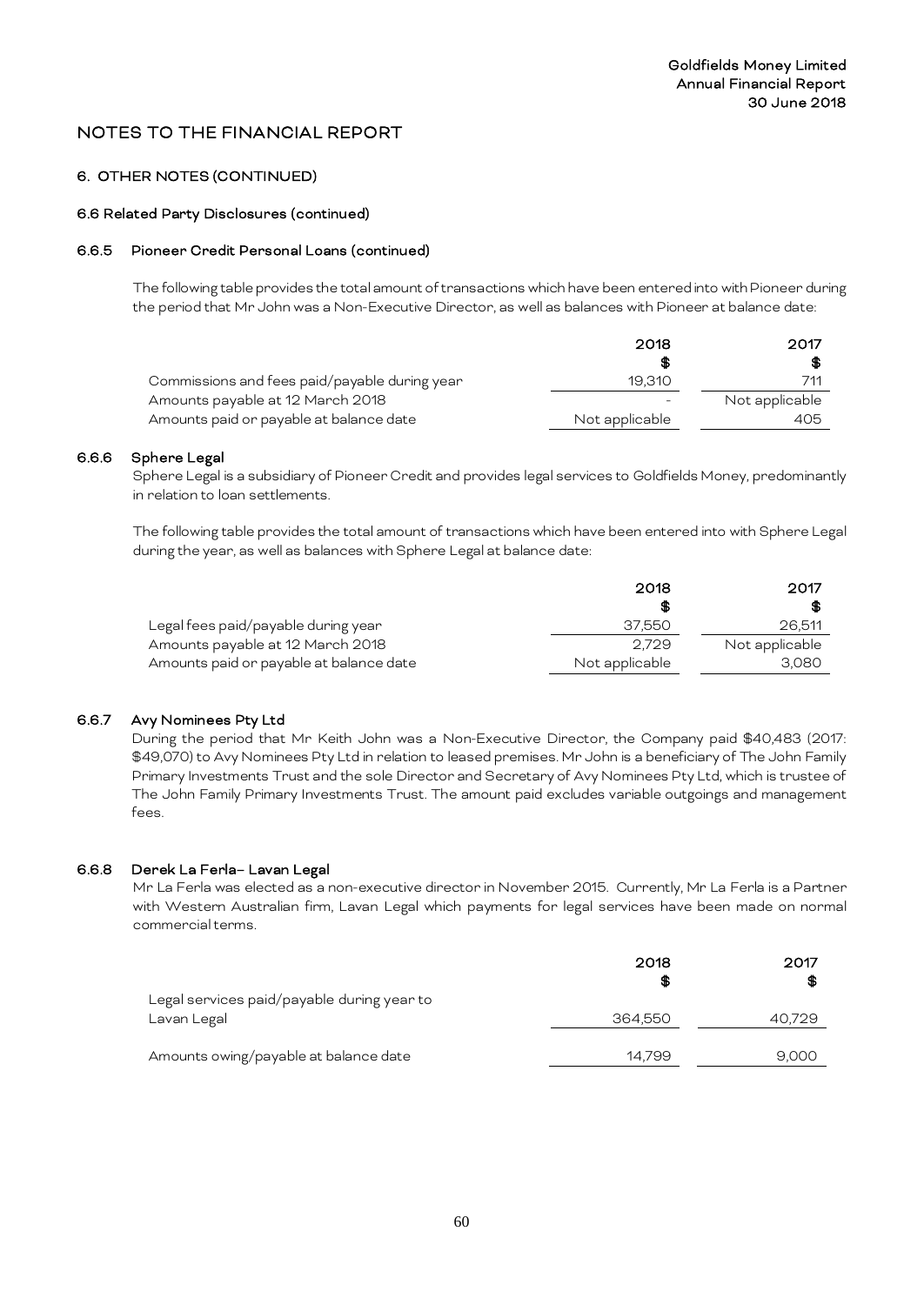# NOTES TO THE FINANCIAL REPORT

## 6. OTHER NOTES (CONTINUED)

### 6.6 Related Party Disclosures (continued)

#### 6.6.5 Pioneer Credit Personal Loans (continued)

The following table provides the total amount of transactions which have been entered into with Pioneer during the period that Mr John was a Non-Executive Director, as well as balances with Pioneer at balance date:

| | 2018 $ | 2017 $ |
|---|---|---|
| Commissions and fees paid/payable during year | 19,310 | 711 |
| Amounts payable at 12 March 2018 | - | Not applicable |
| Amounts paid or payable at balance date | Not applicable | 405 |

#### 6.6.6 Sphere Legal

Sphere Legal is a subsidiary of Pioneer Credit and provides legal services to Goldfields Money, predominantly in relation to loan settlements.

The following table provides the total amount of transactions which have been entered into with Sphere Legal during the year, as well as balances with Sphere Legal at balance date:

| | 2018 $ | 2017 $ |
|---|---|---|
| Legal fees paid/payable during year | 37,550 | 26,511 |
| Amounts payable at 12 March 2018 | 2,729 | Not applicable |
| Amounts paid or payable at balance date | Not applicable | 3,080 |

#### 6.6.7 Avy Nominees Pty Ltd

During the period that Mr Keith John was a Non-Executive Director, the Company paid $40,483 (2017: $49,070) to Avy Nominees Pty Ltd in relation to leased premises. Mr John is a beneficiary of The John Family Primary Investments Trust and the sole Director and Secretary of Avy Nominees Pty Ltd, which is trustee of The John Family Primary Investments Trust. The amount paid excludes variable outgoings and management fees.

#### 6.6.8 Derek La Ferla– Lavan Legal

Mr La Ferla was elected as a non-executive director in November 2015. Currently, Mr La Ferla is a Partner with Western Australian firm, Lavan Legal which payments for legal services have been made on normal commercial terms.

| | 2018 $ | 2017 $ |
|---|---|---|
| Legal services paid/payable during year to Lavan Legal | 364,550 | 40,729 |
| Amounts owing/payable at balance date | 14,799 | 9,000 |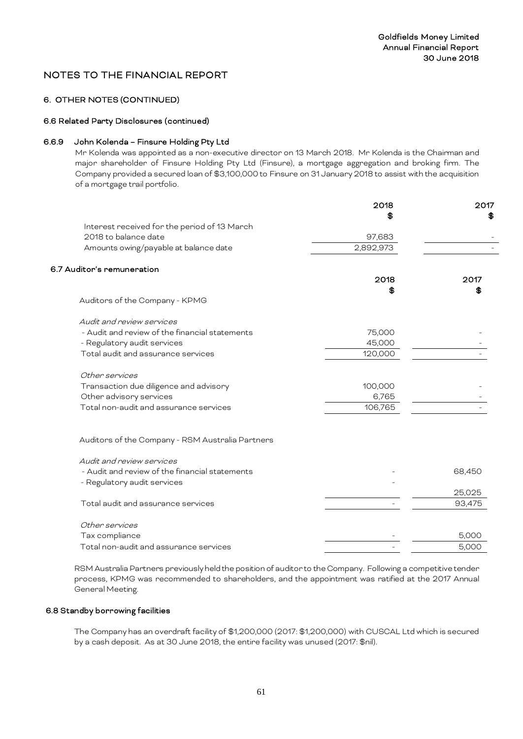# NOTES TO THE FINANCIAL REPORT

## 6. OTHER NOTES (CONTINUED)

### 6.6 Related Party Disclosures (continued)

#### 6.6.9 John Kolenda – Finsure Holding Pty Ltd

Mr Kolenda was appointed as a non-executive director on 13 March 2018. Mr Kolenda is the Chairman and major shareholder of Finsure Holding Pty Ltd (Finsure), a mortgage aggregation and broking firm. The Company provided a secured loan of $3,100,000 to Finsure on 31 January 2018 to assist with the acquisition of a mortgage trail portfolio.

| | 2018<br>$ | 2017<br>$ |
|---|---|---|
| Interest received for the period of 13 March 2018 to balance date | 97,683 | - |
| Amounts owing/payable at balance date | 2,892,973 | - |

### 6.7 Auditor's remuneration

| | 2018<br>$ | 2017<br>$ |
|---|---|---|
| Auditors of the Company - KPMG | | |
| *Audit and review services* | | |
| - Audit and review of the financial statements | 75,000 | - |
| - Regulatory audit services | 45,000 | - |
| Total audit and assurance services | 120,000 | - |
| *Other services* | | |
| Transaction due diligence and advisory | 100,000 | - |
| Other advisory services | 6,765 | - |
| Total non-audit and assurance services | 106,765 | - |

| | 2018<br>$ | 2017<br>$ |
|---|---|---|
| Auditors of the Company - RSM Australia Partners | | |
| *Audit and review services* | | |
| - Audit and review of the financial statements | - | 68,450 |
| - Regulatory audit services | - | 25,025 |
| Total audit and assurance services | - | 93,475 |
| *Other services* | | |
| Tax compliance | - | 5,000 |
| Total non-audit and assurance services | - | 5,000 |

RSM Australia Partners previously held the position of auditor to the Company. Following a competitive tender process, KPMG was recommended to shareholders, and the appointment was ratified at the 2017 Annual General Meeting.

### 6.8 Standby borrowing facilities

The Company has an overdraft facility of $1,200,000 (2017: $1,200,000) with CUSCAL Ltd which is secured by a cash deposit. As at 30 June 2018, the entire facility was unused (2017: $nil).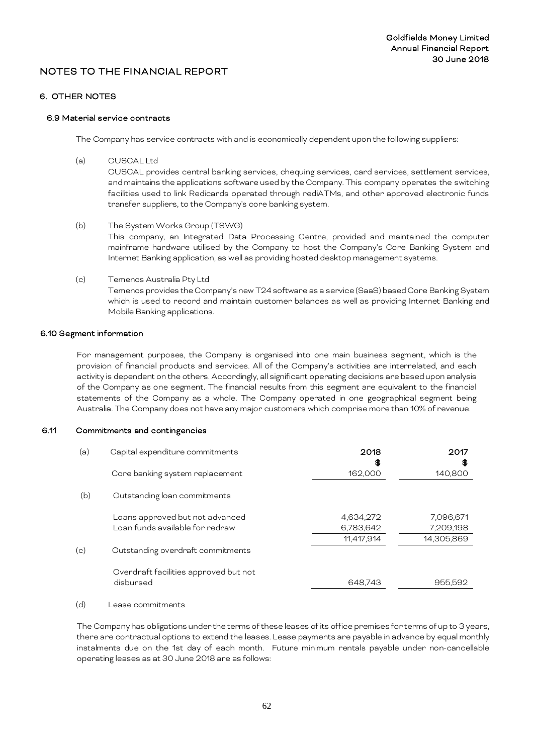# NOTES TO THE FINANCIAL REPORT

## 6. OTHER NOTES

### 6.9 Material service contracts

The Company has service contracts with and is economically dependent upon the following suppliers:

(a) CUSCAL Ltd

CUSCAL provides central banking services, chequing services, card services, settlement services, and maintains the applications software used by the Company. This company operates the switching facilities used to link Redicards operated through rediATMs, and other approved electronic funds transfer suppliers, to the Company's core banking system.

(b) The System Works Group (TSWG)

This company, an Integrated Data Processing Centre, provided and maintained the computer mainframe hardware utilised by the Company to host the Company's Core Banking System and Internet Banking application, as well as providing hosted desktop management systems.

(c) Temenos Australia Pty Ltd

Temenos provides the Company's new T24 software as a service (SaaS) based Core Banking System which is used to record and maintain customer balances as well as providing Internet Banking and Mobile Banking applications.

### 6.10 Segment information

For management purposes, the Company is organised into one main business segment, which is the provision of financial products and services. All of the Company's activities are interrelated, and each activity is dependent on the others. Accordingly, all significant operating decisions are based upon analysis of the Company as one segment. The financial results from this segment are equivalent to the financial statements of the Company as a whole. The Company operated in one geographical segment being Australia. The Company does not have any major customers which comprise more than 10% of revenue.

### 6.11 Commitments and contingencies

| | | 2018 $ | 2017 $ |
|---|---|---|---|
| (a) | Capital expenditure commitments | | |
| | Core banking system replacement | 162,000 | 140,800 |
| (b) | Outstanding loan commitments | | |
| | Loans approved but not advanced | 4,634,272 | 7,096,671 |
| | Loan funds available for redraw | 6,783,642 | 7,209,198 |
| | | 11,417,914 | 14,305,869 |
| (c) | Outstanding overdraft commitments | | |
| | Overdraft facilities approved but not disbursed | 648,743 | 955,592 |

(d) Lease commitments

The Company has obligations under the terms of these leases of its office premises for terms of up to 3 years, there are contractual options to extend the leases. Lease payments are payable in advance by equal monthly instalments due on the 1st day of each month. Future minimum rentals payable under non-cancellable operating leases as at 30 June 2018 are as follows: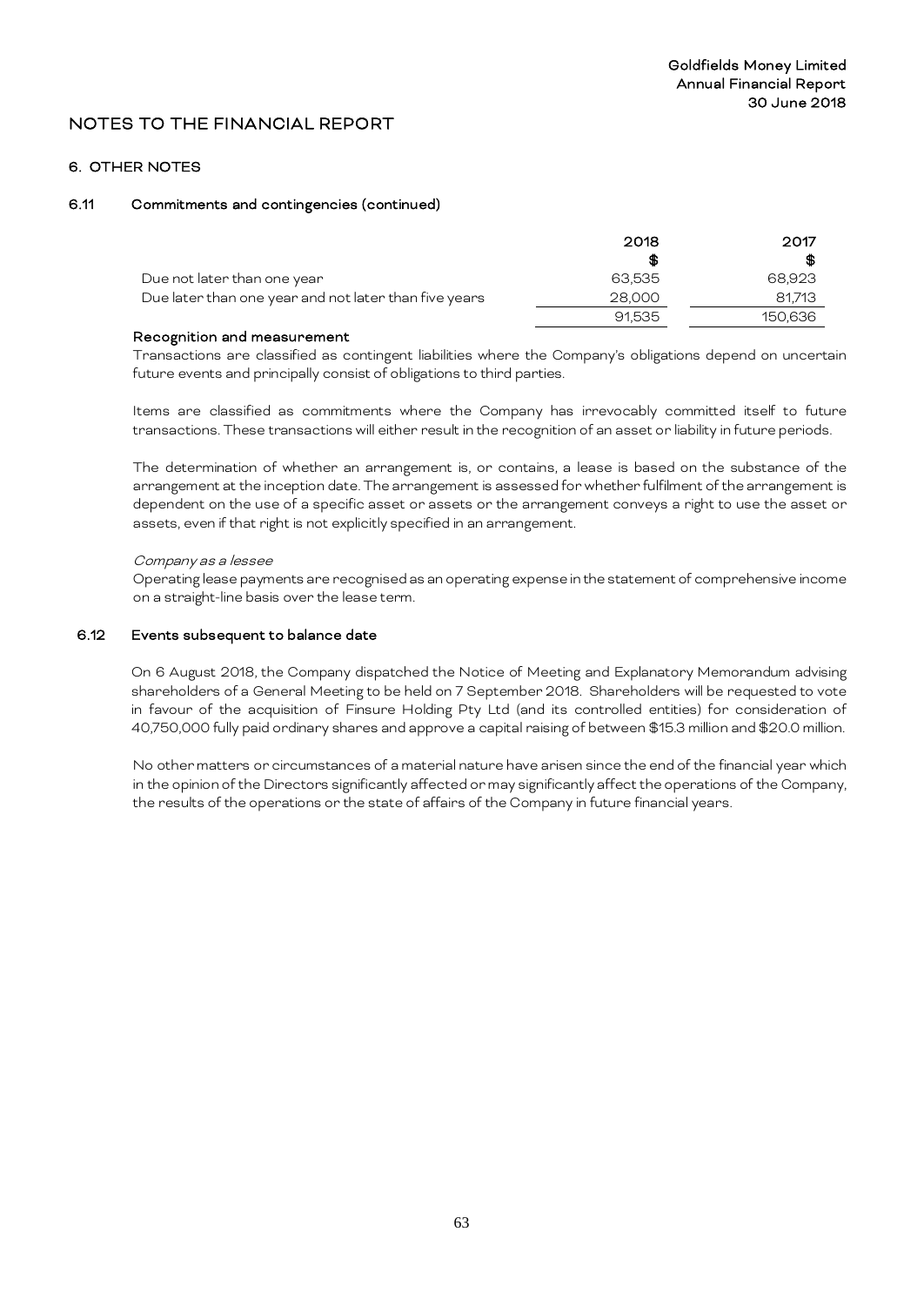# NOTES TO THE FINANCIAL REPORT

## 6. OTHER NOTES

### 6.11 Commitments and contingencies (continued)

| | 2018 | 2017 |
|---|---|---|
| | $ | $ |
| Due not later than one year | 63,535 | 68,923 |
| Due later than one year and not later than five years | 28,000 | 81,713 |
| | 91,535 | 150,636 |

**Recognition and measurement**

Transactions are classified as contingent liabilities where the Company's obligations depend on uncertain future events and principally consist of obligations to third parties.

Items are classified as commitments where the Company has irrevocably committed itself to future transactions. These transactions will either result in the recognition of an asset or liability in future periods.

The determination of whether an arrangement is, or contains, a lease is based on the substance of the arrangement at the inception date. The arrangement is assessed for whether fulfilment of the arrangement is dependent on the use of a specific asset or assets or the arrangement conveys a right to use the asset or assets, even if that right is not explicitly specified in an arrangement.

*Company as a lessee*

Operating lease payments are recognised as an operating expense in the statement of comprehensive income on a straight-line basis over the lease term.

### 6.12 Events subsequent to balance date

On 6 August 2018, the Company dispatched the Notice of Meeting and Explanatory Memorandum advising shareholders of a General Meeting to be held on 7 September 2018. Shareholders will be requested to vote in favour of the acquisition of Finsure Holding Pty Ltd (and its controlled entities) for consideration of 40,750,000 fully paid ordinary shares and approve a capital raising of between $15.3 million and $20.0 million.

No other matters or circumstances of a material nature have arisen since the end of the financial year which in the opinion of the Directors significantly affected or may significantly affect the operations of the Company, the results of the operations or the state of affairs of the Company in future financial years.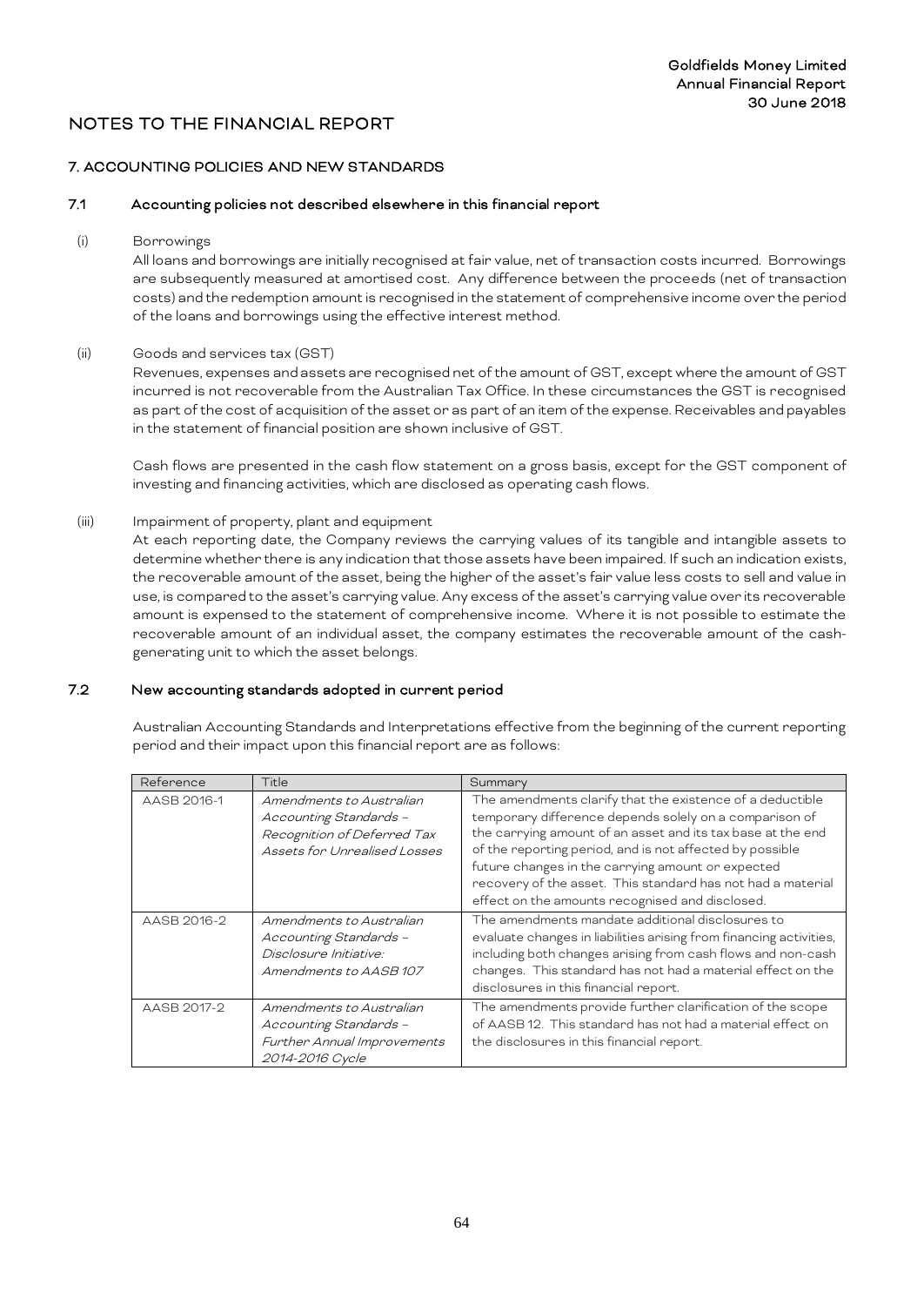# NOTES TO THE FINANCIAL REPORT

## 7. ACCOUNTING POLICIES AND NEW STANDARDS

### 7.1 Accounting policies not described elsewhere in this financial report

(i) Borrowings

All loans and borrowings are initially recognised at fair value, net of transaction costs incurred. Borrowings are subsequently measured at amortised cost. Any difference between the proceeds (net of transaction costs) and the redemption amount is recognised in the statement of comprehensive income over the period of the loans and borrowings using the effective interest method.

(ii) Goods and services tax (GST)

Revenues, expenses and assets are recognised net of the amount of GST, except where the amount of GST incurred is not recoverable from the Australian Tax Office. In these circumstances the GST is recognised as part of the cost of acquisition of the asset or as part of an item of the expense. Receivables and payables in the statement of financial position are shown inclusive of GST.

Cash flows are presented in the cash flow statement on a gross basis, except for the GST component of investing and financing activities, which are disclosed as operating cash flows.

(iii) Impairment of property, plant and equipment

At each reporting date, the Company reviews the carrying values of its tangible and intangible assets to determine whether there is any indication that those assets have been impaired. If such an indication exists, the recoverable amount of the asset, being the higher of the asset's fair value less costs to sell and value in use, is compared to the asset's carrying value. Any excess of the asset's carrying value over its recoverable amount is expensed to the statement of comprehensive income. Where it is not possible to estimate the recoverable amount of an individual asset, the company estimates the recoverable amount of the cash-generating unit to which the asset belongs.

### 7.2 New accounting standards adopted in current period

Australian Accounting Standards and Interpretations effective from the beginning of the current reporting period and their impact upon this financial report are as follows:

| Reference | Title | Summary |
|---|---|---|
| AASB 2016-1 | *Amendments to Australian Accounting Standards – Recognition of Deferred Tax Assets for Unrealised Losses* | The amendments clarify that the existence of a deductible temporary difference depends solely on a comparison of the carrying amount of an asset and its tax base at the end of the reporting period, and is not affected by possible future changes in the carrying amount or expected recovery of the asset. This standard has not had a material effect on the amounts recognised and disclosed. |
| AASB 2016-2 | *Amendments to Australian Accounting Standards – Disclosure Initiative: Amendments to AASB 107* | The amendments mandate additional disclosures to evaluate changes in liabilities arising from financing activities, including both changes arising from cash flows and non-cash changes. This standard has not had a material effect on the disclosures in this financial report. |
| AASB 2017-2 | *Amendments to Australian Accounting Standards – Further Annual Improvements 2014-2016 Cycle* | The amendments provide further clarification of the scope of AASB 12. This standard has not had a material effect on the disclosures in this financial report. |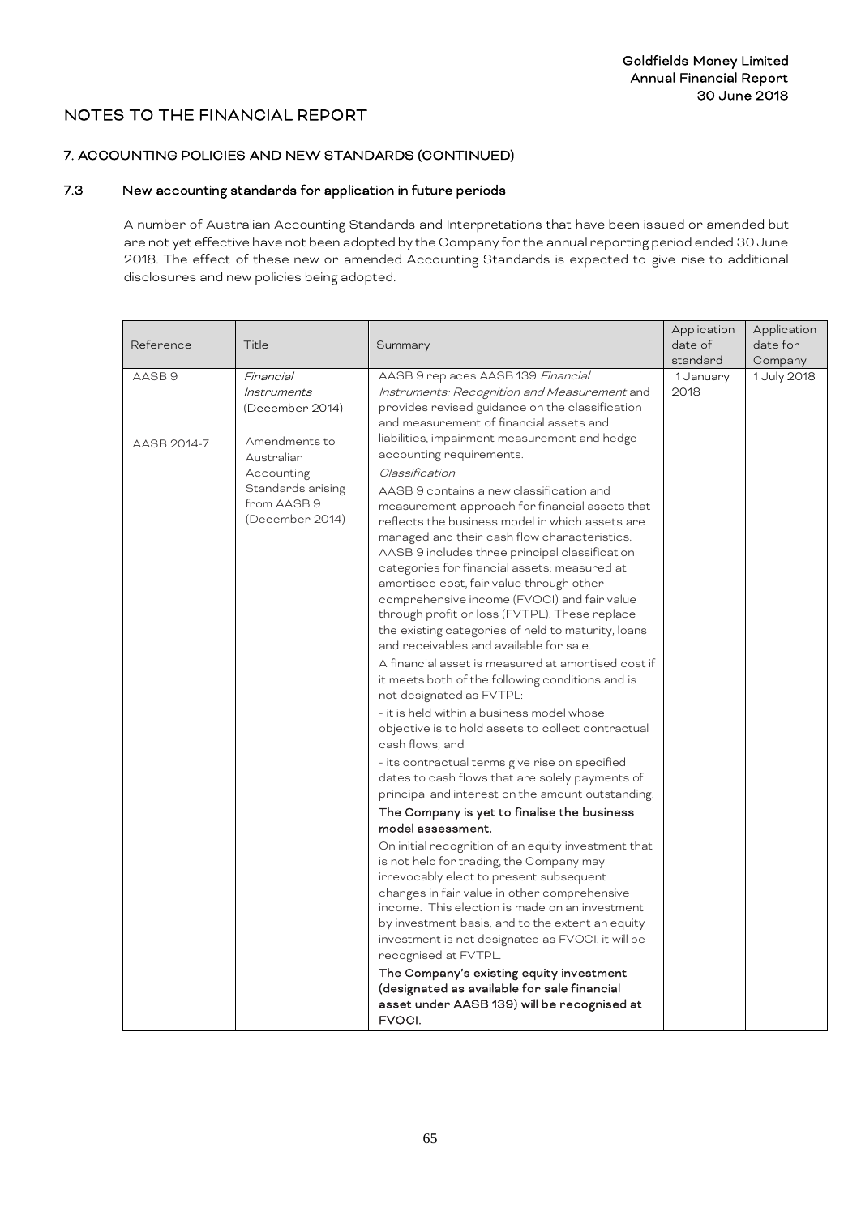# NOTES TO THE FINANCIAL REPORT

## 7. ACCOUNTING POLICIES AND NEW STANDARDS (CONTINUED)

### 7.3 New accounting standards for application in future periods

A number of Australian Accounting Standards and Interpretations that have been issued or amended but are not yet effective have not been adopted by the Company for the annual reporting period ended 30 June 2018. The effect of these new or amended Accounting Standards is expected to give rise to additional disclosures and new policies being adopted.

| Reference | Title | Summary | Application date of standard | Application date for Company |
|---|---|---|---|---|
| AASB 9<br><br>AASB 2014-7 | *Financial Instruments* (December 2014)<br><br>Amendments to Australian Accounting Standards arising from AASB 9 (December 2014) | AASB 9 replaces AASB 139 *Financial Instruments: Recognition and Measurement* and provides revised guidance on the classification and measurement of financial assets and liabilities, impairment measurement and hedge accounting requirements.<br><br>*Classification*<br><br>AASB 9 contains a new classification and measurement approach for financial assets that reflects the business model in which assets are managed and their cash flow characteristics. AASB 9 includes three principal classification categories for financial assets: measured at amortised cost, fair value through other comprehensive income (FVOCI) and fair value through profit or loss (FVTPL). These replace the existing categories of held to maturity, loans and receivables and available for sale.<br><br>A financial asset is measured at amortised cost if it meets both of the following conditions and is not designated as FVTPL:<br><br>- it is held within a business model whose objective is to hold assets to collect contractual cash flows; and<br><br>- its contractual terms give rise on specified dates to cash flows that are solely payments of principal and interest on the amount outstanding.<br><br>**The Company is yet to finalise the business model assessment.**<br><br>On initial recognition of an equity investment that is not held for trading, the Company may irrevocably elect to present subsequent changes in fair value in other comprehensive income. This election is made on an investment by investment basis, and to the extent an equity investment is not designated as FVOCI, it will be recognised at FVTPL.<br><br>**The Company's existing equity investment (designated as available for sale financial asset under AASB 139) will be recognised at FVOCI.** | 1 January 2018 | 1 July 2018 |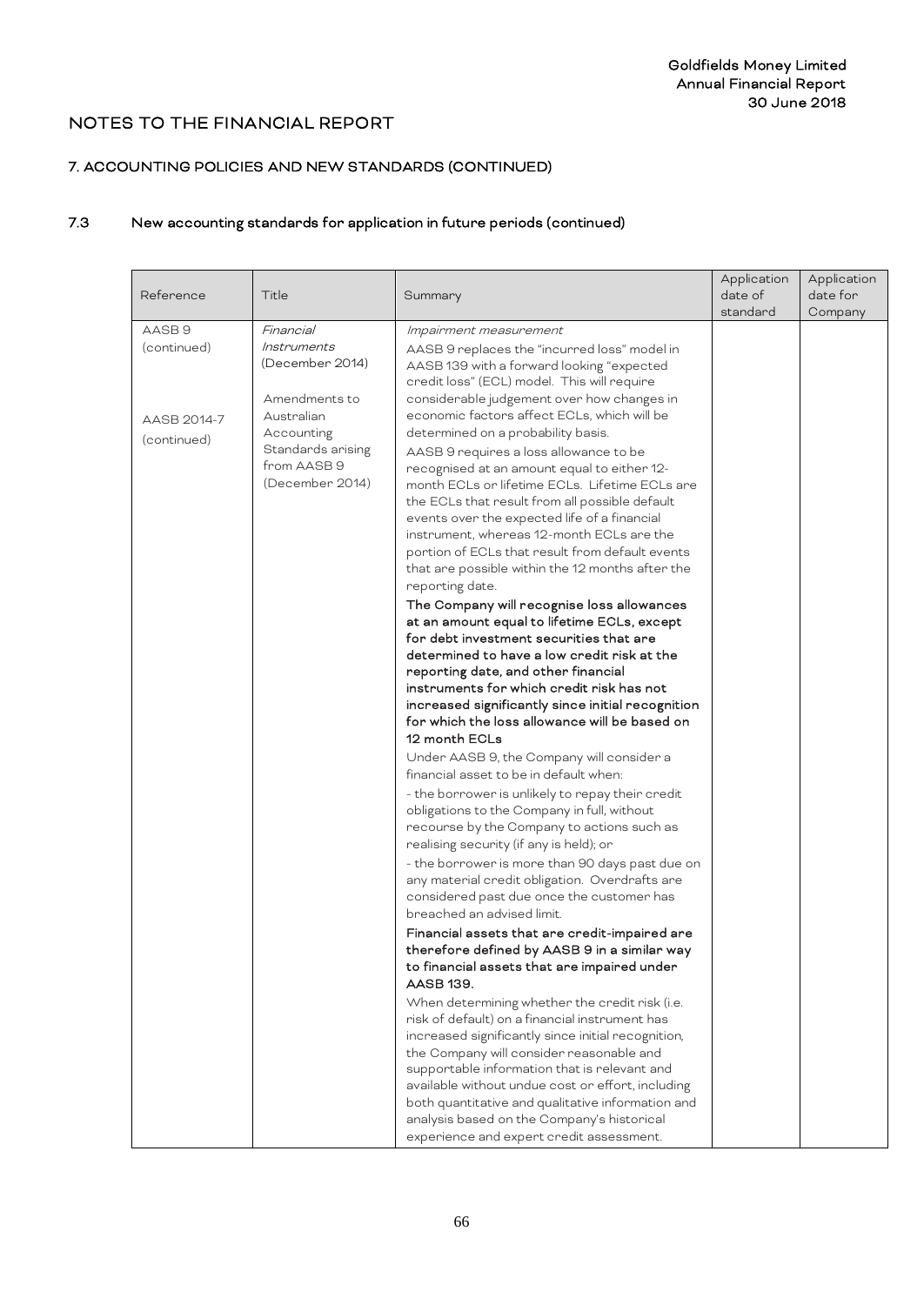## NOTES TO THE FINANCIAL REPORT

### 7. ACCOUNTING POLICIES AND NEW STANDARDS (CONTINUED)

### 7.3 New accounting standards for application in future periods (continued)

| Reference | Title | Summary | Application date of standard | Application date for Company |
|---|---|---|---|---|
| AASB 9 (continued)<br><br>AASB 2014-7 (continued) | *Financial Instruments* (December 2014)<br><br>Amendments to Australian Accounting Standards arising from AASB 9 (December 2014) | *Impairment measurement*<br>AASB 9 replaces the "incurred loss" model in AASB 139 with a forward looking "expected credit loss" (ECL) model. This will require considerable judgement over how changes in economic factors affect ECLs, which will be determined on a probability basis.<br>AASB 9 requires a loss allowance to be recognised at an amount equal to either 12-month ECLs or lifetime ECLs. Lifetime ECLs are the ECLs that result from all possible default events over the expected life of a financial instrument, whereas 12-month ECLs are the portion of ECLs that result from default events that are possible within the 12 months after the reporting date.<br>**The Company will recognise loss allowances at an amount equal to lifetime ECLs, except for debt investment securities that are determined to have a low credit risk at the reporting date, and other financial instruments for which credit risk has not increased significantly since initial recognition for which the loss allowance will be based on 12 month ECLs**<br>Under AASB 9, the Company will consider a financial asset to be in default when:<br>- the borrower is unlikely to repay their credit obligations to the Company in full, without recourse by the Company to actions such as realising security (if any is held); or<br>- the borrower is more than 90 days past due on any material credit obligation. Overdrafts are considered past due once the customer has breached an advised limit.<br>**Financial assets that are credit-impaired are therefore defined by AASB 9 in a similar way to financial assets that are impaired under AASB 139.**<br>When determining whether the credit risk (i.e. risk of default) on a financial instrument has increased significantly since initial recognition, the Company will consider reasonable and supportable information that is relevant and available without undue cost or effort, including both quantitative and qualitative information and analysis based on the Company's historical experience and expert credit assessment. | | |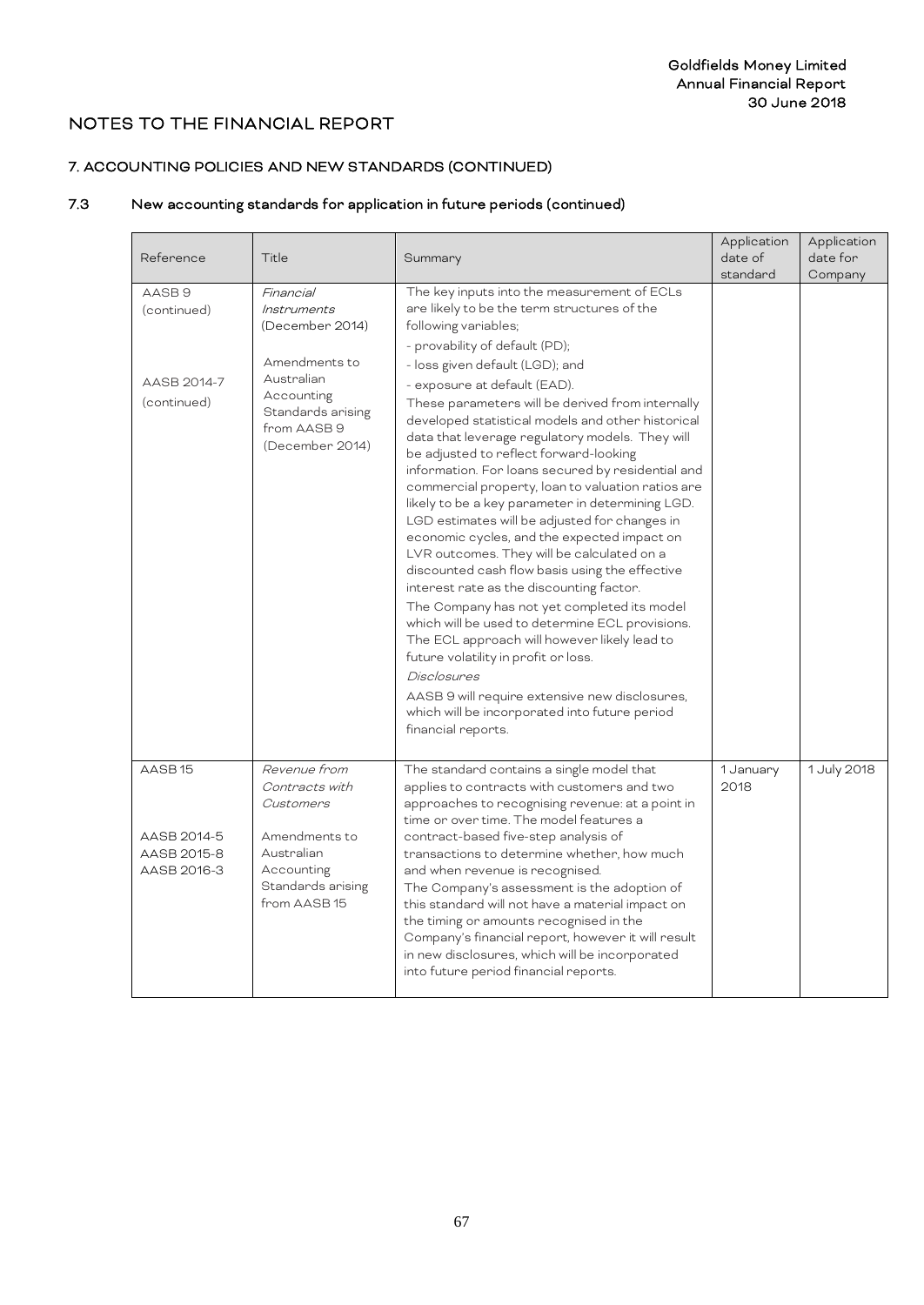## NOTES TO THE FINANCIAL REPORT

### 7. ACCOUNTING POLICIES AND NEW STANDARDS (CONTINUED)

### 7.3 New accounting standards for application in future periods (continued)

| Reference | Title | Summary | Application date of standard | Application date for Company |
|---|---|---|---|---|
| AASB 9 (continued)<br><br>AASB 2014-7 (continued) | *Financial Instruments* (December 2014)<br><br>Amendments to Australian Accounting Standards arising from AASB 9 (December 2014) | The key inputs into the measurement of ECLs are likely to be the term structures of the following variables;<br>- provability of default (PD);<br>- loss given default (LGD); and<br>- exposure at default (EAD).<br>These parameters will be derived from internally developed statistical models and other historical data that leverage regulatory models. They will be adjusted to reflect forward-looking information. For loans secured by residential and commercial property, loan to valuation ratios are likely to be a key parameter in determining LGD. LGD estimates will be adjusted for changes in economic cycles, and the expected impact on LVR outcomes. They will be calculated on a discounted cash flow basis using the effective interest rate as the discounting factor.<br>The Company has not yet completed its model which will be used to determine ECL provisions. The ECL approach will however likely lead to future volatility in profit or loss.<br>*Disclosures*<br>AASB 9 will require extensive new disclosures, which will be incorporated into future period financial reports. | | |
| AASB 15<br><br>AASB 2014-5<br>AASB 2015-8<br>AASB 2016-3 | *Revenue from Contracts with Customers*<br><br>Amendments to Australian Accounting Standards arising from AASB 15 | The standard contains a single model that applies to contracts with customers and two approaches to recognising revenue: at a point in time or over time. The model features a contract-based five-step analysis of transactions to determine whether, how much and when revenue is recognised.<br>The Company's assessment is the adoption of this standard will not have a material impact on the timing or amounts recognised in the Company's financial report, however it will result in new disclosures, which will be incorporated into future period financial reports. | 1 January 2018 | 1 July 2018 |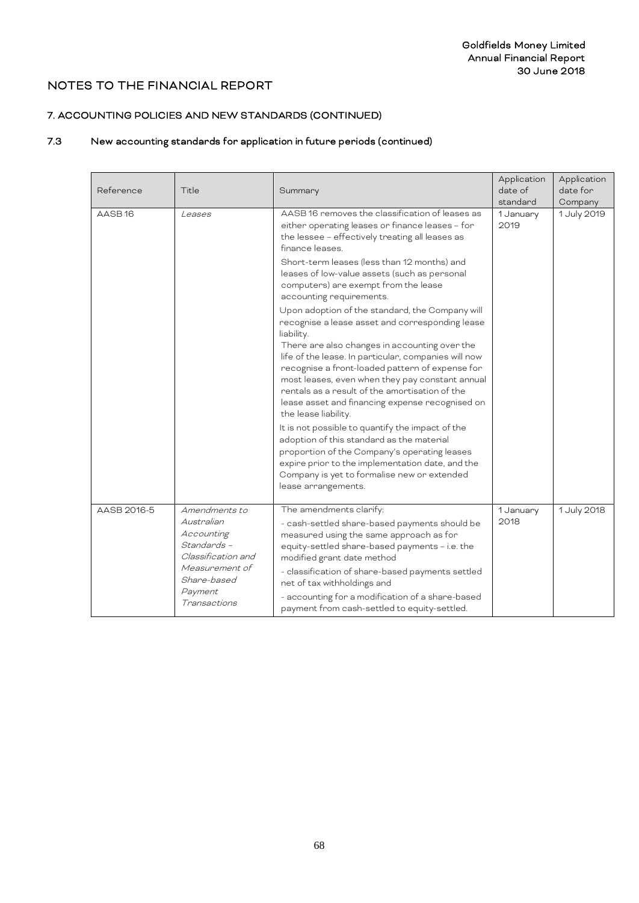## NOTES TO THE FINANCIAL REPORT

### 7. ACCOUNTING POLICIES AND NEW STANDARDS (CONTINUED)

### 7.3 New accounting standards for application in future periods (continued)

| Reference | Title | Summary | Application date of standard | Application date for Company |
|---|---|---|---|---|
| AASB 16 | *Leases* | AASB 16 removes the classification of leases as either operating leases or finance leases – for the lessee – effectively treating all leases as finance leases.<br><br>Short-term leases (less than 12 months) and leases of low-value assets (such as personal computers) are exempt from the lease accounting requirements.<br><br>Upon adoption of the standard, the Company will recognise a lease asset and corresponding lease liability.<br>There are also changes in accounting over the life of the lease. In particular, companies will now recognise a front-loaded pattern of expense for most leases, even when they pay constant annual rentals as a result of the amortisation of the lease asset and financing expense recognised on the lease liability.<br><br>It is not possible to quantify the impact of the adoption of this standard as the material proportion of the Company's operating leases expire prior to the implementation date, and the Company is yet to formalise new or extended lease arrangements. | 1 January 2019 | 1 July 2019 |
| AASB 2016-5 | *Amendments to Australian Accounting Standards – Classification and Measurement of Share-based Payment Transactions* | The amendments clarify:<br>- cash-settled share-based payments should be measured using the same approach as for equity-settled share-based payments – i.e. the modified grant date method<br>- classification of share-based payments settled net of tax withholdings and<br>- accounting for a modification of a share-based payment from cash-settled to equity-settled. | 1 January 2018 | 1 July 2018 |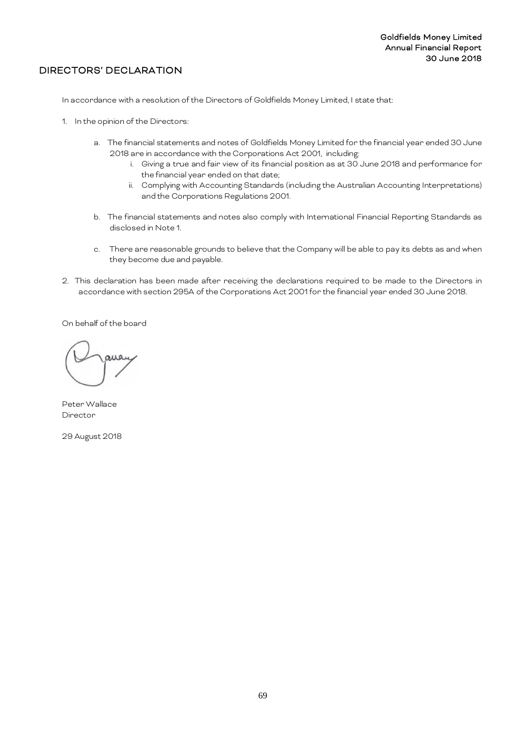## DIRECTORS' DECLARATION

In accordance with a resolution of the Directors of Goldfields Money Limited, I state that:

1. In the opinion of the Directors:

   a. The financial statements and notes of Goldfields Money Limited for the financial year ended 30 June 2018 are in accordance with the Corporations Act 2001, including:

      i. Giving a true and fair view of its financial position as at 30 June 2018 and performance for the financial year ended on that date;

      ii. Complying with Accounting Standards (including the Australian Accounting Interpretations) and the Corporations Regulations 2001.

   b. The financial statements and notes also comply with International Financial Reporting Standards as disclosed in Note 1.

   c. There are reasonable grounds to believe that the Company will be able to pay its debts as and when they become due and payable.

2. This declaration has been made after receiving the declarations required to be made to the Directors in accordance with section 295A of the Corporations Act 2001 for the financial year ended 30 June 2018.

On behalf of the board

Peter Wallace
Director

29 August 2018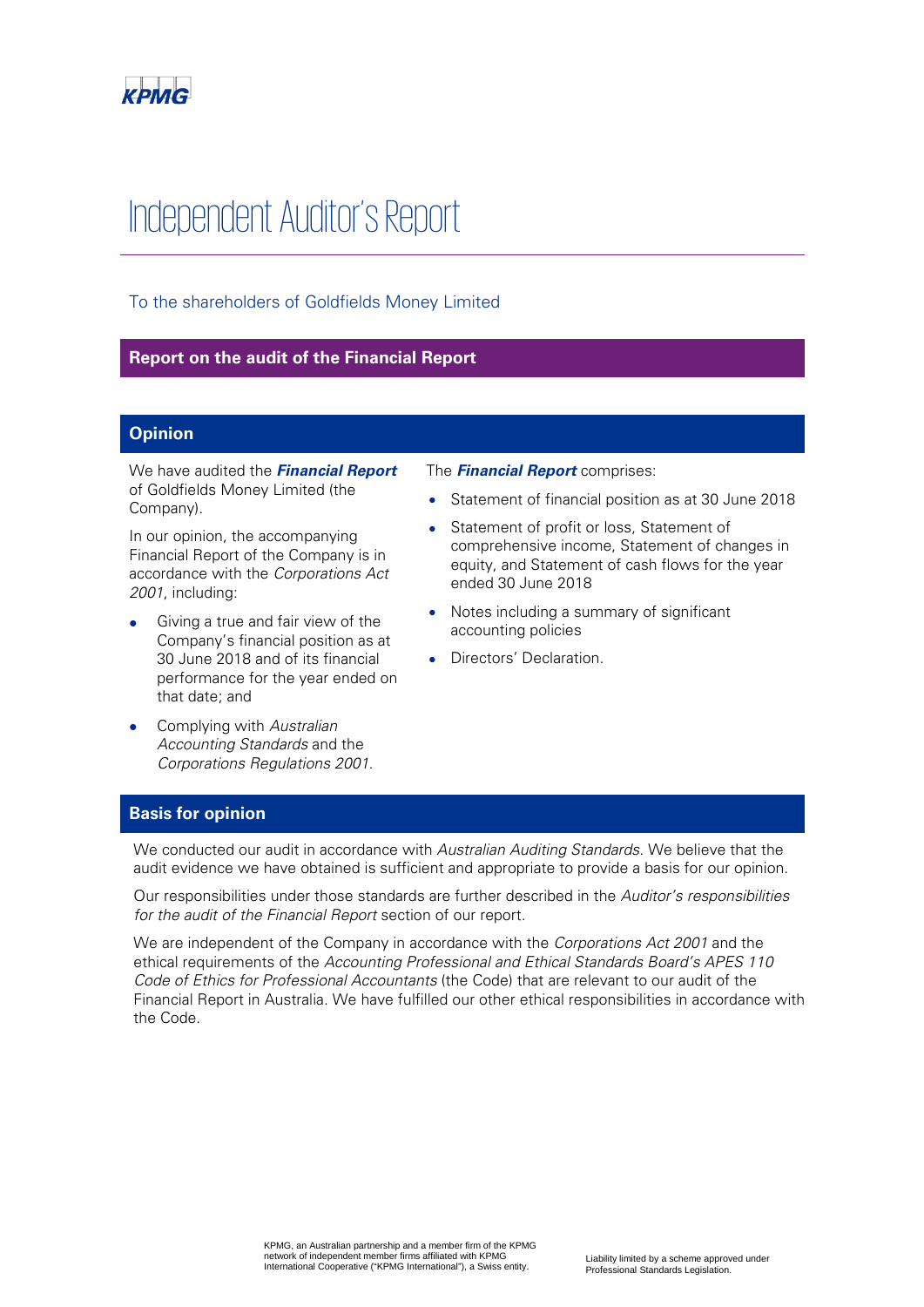# Independent Auditor's Report

To the shareholders of Goldfields Money Limited

## Report on the audit of the Financial Report

### Opinion

We have audited the ***Financial Report*** of Goldfields Money Limited (the Company).

In our opinion, the accompanying Financial Report of the Company is in accordance with the *Corporations Act 2001*, including:

- Giving a true and fair view of the Company's financial position as at 30 June 2018 and of its financial performance for the year ended on that date; and
- Complying with *Australian Accounting Standards* and the *Corporations Regulations 2001*.

The ***Financial Report*** comprises:

- Statement of financial position as at 30 June 2018
- Statement of profit or loss, Statement of comprehensive income, Statement of changes in equity, and Statement of cash flows for the year ended 30 June 2018
- Notes including a summary of significant accounting policies
- Directors' Declaration.

### Basis for opinion

We conducted our audit in accordance with *Australian Auditing Standards*. We believe that the audit evidence we have obtained is sufficient and appropriate to provide a basis for our opinion.

Our responsibilities under those standards are further described in the *Auditor's responsibilities for the audit of the Financial Report* section of our report.

We are independent of the Company in accordance with the *Corporations Act 2001* and the ethical requirements of the *Accounting Professional and Ethical Standards Board's APES 110 Code of Ethics for Professional Accountants* (the Code) that are relevant to our audit of the Financial Report in Australia. We have fulfilled our other ethical responsibilities in accordance with the Code.

KPMG, an Australian partnership and a member firm of the KPMG network of independent member firms affiliated with KPMG International Cooperative ("KPMG International"), a Swiss entity.

Liability limited by a scheme approved under Professional Standards Legislation.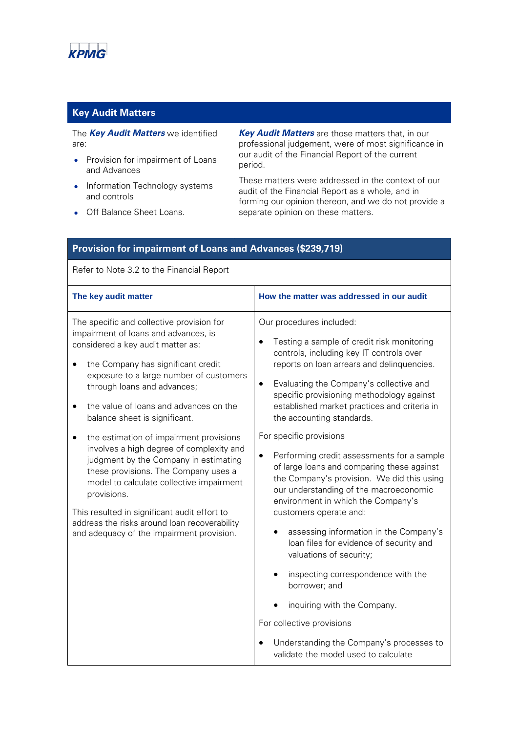KPMG

## Key Audit Matters

The ***Key Audit Matters*** we identified are:

- Provision for impairment of Loans and Advances
- Information Technology systems and controls
- Off Balance Sheet Loans.

***Key Audit Matters*** are those matters that, in our professional judgement, were of most significance in our audit of the Financial Report of the current period.

These matters were addressed in the context of our audit of the Financial Report as a whole, and in forming our opinion thereon, and we do not provide a separate opinion on these matters.

## Provision for impairment of Loans and Advances ($239,719)

Refer to Note 3.2 to the Financial Report

| The key audit matter | How the matter was addressed in our audit |
|---|---|
| The specific and collective provision for impairment of loans and advances, is considered a key audit matter as:<br><br>• the Company has significant credit exposure to a large number of customers through loans and advances;<br><br>• the value of loans and advances on the balance sheet is significant.<br><br>• the estimation of impairment provisions involves a high degree of complexity and judgment by the Company in estimating these provisions. The Company uses a model to calculate collective impairment provisions.<br><br>This resulted in significant audit effort to address the risks around loan recoverability and adequacy of the impairment provision. | Our procedures included:<br><br>• Testing a sample of credit risk monitoring controls, including key IT controls over reports on loan arrears and delinquencies.<br><br>• Evaluating the Company's collective and specific provisioning methodology against established market practices and criteria in the accounting standards.<br><br>For specific provisions<br><br>• Performing credit assessments for a sample of large loans and comparing these against the Company's provision. We did this using our understanding of the macroeconomic environment in which the Company's customers operate and:<br><br>&nbsp;&nbsp;&nbsp;&nbsp;• assessing information in the Company's loan files for evidence of security and valuations of security;<br><br>&nbsp;&nbsp;&nbsp;&nbsp;• inspecting correspondence with the borrower; and<br><br>&nbsp;&nbsp;&nbsp;&nbsp;• inquiring with the Company.<br><br>For collective provisions<br><br>• Understanding the Company's processes to validate the model used to calculate |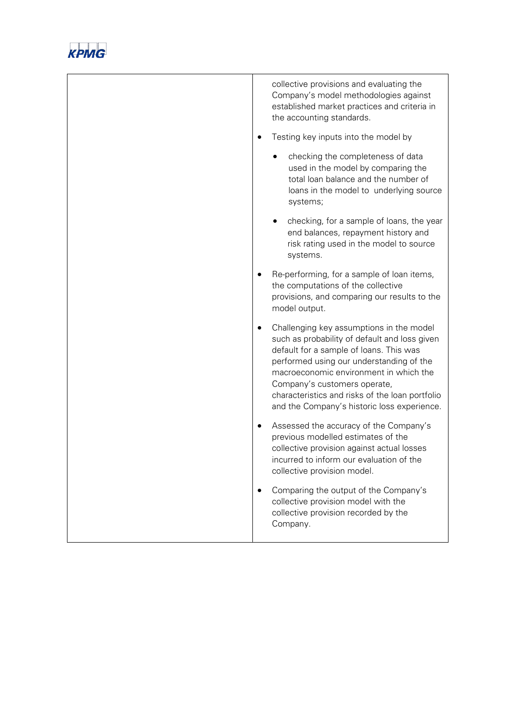| | |
|---|---|
| | collective provisions and evaluating the Company's model methodologies against established market practices and criteria in the accounting standards.<br>• Testing key inputs into the model by<br>  • checking the completeness of data used in the model by comparing the total loan balance and the number of loans in the model to underlying source systems;<br>  • checking, for a sample of loans, the year end balances, repayment history and risk rating used in the model to source systems.<br>• Re-performing, for a sample of loan items, the computations of the collective provisions, and comparing our results to the model output.<br>• Challenging key assumptions in the model such as probability of default and loss given default for a sample of loans. This was performed using our understanding of the macroeconomic environment in which the Company's customers operate, characteristics and risks of the loan portfolio and the Company's historic loss experience.<br>• Assessed the accuracy of the Company's previous modelled estimates of the collective provision against actual losses incurred to inform our evaluation of the collective provision model.<br>• Comparing the output of the Company's collective provision model with the collective provision recorded by the Company. |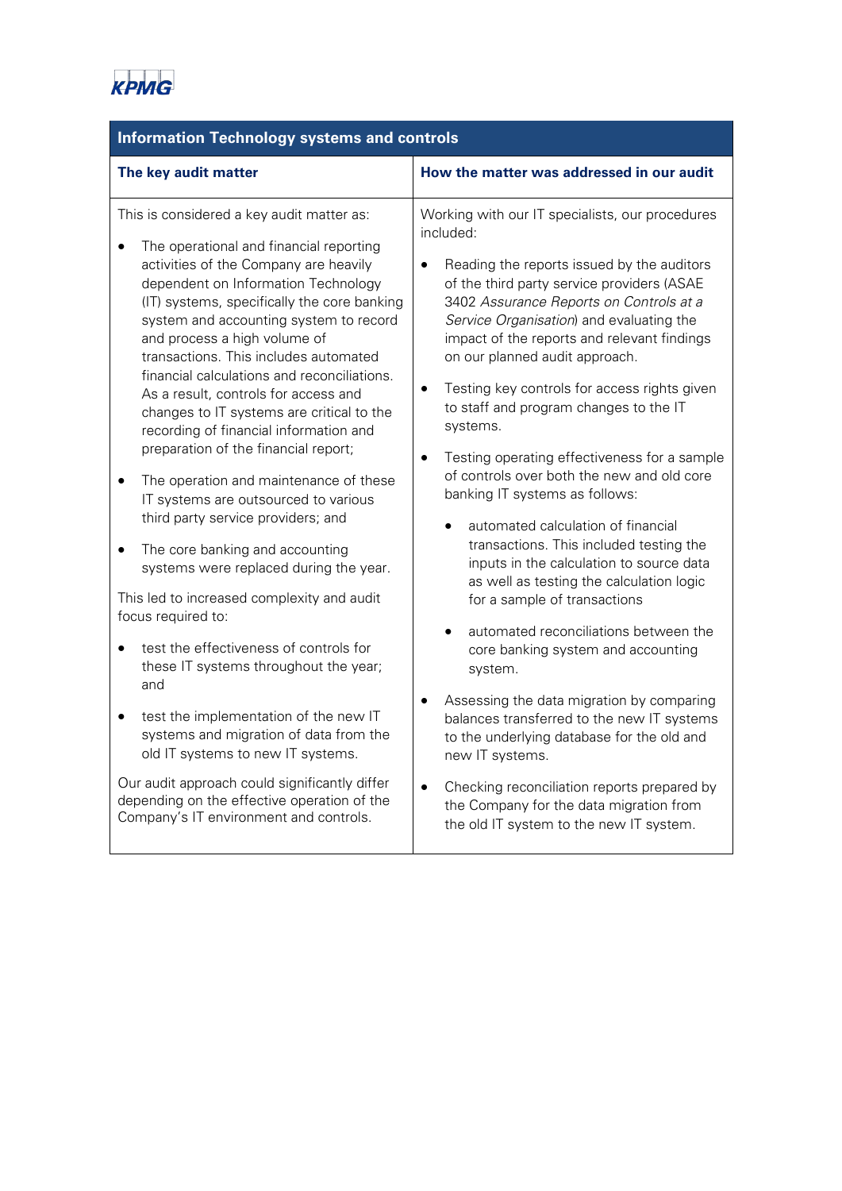KPMG

| Information Technology systems and controls | |
|---|---|
| **The key audit matter** | **How the matter was addressed in our audit** |
| This is considered a key audit matter as:<br><br>• The operational and financial reporting activities of the Company are heavily dependent on Information Technology (IT) systems, specifically the core banking system and accounting system to record and process a high volume of transactions. This includes automated financial calculations and reconciliations. As a result, controls for access and changes to IT systems are critical to the recording of financial information and preparation of the financial report;<br><br>• The operation and maintenance of these IT systems are outsourced to various third party service providers; and<br><br>• The core banking and accounting systems were replaced during the year.<br><br>This led to increased complexity and audit focus required to:<br><br>• test the effectiveness of controls for these IT systems throughout the year; and<br><br>• test the implementation of the new IT systems and migration of data from the old IT systems to new IT systems.<br><br>Our audit approach could significantly differ depending on the effective operation of the Company's IT environment and controls. | Working with our IT specialists, our procedures included:<br><br>• Reading the reports issued by the auditors of the third party service providers (ASAE 3402 *Assurance Reports on Controls at a Service Organisation*) and evaluating the impact of the reports and relevant findings on our planned audit approach.<br><br>• Testing key controls for access rights given to staff and program changes to the IT systems.<br><br>• Testing operating effectiveness for a sample of controls over both the new and old core banking IT systems as follows:<br><br>  • automated calculation of financial transactions. This included testing the inputs in the calculation to source data as well as testing the calculation logic for a sample of transactions<br><br>  • automated reconciliations between the core banking system and accounting system.<br><br>• Assessing the data migration by comparing balances transferred to the new IT systems to the underlying database for the old and new IT systems.<br><br>• Checking reconciliation reports prepared by the Company for the data migration from the old IT system to the new IT system. |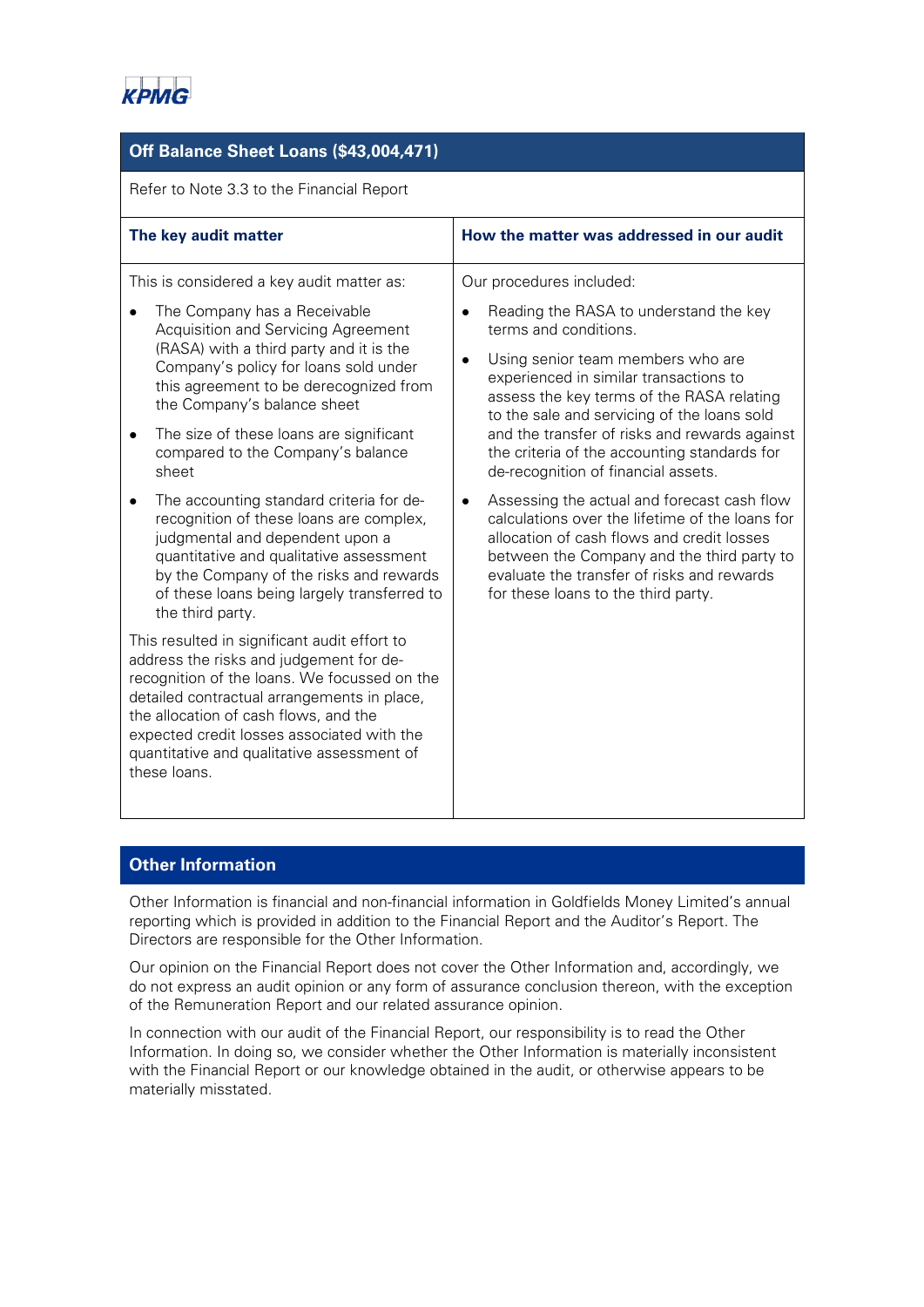## Off Balance Sheet Loans ($43,004,471)

Refer to Note 3.3 to the Financial Report

| The key audit matter | How the matter was addressed in our audit |
|---|---|
| This is considered a key audit matter as:<br>• The Company has a Receivable Acquisition and Servicing Agreement (RASA) with a third party and it is the Company's policy for loans sold under this agreement to be derecognized from the Company's balance sheet<br>• The size of these loans are significant compared to the Company's balance sheet<br>• The accounting standard criteria for de-recognition of these loans are complex, judgmental and dependent upon a quantitative and qualitative assessment by the Company of the risks and rewards of these loans being largely transferred to the third party.<br><br>This resulted in significant audit effort to address the risks and judgement for de-recognition of the loans. We focussed on the detailed contractual arrangements in place, the allocation of cash flows, and the expected credit losses associated with the quantitative and qualitative assessment of these loans. | Our procedures included:<br>• Reading the RASA to understand the key terms and conditions.<br>• Using senior team members who are experienced in similar transactions to assess the key terms of the RASA relating to the sale and servicing of the loans sold and the transfer of risks and rewards against the criteria of the accounting standards for de-recognition of financial assets.<br>• Assessing the actual and forecast cash flow calculations over the lifetime of the loans for allocation of cash flows and credit losses between the Company and the third party to evaluate the transfer of risks and rewards for these loans to the third party. |

## Other Information

Other Information is financial and non-financial information in Goldfields Money Limited's annual reporting which is provided in addition to the Financial Report and the Auditor's Report. The Directors are responsible for the Other Information.

Our opinion on the Financial Report does not cover the Other Information and, accordingly, we do not express an audit opinion or any form of assurance conclusion thereon, with the exception of the Remuneration Report and our related assurance opinion.

In connection with our audit of the Financial Report, our responsibility is to read the Other Information. In doing so, we consider whether the Other Information is materially inconsistent with the Financial Report or our knowledge obtained in the audit, or otherwise appears to be materially misstated.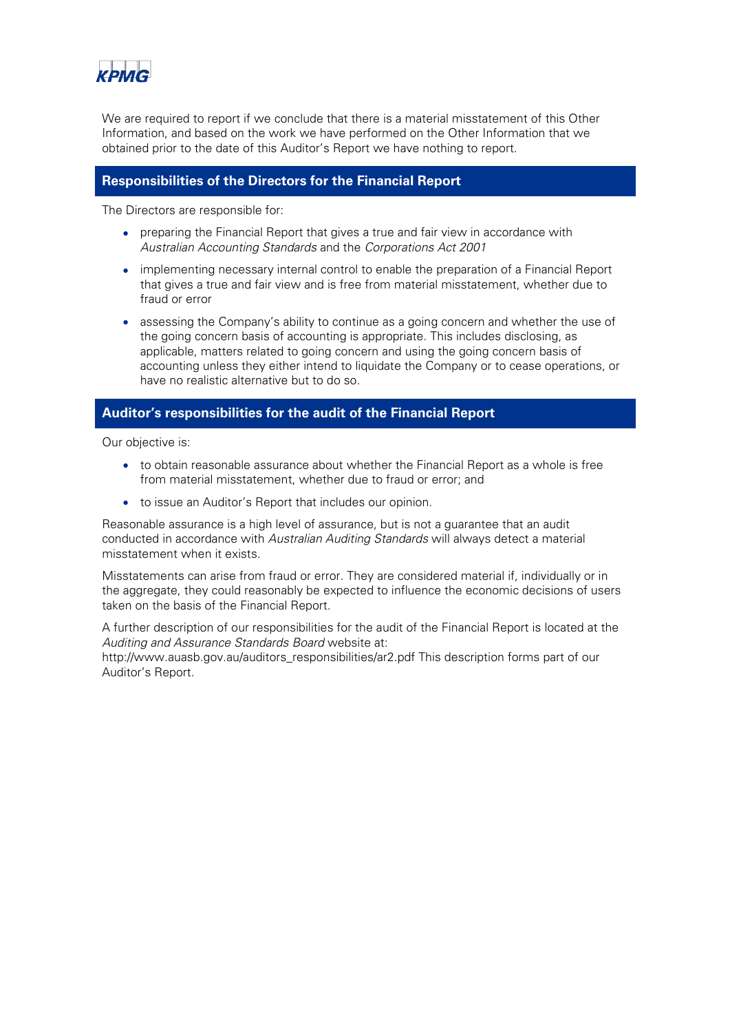We are required to report if we conclude that there is a material misstatement of this Other Information, and based on the work we have performed on the Other Information that we obtained prior to the date of this Auditor's Report we have nothing to report.

## Responsibilities of the Directors for the Financial Report

The Directors are responsible for:

- preparing the Financial Report that gives a true and fair view in accordance with *Australian Accounting Standards* and the *Corporations Act 2001*
- implementing necessary internal control to enable the preparation of a Financial Report that gives a true and fair view and is free from material misstatement, whether due to fraud or error
- assessing the Company's ability to continue as a going concern and whether the use of the going concern basis of accounting is appropriate. This includes disclosing, as applicable, matters related to going concern and using the going concern basis of accounting unless they either intend to liquidate the Company or to cease operations, or have no realistic alternative but to do so.

## Auditor's responsibilities for the audit of the Financial Report

Our objective is:

- to obtain reasonable assurance about whether the Financial Report as a whole is free from material misstatement, whether due to fraud or error; and
- to issue an Auditor's Report that includes our opinion.

Reasonable assurance is a high level of assurance, but is not a guarantee that an audit conducted in accordance with *Australian Auditing Standards* will always detect a material misstatement when it exists.

Misstatements can arise from fraud or error. They are considered material if, individually or in the aggregate, they could reasonably be expected to influence the economic decisions of users taken on the basis of the Financial Report.

A further description of our responsibilities for the audit of the Financial Report is located at the *Auditing and Assurance Standards Board* website at: http://www.auasb.gov.au/auditors_responsibilities/ar2.pdf This description forms part of our Auditor's Report.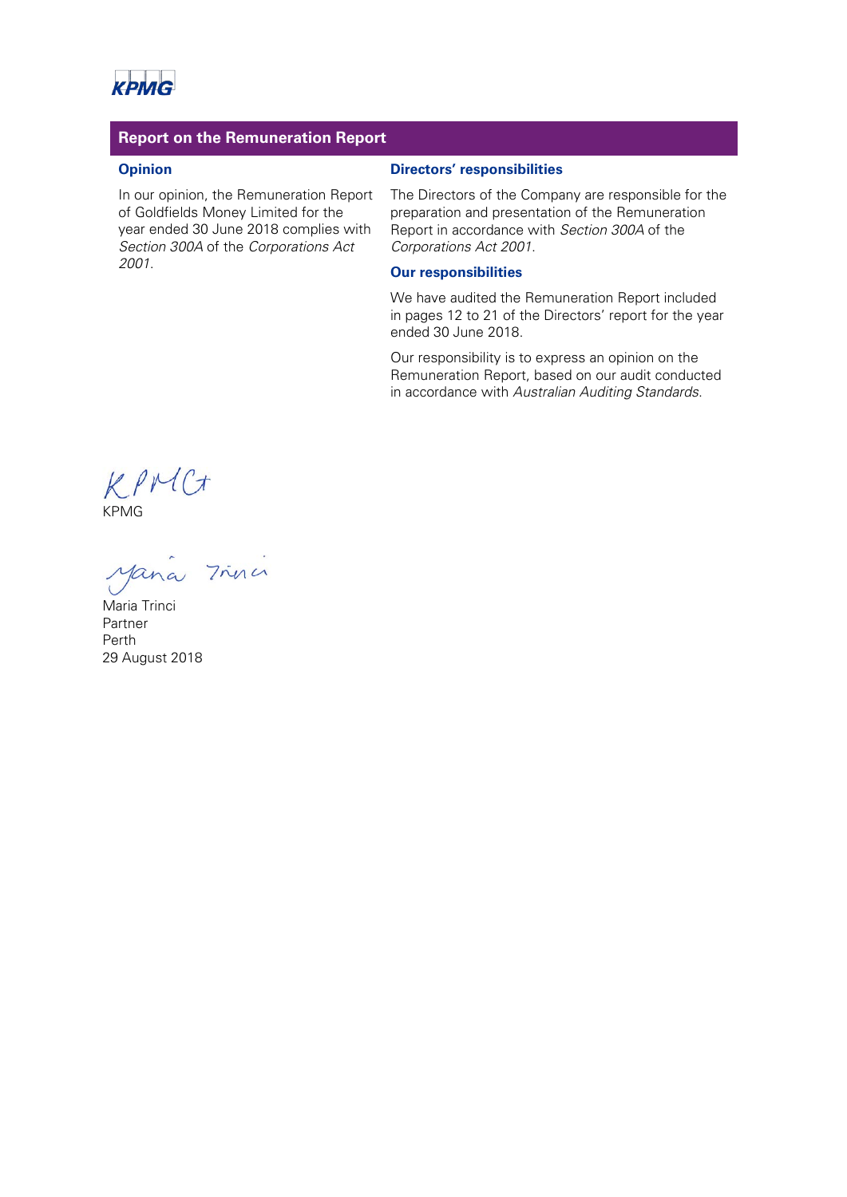## Report on the Remuneration Report

### Opinion

In our opinion, the Remuneration Report of Goldfields Money Limited for the year ended 30 June 2018 complies with *Section 300A* of the *Corporations Act 2001*.

### Directors' responsibilities

The Directors of the Company are responsible for the preparation and presentation of the Remuneration Report in accordance with *Section 300A* of the *Corporations Act 2001*.

### Our responsibilities

We have audited the Remuneration Report included in pages 12 to 21 of the Directors' report for the year ended 30 June 2018.

Our responsibility is to express an opinion on the Remuneration Report, based on our audit conducted in accordance with *Australian Auditing Standards*.

KPMG

Maria Trinci
Partner
Perth
29 August 2018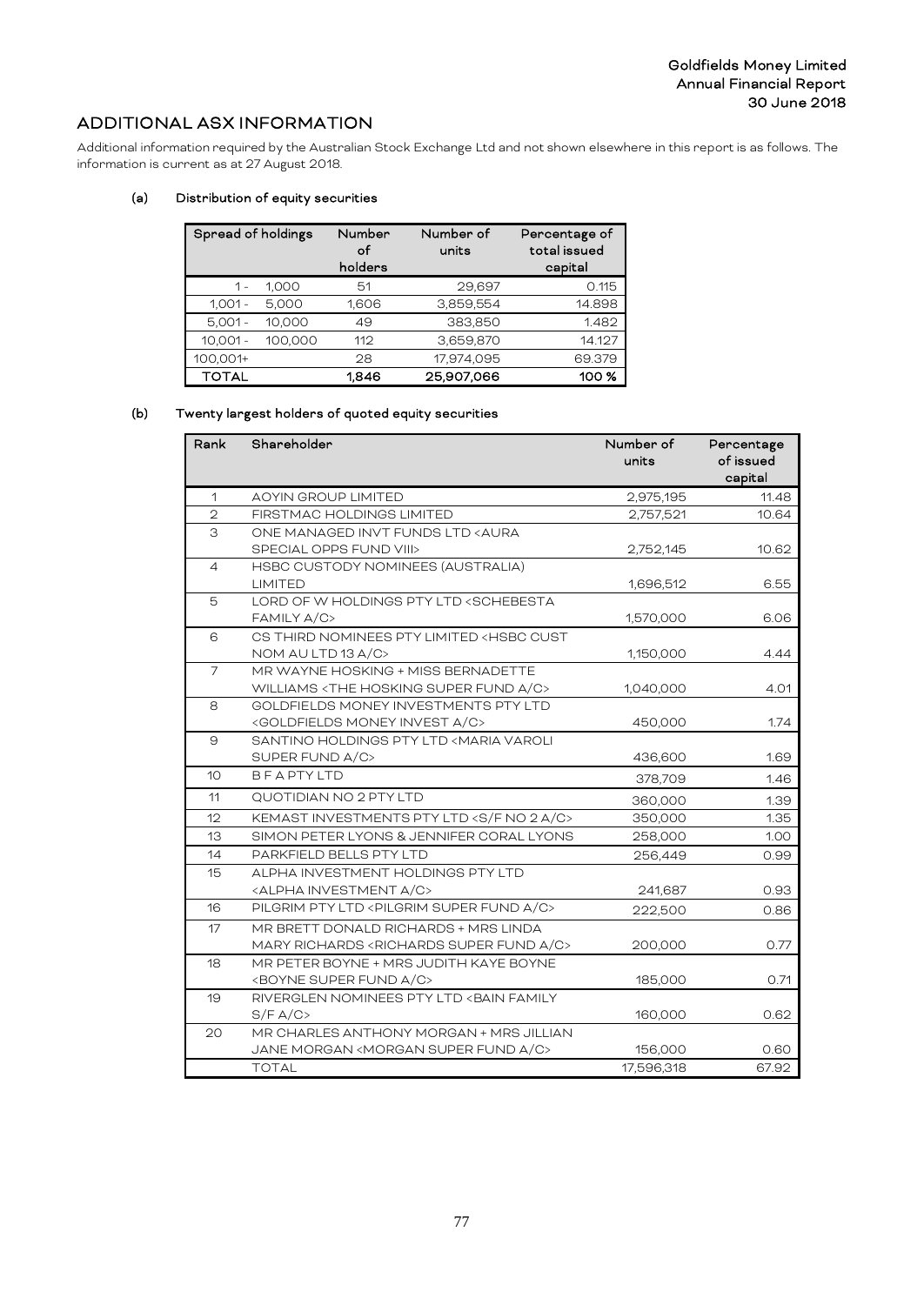## ADDITIONAL ASX INFORMATION

Additional information required by the Australian Stock Exchange Ltd and not shown elsewhere in this report is as follows. The information is current as at 27 August 2018.

### (a) Distribution of equity securities

| Spread of holdings | | Number of holders | Number of units | Percentage of total issued capital |
|---|---|---|---|---|
| 1 - | 1,000 | 51 | 29,697 | 0.115 |
| 1,001 - | 5,000 | 1,606 | 3,859,554 | 14.898 |
| 5,001 - | 10,000 | 49 | 383,850 | 1.482 |
| 10,001 - | 100,000 | 112 | 3,659,870 | 14.127 |
| 100,001+ | | 28 | 17,974,095 | 69.379 |
| **TOTAL** | | **1,846** | **25,907,066** | **100 %** |

### (b) Twenty largest holders of quoted equity securities

| Rank | Shareholder | Number of units | Percentage of issued capital |
|---|---|---|---|
| 1 | AOYIN GROUP LIMITED | 2,975,195 | 11.48 |
| 2 | FIRSTMAC HOLDINGS LIMITED | 2,757,521 | 10.64 |
| 3 | ONE MANAGED INVT FUNDS LTD <AURA SPECIAL OPPS FUND VIII> | 2,752,145 | 10.62 |
| 4 | HSBC CUSTODY NOMINEES (AUSTRALIA) LIMITED | 1,696,512 | 6.55 |
| 5 | LORD OF W HOLDINGS PTY LTD <SCHEBESTA FAMILY A/C> | 1,570,000 | 6.06 |
| 6 | CS THIRD NOMINEES PTY LIMITED <HSBC CUST NOM AU LTD 13 A/C> | 1,150,000 | 4.44 |
| 7 | MR WAYNE HOSKING + MISS BERNADETTE WILLIAMS <THE HOSKING SUPER FUND A/C> | 1,040,000 | 4.01 |
| 8 | GOLDFIELDS MONEY INVESTMENTS PTY LTD <GOLDFIELDS MONEY INVEST A/C> | 450,000 | 1.74 |
| 9 | SANTINO HOLDINGS PTY LTD <MARIA VAROLI SUPER FUND A/C> | 436,600 | 1.69 |
| 10 | B F A PTY LTD | 378,709 | 1.46 |
| 11 | QUOTIDIAN NO 2 PTY LTD | 360,000 | 1.39 |
| 12 | KEMAST INVESTMENTS PTY LTD <S/F NO 2 A/C> | 350,000 | 1.35 |
| 13 | SIMON PETER LYONS & JENNIFER CORAL LYONS | 258,000 | 1.00 |
| 14 | PARKFIELD BELLS PTY LTD | 256,449 | 0.99 |
| 15 | ALPHA INVESTMENT HOLDINGS PTY LTD <ALPHA INVESTMENT A/C> | 241,687 | 0.93 |
| 16 | PILGRIM PTY LTD <PILGRIM SUPER FUND A/C> | 222,500 | 0.86 |
| 17 | MR BRETT DONALD RICHARDS + MRS LINDA MARY RICHARDS <RICHARDS SUPER FUND A/C> | 200,000 | 0.77 |
| 18 | MR PETER BOYNE + MRS JUDITH KAYE BOYNE <BOYNE SUPER FUND A/C> | 185,000 | 0.71 |
| 19 | RIVERGLEN NOMINEES PTY LTD <BAIN FAMILY S/F A/C> | 160,000 | 0.62 |
| 20 | MR CHARLES ANTHONY MORGAN + MRS JILLIAN JANE MORGAN <MORGAN SUPER FUND A/C> | 156,000 | 0.60 |
| | TOTAL | 17,596,318 | 67.92 |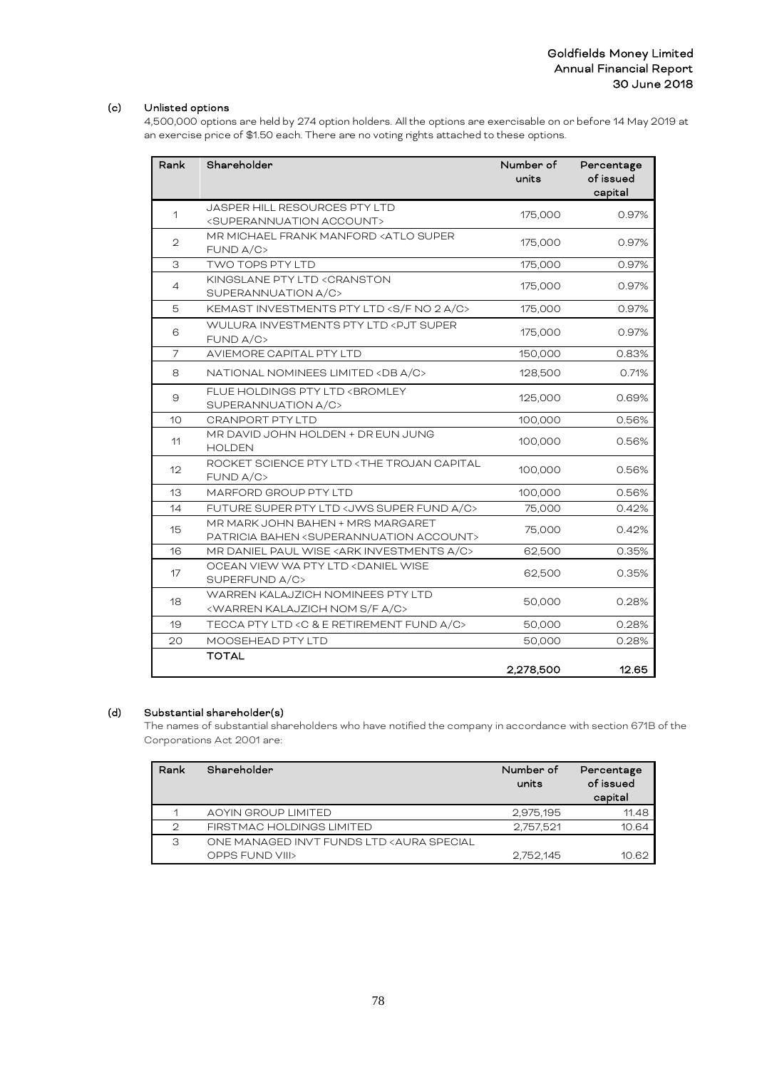## (c) Unlisted options

4,500,000 options are held by 274 option holders. All the options are exercisable on or before 14 May 2019 at an exercise price of $1.50 each. There are no voting rights attached to these options.

| Rank | Shareholder | Number of units | Percentage of issued capital |
|---|---|---|---|
| 1 | JASPER HILL RESOURCES PTY LTD <SUPERANNUATION ACCOUNT> | 175,000 | 0.97% |
| 2 | MR MICHAEL FRANK MANFORD <ATLO SUPER FUND A/C> | 175,000 | 0.97% |
| 3 | TWO TOPS PTY LTD | 175,000 | 0.97% |
| 4 | KINGSLANE PTY LTD <CRANSTON SUPERANNUATION A/C> | 175,000 | 0.97% |
| 5 | KEMAST INVESTMENTS PTY LTD <S/F NO 2 A/C> | 175,000 | 0.97% |
| 6 | WULURA INVESTMENTS PTY LTD <PJT SUPER FUND A/C> | 175,000 | 0.97% |
| 7 | AVIEMORE CAPITAL PTY LTD | 150,000 | 0.83% |
| 8 | NATIONAL NOMINEES LIMITED <DB A/C> | 128,500 | 0.71% |
| 9 | FLUE HOLDINGS PTY LTD <BROMLEY SUPERANNUATION A/C> | 125,000 | 0.69% |
| 10 | CRANPORT PTY LTD | 100,000 | 0.56% |
| 11 | MR DAVID JOHN HOLDEN + DR EUN JUNG HOLDEN | 100,000 | 0.56% |
| 12 | ROCKET SCIENCE PTY LTD <THE TROJAN CAPITAL FUND A/C> | 100,000 | 0.56% |
| 13 | MARFORD GROUP PTY LTD | 100,000 | 0.56% |
| 14 | FUTURE SUPER PTY LTD <JWS SUPER FUND A/C> | 75,000 | 0.42% |
| 15 | MR MARK JOHN BAHEN + MRS MARGARET PATRICIA BAHEN <SUPERANNUATION ACCOUNT> | 75,000 | 0.42% |
| 16 | MR DANIEL PAUL WISE <ARK INVESTMENTS A/C> | 62,500 | 0.35% |
| 17 | OCEAN VIEW WA PTY LTD <DANIEL WISE SUPERFUND A/C> | 62,500 | 0.35% |
| 18 | WARREN KALAJZICH NOMINEES PTY LTD <WARREN KALAJZICH NOM S/F A/C> | 50,000 | 0.28% |
| 19 | TECCA PTY LTD <C & E RETIREMENT FUND A/C> | 50,000 | 0.28% |
| 20 | MOOSEHEAD PTY LTD | 50,000 | 0.28% |
| | **TOTAL** | **2,278,500** | **12.65** |

## (d) Substantial shareholder(s)

The names of substantial shareholders who have notified the company in accordance with section 671B of the Corporations Act 2001 are:

| Rank | Shareholder | Number of units | Percentage of issued capital |
|---|---|---|---|
| 1 | AOYIN GROUP LIMITED | 2,975,195 | 11.48 |
| 2 | FIRSTMAC HOLDINGS LIMITED | 2,757,521 | 10.64 |
| 3 | ONE MANAGED INVT FUNDS LTD <AURA SPECIAL OPPS FUND VIII> | 2,752,145 | 10.62 |